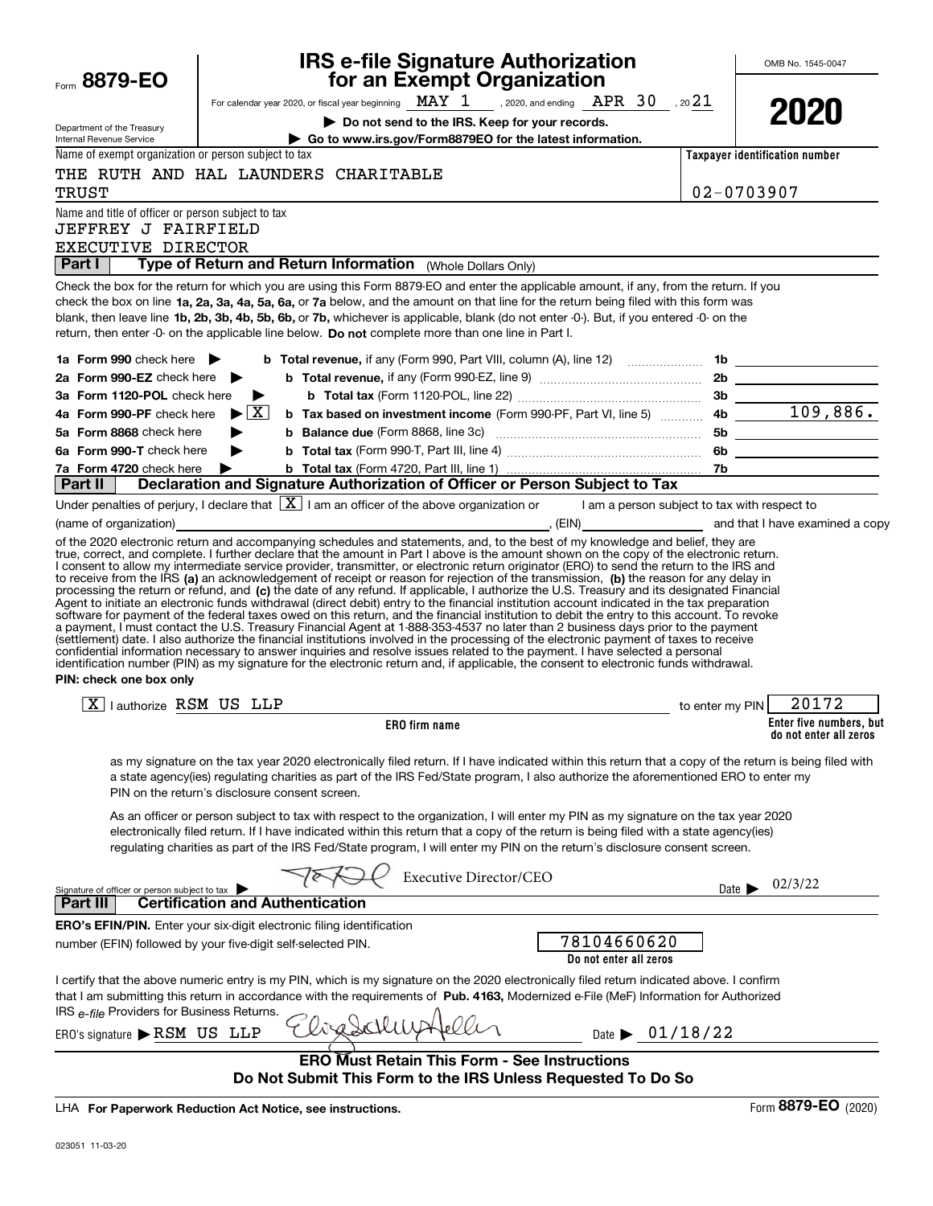Form **8879-EO**

Department of the Treasury
Internal Revenue Service

# IRS e-file Signature Authorization for an Exempt Organization

For calendar year 2020, or fiscal year beginning MAY 1, 2020, and ending APR 30, 2021

▶ **Do not send to the IRS. Keep for your records.**

▶ **Go to www.irs.gov/Form8879EO for the latest information.**

OMB No. 1545-0047

**2020**

Name of exempt organization or person subject to tax: THE RUTH AND HAL LAUNDERS CHARITABLE TRUST

**Taxpayer identification number:** 02-0703907

Name and title of officer or person subject to tax: JEFFREY J FAIRFIELD, EXECUTIVE DIRECTOR

**Part I — Type of Return and Return Information** (Whole Dollars Only)

Check the box for the return for which you are using this Form 8879-EO and enter the applicable amount, if any, from the return. If you check the box on line **1a, 2a, 3a, 4a, 5a, 6a,** or **7a** below, and the amount on that line for the return being filed with this form was blank, then leave line **1b, 2b, 3b, 4b, 5b, 6b,** or **7b,** whichever is applicable, blank (do not enter -0-). But, if you entered -0- on the return, then enter -0- on the applicable line below. **Do not** complete more than one line in Part I.

| | | | |
|---|---|---|---|
| **1a Form 990** check here ▶ | **b Total revenue,** if any (Form 990, Part VIII, column (A), line 12) | 1b | |
| **2a Form 990-EZ** check here ▶ | **b Total revenue,** if any (Form 990-EZ, line 9) | 2b | |
| **3a Form 1120-POL** check here ▶ | **b Total tax** (Form 1120-POL, line 22) | 3b | |
| **4a Form 990-PF** check here ▶ [X] | **b Tax based on investment income** (Form 990-PF, Part VI, line 5) | 4b | 109,886. |
| **5a Form 8868** check here ▶ | **b Balance due** (Form 8868, line 3c) | 5b | |
| **6a Form 990-T** check here ▶ | **b Total tax** (Form 990-T, Part III, line 4) | 6b | |
| **7a Form 4720** check here ▶ | **b Total tax** (Form 4720, Part III, line 1) | 7b | |

**Part II — Declaration and Signature Authorization of Officer or Person Subject to Tax**

Under penalties of perjury, I declare that [X] I am an officer of the above organization or [ ] I am a person subject to tax with respect to (name of organization) ________, (EIN) ________ and that I have examined a copy of the 2020 electronic return and accompanying schedules and statements, and, to the best of my knowledge and belief, they are true, correct, and complete. I further declare that the amount in Part I above is the amount shown on the copy of the electronic return. I consent to allow my intermediate service provider, transmitter, or electronic return originator (ERO) to send the return to the IRS and to receive from the IRS **(a)** an acknowledgement of receipt or reason for rejection of the transmission, **(b)** the reason for any delay in processing the return or refund, and **(c)** the date of any refund. If applicable, I authorize the U.S. Treasury and its designated Financial Agent to initiate an electronic funds withdrawal (direct debit) entry to the financial institution account indicated in the tax preparation software for payment of the federal taxes owed on this return, and the financial institution to debit the entry to this account. To revoke a payment, I must contact the U.S. Treasury Financial Agent at 1-888-353-4537 no later than 2 business days prior to the payment (settlement) date. I also authorize the financial institutions involved in the processing of the electronic payment of taxes to receive confidential information necessary to answer inquiries and resolve issues related to the payment. I have selected a personal identification number (PIN) as my signature for the electronic return and, if applicable, the consent to electronic funds withdrawal.

**PIN: check one box only**

[X] I authorize RSM US LLP (ERO firm name) to enter my PIN 20172 (Enter five numbers, but do not enter all zeros)

as my signature on the tax year 2020 electronically filed return. If I have indicated within this return that a copy of the return is being filed with a state agency(ies) regulating charities as part of the IRS Fed/State program, I also authorize the aforementioned ERO to enter my PIN on the return's disclosure consent screen.

[ ] As an officer or person subject to tax with respect to the organization, I will enter my PIN as my signature on the tax year 2020 electronically filed return. If I have indicated within this return that a copy of the return is being filed with a state agency(ies) regulating charities as part of the IRS Fed/State program, I will enter my PIN on the return's disclosure consent screen.

Signature of officer or person subject to tax ▶ [signature] Executive Director/CEO    Date ▶ 02/3/22

**Part III — Certification and Authentication**

**ERO's EFIN/PIN.** Enter your six-digit electronic filing identification number (EFIN) followed by your five-digit self-selected PIN. 78104660620 (Do not enter all zeros)

I certify that the above numeric entry is my PIN, which is my signature on the 2020 electronically filed return indicated above. I confirm that I am submitting this return in accordance with the requirements of **Pub. 4163,** Modernized e-File (MeF) Information for Authorized IRS *e-file* Providers for Business Returns.

ERO's signature ▶ RSM US LLP [signature]    Date ▶ 01/18/22

**ERO Must Retain This Form - See Instructions**
**Do Not Submit This Form to the IRS Unless Requested To Do So**

LHA **For Paperwork Reduction Act Notice, see instructions.**    Form **8879-EO** (2020)

023051 11-03-20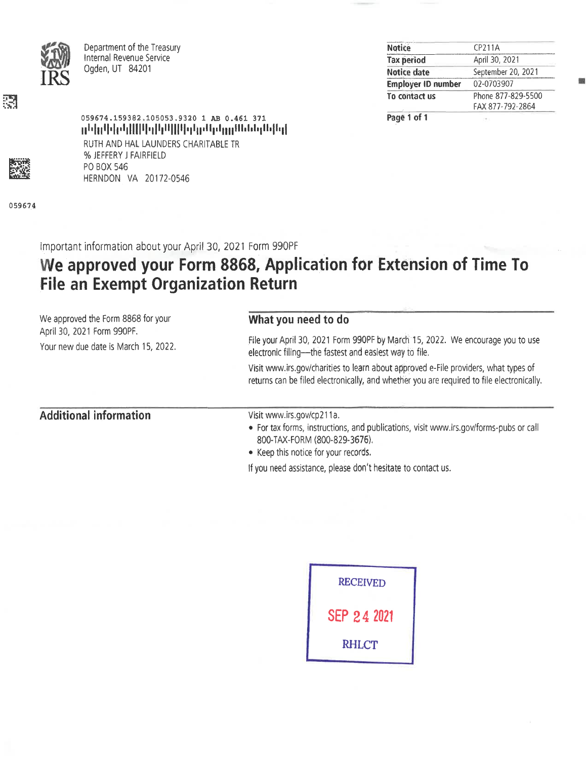Department of the Treasury
Internal Revenue Service
Ogden, UT 84201

| Notice | CP211A |
|---|---|
| Tax period | April 30, 2021 |
| Notice date | September 20, 2021 |
| Employer ID number | 02-0703907 |
| To contact us | Phone 877-829-5500<br>FAX 877-792-2864 |

059674.159382.105053.9320 1 AB 0.461 371

RUTH AND HAL LAUNDERS CHARITABLE TR
% JEFFERY J FAIRFIELD
PO BOX 546
HERNDON VA 20172-0546

059674

Important information about your April 30, 2021 Form 990PF

# We approved your Form 8868, Application for Extension of Time To File an Exempt Organization Return

We approved the Form 8868 for your April 30, 2021 Form 990PF.

Your new due date is March 15, 2022.

## What you need to do

File your April 30, 2021 Form 990PF by March 15, 2022. We encourage you to use electronic filing—the fastest and easiest way to file.

Visit www.irs.gov/charities to learn about approved e-File providers, what types of returns can be filed electronically, and whether you are required to file electronically.

## Additional information

Visit www.irs.gov/cp211a.

- For tax forms, instructions, and publications, visit www.irs.gov/forms-pubs or call 800-TAX-FORM (800-829-3676).
- Keep this notice for your records.

If you need assistance, please don't hesitate to contact us.

RECEIVED
SEP 24 2021
RHLCT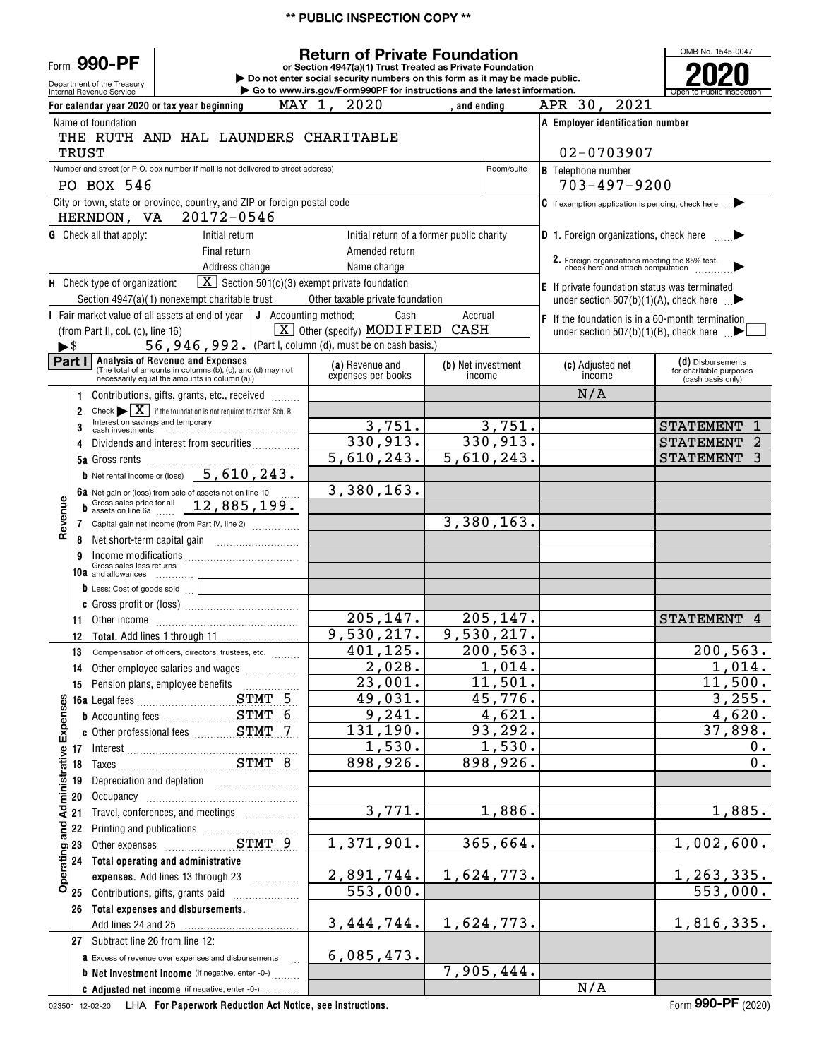** PUBLIC INSPECTION COPY **

Form **990-PF**

Department of the Treasury
Internal Revenue Service

# Return of Private Foundation

**or Section 4947(a)(1) Trust Treated as Private Foundation**

▶ Do not enter social security numbers on this form as it may be made public.
▶ Go to www.irs.gov/Form990PF for instructions and the latest information.

OMB No. 1545-0047

**2020**

Open to Public Inspection

For calendar year 2020 or tax year beginning MAY 1, 2020 , and ending APR 30, 2021

Name of foundation
THE RUTH AND HAL LAUNDERS CHARITABLE TRUST

**A Employer identification number**
02-0703907

Number and street (or P.O. box number if mail is not delivered to street address) Room/suite
PO BOX 546

**B** Telephone number
703-497-9200

City or town, state or province, country, and ZIP or foreign postal code
HERNDON, VA 20172-0546

**C** If exemption application is pending, check here ▶

**G** Check all that apply: Initial return / Initial return of a former public charity / Final return / Amended return / Address change / Name change

**D 1.** Foreign organizations, check here ▶
**2.** Foreign organizations meeting the 85% test, check here and attach computation ▶

**H** Check type of organization: [X] Section 501(c)(3) exempt private foundation / Section 4947(a)(1) nonexempt charitable trust / Other taxable private foundation

**E** If private foundation status was terminated under section 507(b)(1)(A), check here ▶

**I** Fair market value of all assets at end of year (from Part II, col. (c), line 16) ▶$ 56,946,992.

**J** Accounting method: Cash / Accrual / [X] Other (specify) MODIFIED CASH
(Part I, column (d), must be on cash basis.)

**F** If the foundation is in a 60-month termination under section 507(b)(1)(B), check here ▶

**Part I** **Analysis of Revenue and Expenses** (The total of amounts in columns (b), (c), and (d) may not necessarily equal the amounts in column (a).)

| | | (a) Revenue and expenses per books | (b) Net investment income | (c) Adjusted net income | (d) Disbursements for charitable purposes (cash basis only) |
|---|---|---|---|---|---|
| **Revenue** | 1 Contributions, gifts, grants, etc., received | | | N/A | |
| | 2 Check ▶ [X] if the foundation is not required to attach Sch. B | | | | |
| | 3 Interest on savings and temporary cash investments | 3,751. | 3,751. | | STATEMENT 1 |
| | 4 Dividends and interest from securities | 330,913. | 330,913. | | STATEMENT 2 |
| | 5a Gross rents | 5,610,243. | 5,610,243. | | STATEMENT 3 |
| | b Net rental income or (loss) 5,610,243. | | | | |
| | 6a Net gain or (loss) from sale of assets not on line 10 | 3,380,163. | | | |
| | b Gross sales price for all assets on line 6a 12,885,199. | | | | |
| | 7 Capital gain net income (from Part IV, line 2) | | 3,380,163. | | |
| | 8 Net short-term capital gain | | | | |
| | 9 Income modifications | | | | |
| | 10a Gross sales less returns and allowances | | | | |
| | b Less: Cost of goods sold | | | | |
| | c Gross profit or (loss) | | | | |
| | 11 Other income | 205,147. | 205,147. | | STATEMENT 4 |
| | 12 **Total.** Add lines 1 through 11 | 9,530,217. | 9,530,217. | | |
| **Operating and Administrative Expenses** | 13 Compensation of officers, directors, trustees, etc. | 401,125. | 200,563. | | 200,563. |
| | 14 Other employee salaries and wages | 2,028. | 1,014. | | 1,014. |
| | 15 Pension plans, employee benefits | 23,001. | 11,501. | | 11,500. |
| | 16a Legal fees STMT 5 | 49,031. | 45,776. | | 3,255. |
| | b Accounting fees STMT 6 | 9,241. | 4,621. | | 4,620. |
| | c Other professional fees STMT 7 | 131,190. | 93,292. | | 37,898. |
| | 17 Interest | 1,530. | 1,530. | | 0. |
| | 18 Taxes STMT 8 | 898,926. | 898,926. | | 0. |
| | 19 Depreciation and depletion | | | | |
| | 20 Occupancy | | | | |
| | 21 Travel, conferences, and meetings | 3,771. | 1,886. | | 1,885. |
| | 22 Printing and publications | | | | |
| | 23 Other expenses STMT 9 | 1,371,901. | 365,664. | | 1,002,600. |
| | 24 **Total operating and administrative expenses.** Add lines 13 through 23 | 2,891,744. | 1,624,773. | | 1,263,335. |
| | 25 Contributions, gifts, grants paid | 553,000. | | | 553,000. |
| | 26 **Total expenses and disbursements.** Add lines 24 and 25 | 3,444,744. | 1,624,773. | | 1,816,335. |
| | 27 Subtract line 26 from line 12: | | | | |
| | a Excess of revenue over expenses and disbursements | 6,085,473. | | | |
| | b **Net investment income** (if negative, enter -0-) | | 7,905,444. | | |
| | c **Adjusted net income** (if negative, enter -0-) | | | N/A | |

023501 12-02-20 LHA **For Paperwork Reduction Act Notice, see instructions.** Form **990-PF** (2020)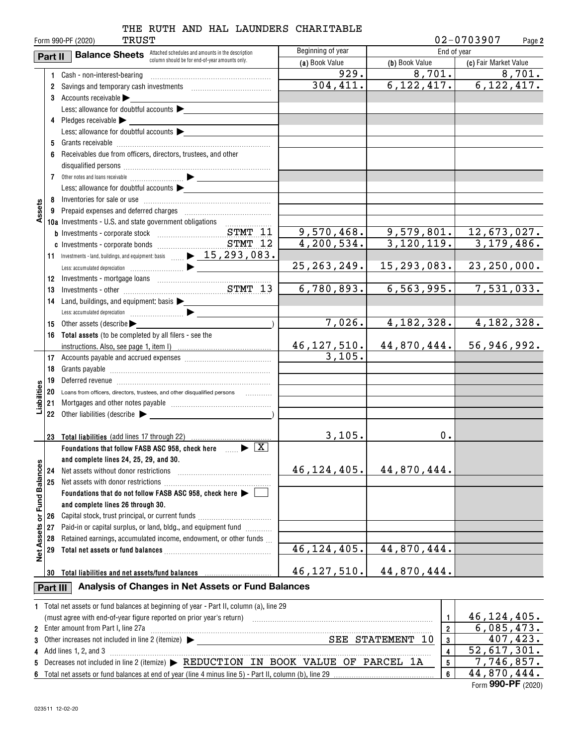THE RUTH AND HAL LAUNDERS CHARITABLE TRUST

Form 990-PF (2020) 02-0703907 Page 2

## Part II Balance Sheets

Attached schedules and amounts in the description column should be for end-of-year amounts only.

| | | Line | Beginning of year (a) Book Value | End of year (b) Book Value | End of year (c) Fair Market Value |
|---|---|---|---|---|---|
| Assets | 1 | Cash - non-interest-bearing | 929. | 8,701. | 8,701. |
| | 2 | Savings and temporary cash investments | 304,411. | 6,122,417. | 6,122,417. |
| | 3 | Accounts receivable ▶ | | | |
| | | Less: allowance for doubtful accounts ▶ | | | |
| | 4 | Pledges receivable ▶ | | | |
| | | Less: allowance for doubtful accounts ▶ | | | |
| | 5 | Grants receivable | | | |
| | 6 | Receivables due from officers, directors, trustees, and other disqualified persons | | | |
| | 7 | Other notes and loans receivable ▶ | | | |
| | | Less: allowance for doubtful accounts ▶ | | | |
| | 8 | Inventories for sale or use | | | |
| | 9 | Prepaid expenses and deferred charges | | | |
| | 10a | Investments - U.S. and state government obligations | | | |
| | b | Investments - corporate stock STMT 11 | 9,570,468. | 9,579,801. | 12,673,027. |
| | c | Investments - corporate bonds STMT 12 | 4,200,534. | 3,120,119. | 3,179,486. |
| | 11 | Investments - land, buildings, and equipment: basis ▶ 15,293,083. | | | |
| | | Less: accumulated depreciation ▶ | 25,263,249. | 15,293,083. | 23,250,000. |
| | 12 | Investments - mortgage loans | | | |
| | 13 | Investments - other STMT 13 | 6,780,893. | 6,563,995. | 7,531,033. |
| | 14 | Land, buildings, and equipment: basis ▶ | | | |
| | | Less: accumulated depreciation ▶ | | | |
| | 15 | Other assets (describe ▶ ) | 7,026. | 4,182,328. | 4,182,328. |
| | 16 | Total assets (to be completed by all filers - see the instructions. Also, see page 1, item I) | 46,127,510. | 44,870,444. | 56,946,992. |
| Liabilities | 17 | Accounts payable and accrued expenses | 3,105. | | |
| | 18 | Grants payable | | | |
| | 19 | Deferred revenue | | | |
| | 20 | Loans from officers, directors, trustees, and other disqualified persons | | | |
| | 21 | Mortgages and other notes payable | | | |
| | 22 | Other liabilities (describe ▶ ) | | | |
| | 23 | Total liabilities (add lines 17 through 22) | 3,105. | 0. | |
| Net Assets or Fund Balances | | Foundations that follow FASB ASC 958, check here ▶ [X] and complete lines 24, 25, 29, and 30. | | | |
| | 24 | Net assets without donor restrictions | 46,124,405. | 44,870,444. | |
| | 25 | Net assets with donor restrictions | | | |
| | | Foundations that do not follow FASB ASC 958, check here ▶ [ ] and complete lines 26 through 30. | | | |
| | 26 | Capital stock, trust principal, or current funds | | | |
| | 27 | Paid-in or capital surplus, or land, bldg., and equipment fund | | | |
| | 28 | Retained earnings, accumulated income, endowment, or other funds | | | |
| | 29 | Total net assets or fund balances | 46,124,405. | 44,870,444. | |
| | 30 | Total liabilities and net assets/fund balances | 46,127,510. | 44,870,444. | |

## Part III Analysis of Changes in Net Assets or Fund Balances

| | | Line | Amount |
|---|---|---|---|
| 1 | Total net assets or fund balances at beginning of year - Part II, column (a), line 29 (must agree with end-of-year figure reported on prior year's return) | 1 | 46,124,405. |
| 2 | Enter amount from Part I, line 27a | 2 | 6,085,473. |
| 3 | Other increases not included in line 2 (itemize) ▶ SEE STATEMENT 10 | 3 | 407,423. |
| 4 | Add lines 1, 2, and 3 | 4 | 52,617,301. |
| 5 | Decreases not included in line 2 (itemize) ▶ REDUCTION IN BOOK VALUE OF PARCEL 1A | 5 | 7,746,857. |
| 6 | Total net assets or fund balances at end of year (line 4 minus line 5) - Part II, column (b), line 29 | 6 | 44,870,444. |

Form **990-PF** (2020)

023511 12-02-20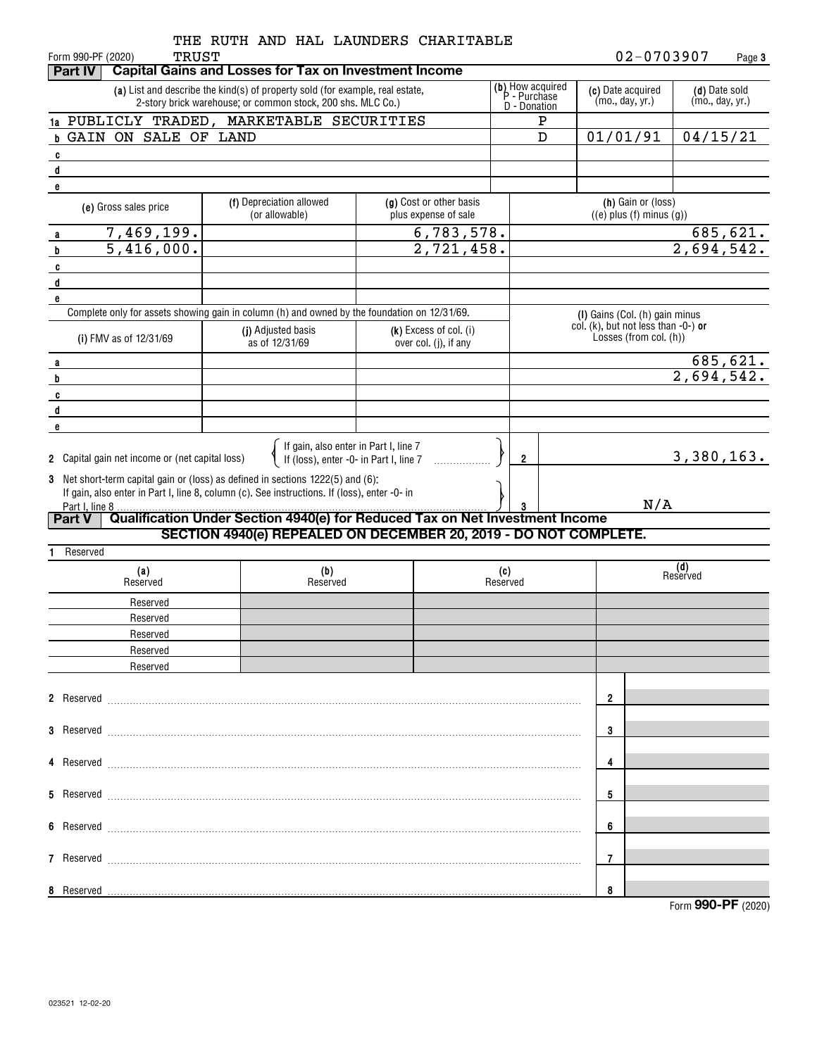THE RUTH AND HAL LAUNDERS CHARITABLE TRUST

Form 990-PF (2020) 02-0703907 Page 3

## Part IV Capital Gains and Losses for Tax on Investment Income

| | (a) List and describe the kind(s) of property sold (for example, real estate, 2-story brick warehouse; or common stock, 200 shs. MLC Co.) | (b) How acquired P - Purchase D - Donation | (c) Date acquired (mo., day, yr.) | (d) Date sold (mo., day, yr.) |
|---|---|---|---|---|
| 1a | PUBLICLY TRADED, MARKETABLE SECURITIES | P | | |
| b | GAIN ON SALE OF LAND | D | 01/01/91 | 04/15/21 |
| c | | | | |
| d | | | | |
| e | | | | |

| | (e) Gross sales price | (f) Depreciation allowed (or allowable) | (g) Cost or other basis plus expense of sale | (h) Gain or (loss) ((e) plus (f) minus (g)) |
|---|---|---|---|---|
| a | 7,469,199. | | 6,783,578. | 685,621. |
| b | 5,416,000. | | 2,721,458. | 2,694,542. |
| c | | | | |
| d | | | | |
| e | | | | |

Complete only for assets showing gain in column (h) and owned by the foundation on 12/31/69.

| | (i) FMV as of 12/31/69 | (j) Adjusted basis as of 12/31/69 | (k) Excess of col. (i) over col. (j), if any | (l) Gains (Col. (h) gain minus col. (k), but not less than -0-) **or** Losses (from col. (h)) |
|---|---|---|---|---|
| a | | | | 685,621. |
| b | | | | 2,694,542. |
| c | | | | |
| d | | | | |
| e | | | | |

2 Capital gain net income or (net capital loss) { If gain, also enter in Part I, line 7; If (loss), enter -0- in Part I, line 7 } ..... 2 | 3,380,163.

3 Net short-term capital gain or (loss) as defined in sections 1222(5) and (6): If gain, also enter in Part I, line 8, column (c). See instructions. If (loss), enter -0- in Part I, line 8 ..... 3 | N/A

## Part V Qualification Under Section 4940(e) for Reduced Tax on Net Investment Income

**SECTION 4940(e) REPEALED ON DECEMBER 20, 2019 - DO NOT COMPLETE.**

1 Reserved

| (a) Reserved | (b) Reserved | (c) Reserved | (d) Reserved |
|---|---|---|---|
| Reserved | | | |
| Reserved | | | |
| Reserved | | | |
| Reserved | | | |
| Reserved | | | |

2 Reserved ..... 2

3 Reserved ..... 3

4 Reserved ..... 4

5 Reserved ..... 5

6 Reserved ..... 6

7 Reserved ..... 7

8 Reserved ..... 8

Form **990-PF** (2020)

023521 12-02-20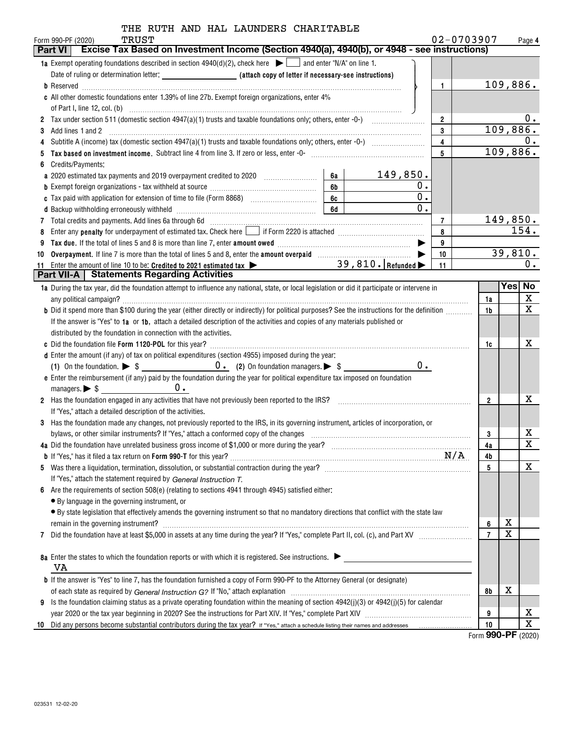THE RUTH AND HAL LAUNDERS CHARITABLE TRUST

Form 990-PF (2020) 02-0703907 Page 4

## Part VI Excise Tax Based on Investment Income (Section 4940(a), 4940(b), or 4948 - see instructions)

| | | | |
|---|---|---|---|
| **1a** Exempt operating foundations described in section 4940(d)(2), check here ▶ ☐ and enter "N/A" on line 1. | | | |
| Date of ruling or determination letter: ________ (attach copy of letter if necessary-see instructions) | | | |
| **b** Reserved | | 1 | 109,886. |
| **c** All other domestic foundations enter 1.39% of line 27b. Exempt foreign organizations, enter 4% of Part I, line 12, col. (b) | | | |
| **2** Tax under section 511 (domestic section 4947(a)(1) trusts and taxable foundations only; others, enter -0-) | | 2 | 0. |
| **3** Add lines 1 and 2 | | 3 | 109,886. |
| **4** Subtitle A (income) tax (domestic section 4947(a)(1) trusts and taxable foundations only; others, enter -0-) | | 4 | 0. |
| **5** **Tax based on investment income.** Subtract line 4 from line 3. If zero or less, enter -0- | | 5 | 109,886. |
| **6** Credits/Payments: | | | |
| **a** 2020 estimated tax payments and 2019 overpayment credited to 2020 | 6a 149,850. | | |
| **b** Exempt foreign organizations - tax withheld at source | 6b 0. | | |
| **c** Tax paid with application for extension of time to file (Form 8868) | 6c 0. | | |
| **d** Backup withholding erroneously withheld | 6d 0. | | |
| **7** Total credits and payments. Add lines 6a through 6d | | 7 | 149,850. |
| **8** Enter any **penalty** for underpayment of estimated tax. Check here ☐ if Form 2220 is attached | | 8 | 154. |
| **9** **Tax due.** If the total of lines 5 and 8 is more than line 7, enter **amount owed** ▶ | | 9 | |
| **10** **Overpayment.** If line 7 is more than the total of lines 5 and 8, enter the **amount overpaid** ▶ | | 10 | 39,810. |
| **11** Enter the amount of line 10 to be: **Credited to 2021 estimated tax** ▶ | 39,810. **Refunded** ▶ | 11 | 0. |

## Part VII-A Statements Regarding Activities

| | | Yes | No |
|---|---|---|---|
| **1a** During the tax year, did the foundation attempt to influence any national, state, or local legislation or did it participate or intervene in any political campaign? | 1a | | X |
| **b** Did it spend more than $100 during the year (either directly or indirectly) for political purposes? See the instructions for the definition | 1b | | X |
| If the answer is "Yes" to **1a** or **1b**, attach a detailed description of the activities and copies of any materials published or distributed by the foundation in connection with the activities. | | | |
| **c** Did the foundation file **Form 1120-POL** for this year? | 1c | | X |
| **d** Enter the amount (if any) of tax on political expenditures (section 4955) imposed during the year: (1) On the foundation. ▶ $ 0. (2) On foundation managers. ▶ $ 0. | | | |
| **e** Enter the reimbursement (if any) paid by the foundation during the year for political expenditure tax imposed on foundation managers. ▶ $ 0. | | | |
| **2** Has the foundation engaged in any activities that have not previously been reported to the IRS? | 2 | | X |
| If "Yes," attach a detailed description of the activities. | | | |
| **3** Has the foundation made any changes, not previously reported to the IRS, in its governing instrument, articles of incorporation, or bylaws, or other similar instruments? If "Yes," attach a conformed copy of the changes | 3 | | X |
| **4a** Did the foundation have unrelated business gross income of $1,000 or more during the year? | 4a | | X |
| **b** If "Yes," has it filed a tax return on **Form 990-T** for this year? N/A | 4b | | |
| **5** Was there a liquidation, termination, dissolution, or substantial contraction during the year? | 5 | | X |
| If "Yes," attach the statement required by *General Instruction T.* | | | |
| **6** Are the requirements of section 508(e) (relating to sections 4941 through 4945) satisfied either: | | | |
| • By language in the governing instrument, or | | | |
| • By state legislation that effectively amends the governing instrument so that no mandatory directions that conflict with the state law remain in the governing instrument? | 6 | X | |
| **7** Did the foundation have at least $5,000 in assets at any time during the year? If "Yes," complete Part II, col. (c), and Part XV | 7 | X | |
| **8a** Enter the states to which the foundation reports or with which it is registered. See instructions. ▶ VA | | | |
| **b** If the answer is "Yes" to line 7, has the foundation furnished a copy of Form 990-PF to the Attorney General (or designate) of each state as required by *General Instruction G?* If "No," attach explanation | 8b | X | |
| **9** Is the foundation claiming status as a private operating foundation within the meaning of section 4942(j)(3) or 4942(j)(5) for calendar year 2020 or the tax year beginning in 2020? See the instructions for Part XIV. If "Yes," complete Part XIV | 9 | | X |
| **10** Did any persons become substantial contributors during the tax year? If "Yes," attach a schedule listing their names and addresses | 10 | | X |

Form **990-PF** (2020)

023531 12-02-20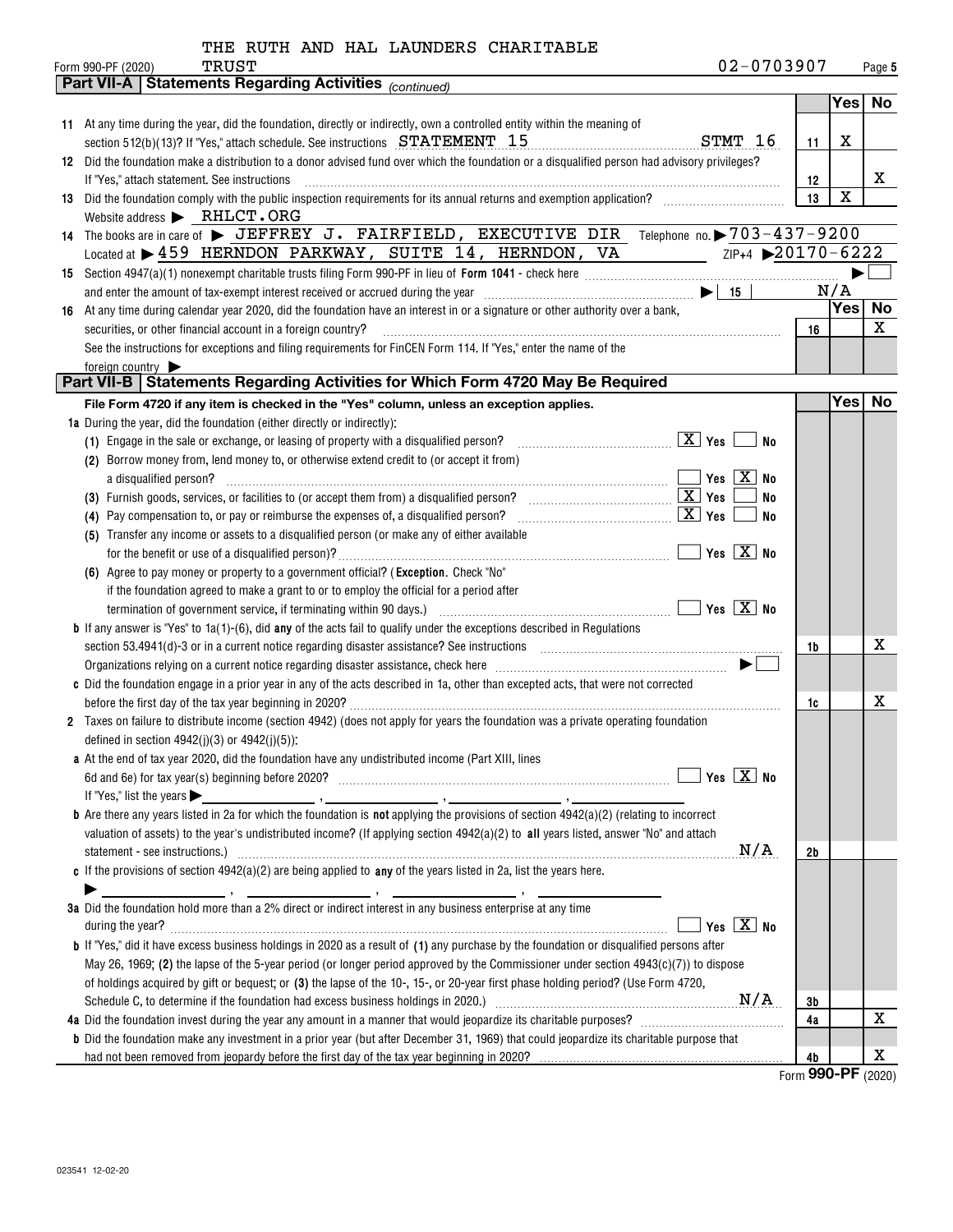THE RUTH AND HAL LAUNDERS CHARITABLE TRUST

Form 990-PF (2020) 02-0703907 Page 5

## Part VII-A Statements Regarding Activities *(continued)*

| | | | Yes | No |
|---|---|---|---|---|
| 11 | At any time during the year, did the foundation, directly or indirectly, own a controlled entity within the meaning of section 512(b)(13)? If "Yes," attach schedule. See instructions STATEMENT 15 STMT 16 | 11 | X | |
| 12 | Did the foundation make a distribution to a donor advised fund over which the foundation or a disqualified person had advisory privileges? If "Yes," attach statement. See instructions | 12 | | X |
| 13 | Did the foundation comply with the public inspection requirements for its annual returns and exemption application? | 13 | X | |
| | Website address ▶ RHLCT.ORG | | | |
| 14 | The books are in care of ▶ JEFFREY J. FAIRFIELD, EXECUTIVE DIR Telephone no. ▶ 703-437-9200 | | | |
| | Located at ▶ 459 HERNDON PARKWAY, SUITE 14, HERNDON, VA ZIP+4 ▶ 20170-6222 | | | |
| 15 | Section 4947(a)(1) nonexempt charitable trusts filing Form 990-PF in lieu of **Form 1041** - check here ▶ ☐ | | | |
| | and enter the amount of tax-exempt interest received or accrued during the year ▶ 15 | | N/A | |
| | | | Yes | No |
| 16 | At any time during calendar year 2020, did the foundation have an interest in or a signature or other authority over a bank, securities, or other financial account in a foreign country? | 16 | | X |
| | See the instructions for exceptions and filing requirements for FinCEN Form 114. If "Yes," enter the name of the foreign country ▶ | | | |

## Part VII-B Statements Regarding Activities for Which Form 4720 May Be Required

| | | | Yes | No |
|---|---|---|---|---|
| | **File Form 4720 if any item is checked in the "Yes" column, unless an exception applies.** | | | |
| 1a | During the year, did the foundation (either directly or indirectly): | | | |
| | (1) Engage in the sale or exchange, or leasing of property with a disqualified person? ☒ Yes ☐ No | | | |
| | (2) Borrow money from, lend money to, or otherwise extend credit to (or accept it from) a disqualified person? ☐ Yes ☒ No | | | |
| | (3) Furnish goods, services, or facilities to (or accept them from) a disqualified person? ☒ Yes ☐ No | | | |
| | (4) Pay compensation to, or pay or reimburse the expenses of, a disqualified person? ☒ Yes ☐ No | | | |
| | (5) Transfer any income or assets to a disqualified person (or make any of either available for the benefit or use of a disqualified person)? ☐ Yes ☒ No | | | |
| | (6) Agree to pay money or property to a government official? (**Exception.** Check "No" if the foundation agreed to make a grant to or to employ the official for a period after termination of government service, if terminating within 90 days.) ☐ Yes ☒ No | | | |
| b | If any answer is "Yes" to 1a(1)-(6), did **any** of the acts fail to qualify under the exceptions described in Regulations section 53.4941(d)-3 or in a current notice regarding disaster assistance? See instructions | 1b | | X |
| | Organizations relying on a current notice regarding disaster assistance, check here ▶ ☐ | | | |
| c | Did the foundation engage in a prior year in any of the acts described in 1a, other than excepted acts, that were not corrected before the first day of the tax year beginning in 2020? | 1c | | X |
| 2 | Taxes on failure to distribute income (section 4942) (does not apply for years the foundation was a private operating foundation defined in section 4942(j)(3) or 4942(j)(5)): | | | |
| a | At the end of tax year 2020, did the foundation have any undistributed income (Part XIII, lines 6d and 6e) for tax year(s) beginning before 2020? ☐ Yes ☒ No | | | |
| | If "Yes," list the years ▶ ______, ______, ______, ______ | | | |
| b | Are there any years listed in 2a for which the foundation is **not** applying the provisions of section 4942(a)(2) (relating to incorrect valuation of assets) to the year's undistributed income? (If applying section 4942(a)(2) to **all** years listed, answer "No" and attach statement - see instructions.) N/A | 2b | | |
| c | If the provisions of section 4942(a)(2) are being applied to **any** of the years listed in 2a, list the years here. ▶ ______, ______, ______, ______ | | | |
| 3a | Did the foundation hold more than a 2% direct or indirect interest in any business enterprise at any time during the year? ☐ Yes ☒ No | | | |
| b | If "Yes," did it have excess business holdings in 2020 as a result of **(1)** any purchase by the foundation or disqualified persons after May 26, 1969; **(2)** the lapse of the 5-year period (or longer period approved by the Commissioner under section 4943(c)(7)) to dispose of holdings acquired by gift or bequest; or **(3)** the lapse of the 10-, 15-, or 20-year first phase holding period? (Use Form 4720, Schedule C, to determine if the foundation had excess business holdings in 2020.) N/A | 3b | | |
| 4a | Did the foundation invest during the year any amount in a manner that would jeopardize its charitable purposes? | 4a | | X |
| b | Did the foundation make any investment in a prior year (but after December 31, 1969) that could jeopardize its charitable purpose that had not been removed from jeopardy before the first day of the tax year beginning in 2020? | 4b | | X |

Form **990-PF** (2020)

023541 12-02-20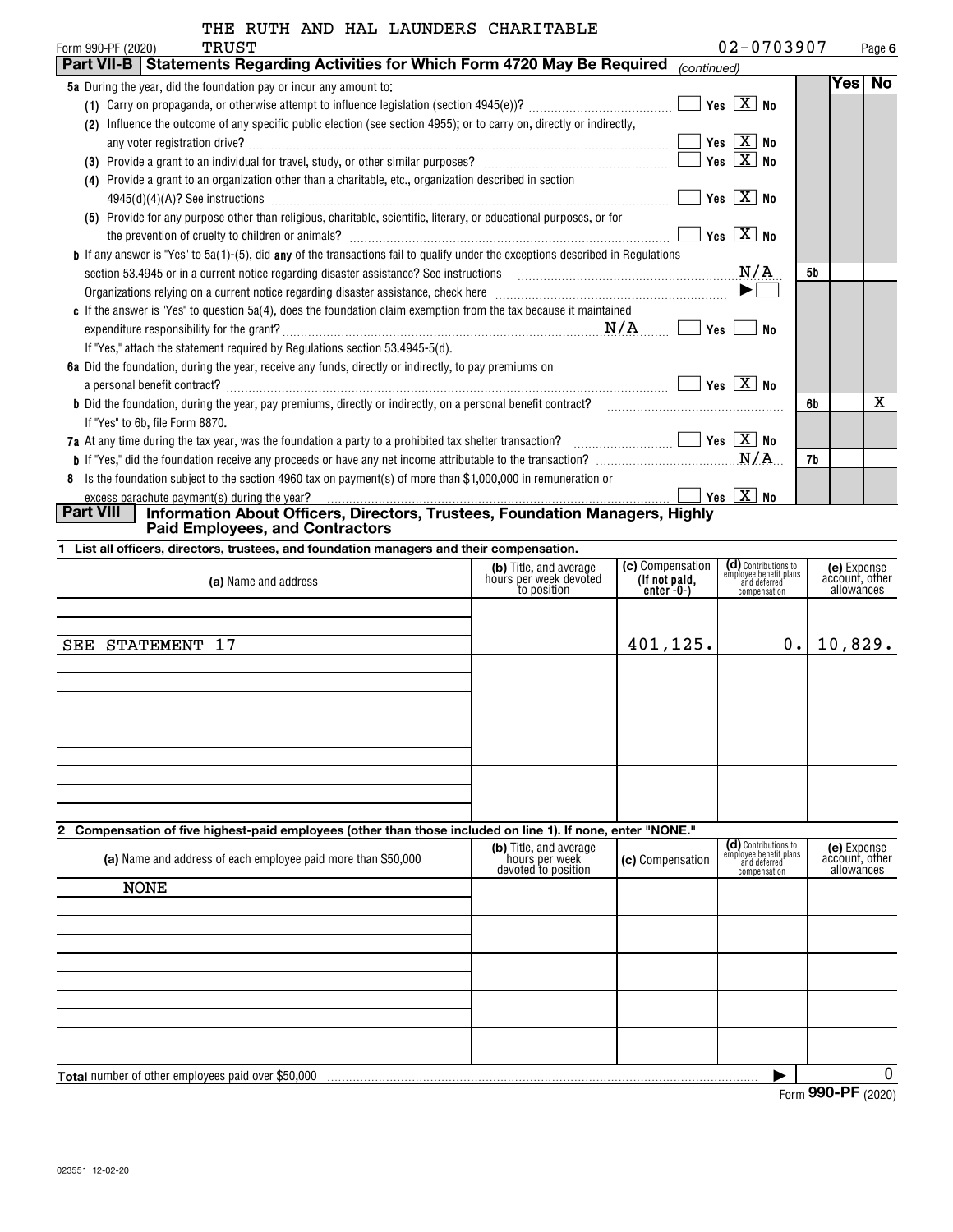THE RUTH AND HAL LAUNDERS CHARITABLE TRUST

Form 990-PF (2020) 02-0703907 Page 6

**Part VII-B | Statements Regarding Activities for Which Form 4720 May Be Required** *(continued)*

| | | Yes | No |
|---|---|---|---|
| **5a** During the year, did the foundation pay or incur any amount to: | | | |
| (1) Carry on propaganda, or otherwise attempt to influence legislation (section 4945(e))? ☐ Yes ☒ No | | | |
| (2) Influence the outcome of any specific public election (see section 4955); or to carry on, directly or indirectly, any voter registration drive? ☐ Yes ☒ No | | | |
| (3) Provide a grant to an individual for travel, study, or other similar purposes? ☐ Yes ☒ No | | | |
| (4) Provide a grant to an organization other than a charitable, etc., organization described in section 4945(d)(4)(A)? See instructions ☐ Yes ☒ No | | | |
| (5) Provide for any purpose other than religious, charitable, scientific, literary, or educational purposes, or for the prevention of cruelty to children or animals? ☐ Yes ☒ No | | | |
| **b** If any answer is "Yes" to 5a(1)-(5), did **any** of the transactions fail to qualify under the exceptions described in Regulations section 53.4945 or in a current notice regarding disaster assistance? See instructions N/A | 5b | | |
| Organizations relying on a current notice regarding disaster assistance, check here ▶ ☐ | | | |
| **c** If the answer is "Yes" to question 5a(4), does the foundation claim exemption from the tax because it maintained expenditure responsibility for the grant? N/A ☐ Yes ☐ No | | | |
| If "Yes," attach the statement required by Regulations section 53.4945-5(d). | | | |
| **6a** Did the foundation, during the year, receive any funds, directly or indirectly, to pay premiums on a personal benefit contract? ☐ Yes ☒ No | | | |
| **b** Did the foundation, during the year, pay premiums, directly or indirectly, on a personal benefit contract? | 6b | | X |
| If "Yes" to 6b, file Form 8870. | | | |
| **7a** At any time during the tax year, was the foundation a party to a prohibited tax shelter transaction? ☐ Yes ☒ No | | | |
| **b** If "Yes," did the foundation receive any proceeds or have any net income attributable to the transaction? N/A | 7b | | |
| **8** Is the foundation subject to the section 4960 tax on payment(s) of more than $1,000,000 in remuneration or excess parachute payment(s) during the year? ☐ Yes ☒ No | | | |

**Part VIII | Information About Officers, Directors, Trustees, Foundation Managers, Highly Paid Employees, and Contractors**

**1 List all officers, directors, trustees, and foundation managers and their compensation.**

| (a) Name and address | (b) Title, and average hours per week devoted to position | (c) Compensation (If not paid, enter -0-) | (d) Contributions to employee benefit plans and deferred compensation | (e) Expense account, other allowances |
|---|---|---|---|---|
| SEE STATEMENT 17 | | 401,125. | 0. | 10,829. |

**2 Compensation of five highest-paid employees (other than those included on line 1). If none, enter "NONE."**

| (a) Name and address of each employee paid more than $50,000 | (b) Title, and average hours per week devoted to position | (c) Compensation | (d) Contributions to employee benefit plans and deferred compensation | (e) Expense account, other allowances |
|---|---|---|---|---|
| NONE | | | | |

**Total** number of other employees paid over $50,000 ▶ 0

Form **990-PF** (2020)

023551 12-02-20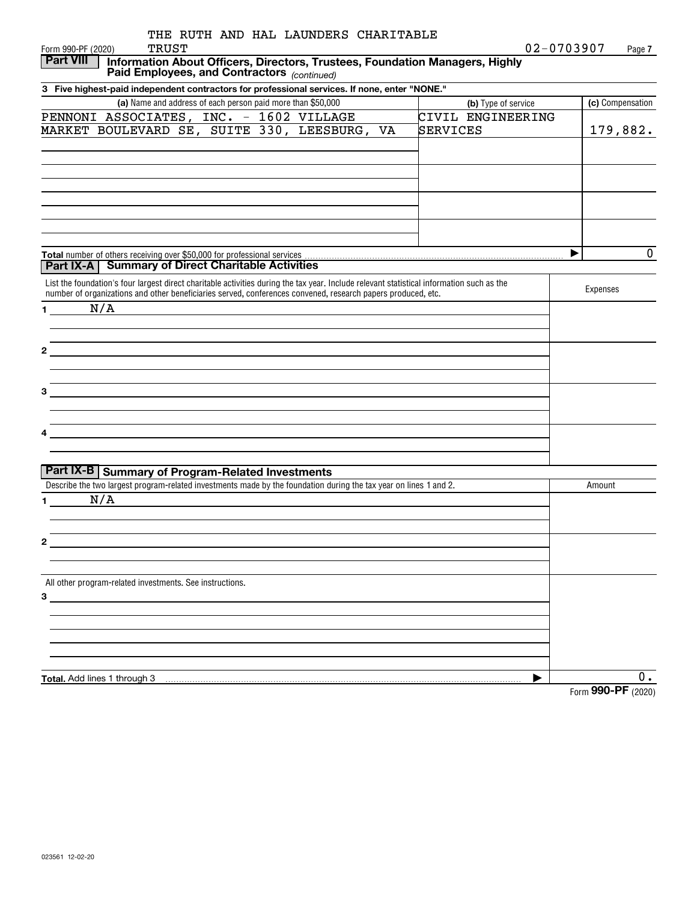THE RUTH AND HAL LAUNDERS CHARITABLE TRUST

Form 990-PF (2020) 02-0703907 Page 7

**Part VIII** **Information About Officers, Directors, Trustees, Foundation Managers, Highly Paid Employees, and Contractors** *(continued)*

**3 Five highest-paid independent contractors for professional services. If none, enter "NONE."**

| (a) Name and address of each person paid more than $50,000 | (b) Type of service | (c) Compensation |
|---|---|---|
| PENNONI ASSOCIATES, INC. - 1602 VILLAGE MARKET BOULEVARD SE, SUITE 330, LEESBURG, VA | CIVIL ENGINEERING SERVICES | 179,882. |
| | | |
| | | |
| | | |
| | | |
| **Total** number of others receiving over $50,000 for professional services ▶ | | 0 |

**Part IX-A** **Summary of Direct Charitable Activities**

| List the foundation's four largest direct charitable activities during the tax year. Include relevant statistical information such as the number of organizations and other beneficiaries served, conferences convened, research papers produced, etc. | Expenses |
|---|---|
| 1 N/A | |
| 2 | |
| 3 | |
| 4 | |

**Part IX-B** **Summary of Program-Related Investments**

| Describe the two largest program-related investments made by the foundation during the tax year on lines 1 and 2. | Amount |
|---|---|
| 1 N/A | |
| 2 | |
| All other program-related investments. See instructions. | |
| 3 | |
| **Total.** Add lines 1 through 3 ▶ | 0. |

Form **990-PF** (2020)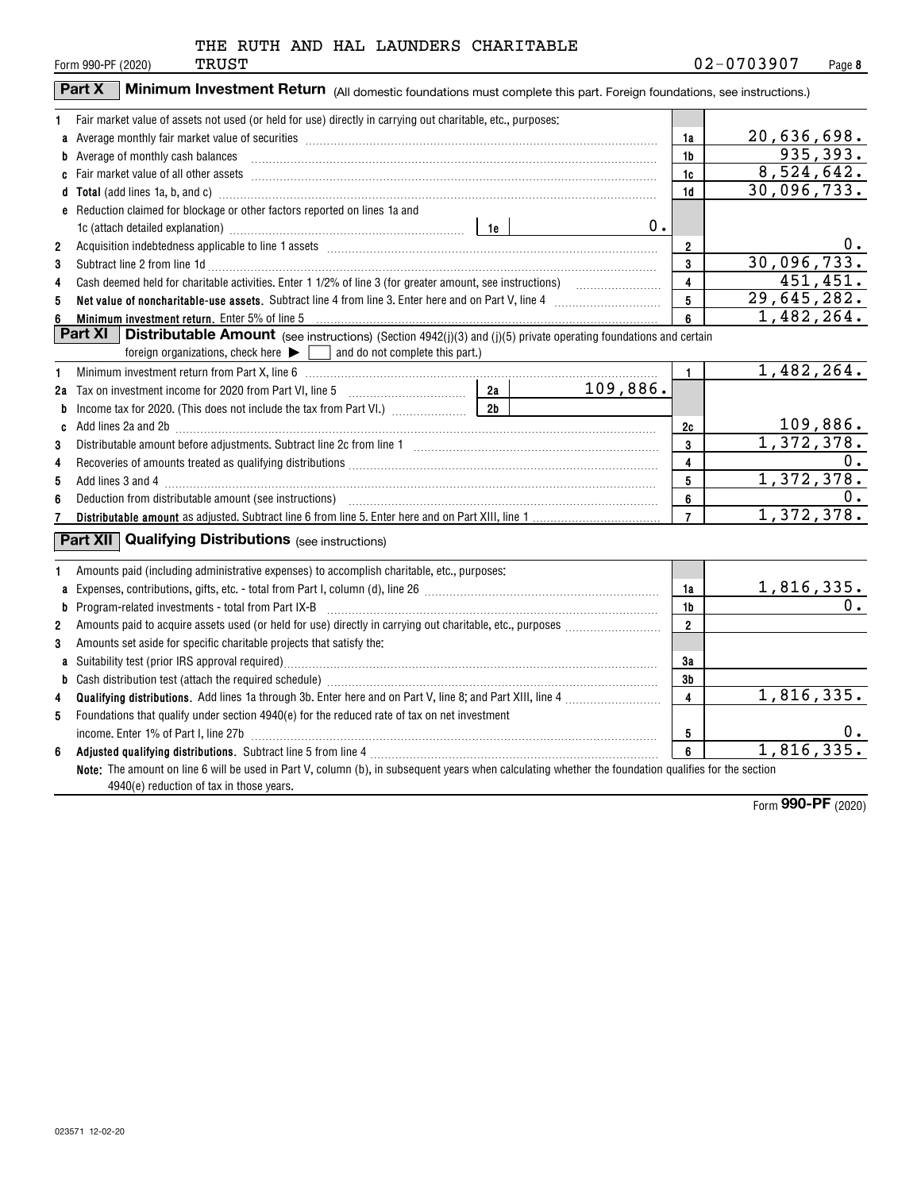THE RUTH AND HAL LAUNDERS CHARITABLE TRUST

Form 990-PF (2020) 02-0703907

## Part X Minimum Investment Return (All domestic foundations must complete this part. Foreign foundations, see instructions.)

| | | | |
|---|---|---|---|
| 1 | Fair market value of assets not used (or held for use) directly in carrying out charitable, etc., purposes: | | |
| a | Average monthly fair market value of securities | 1a | 20,636,698. |
| b | Average of monthly cash balances | 1b | 935,393. |
| c | Fair market value of all other assets | 1c | 8,524,642. |
| d | **Total** (add lines 1a, b, and c) | 1d | 30,096,733. |
| e | Reduction claimed for blockage or other factors reported on lines 1a and 1c (attach detailed explanation) — 1e: 0. | | |
| 2 | Acquisition indebtedness applicable to line 1 assets | 2 | 0. |
| 3 | Subtract line 2 from line 1d | 3 | 30,096,733. |
| 4 | Cash deemed held for charitable activities. Enter 1 1/2% of line 3 (for greater amount, see instructions) | 4 | 451,451. |
| 5 | **Net value of noncharitable-use assets**. Subtract line 4 from line 3. Enter here and on Part V, line 4 | 5 | 29,645,282. |
| 6 | **Minimum investment return**. Enter 5% of line 5 | 6 | 1,482,264. |

## Part XI Distributable Amount (see instructions) (Section 4942(j)(3) and (j)(5) private operating foundations and certain foreign organizations, check here ▶ ☐ and do not complete this part.)

| | | | |
|---|---|---|---|
| 1 | Minimum investment return from Part X, line 6 | 1 | 1,482,264. |
| 2a | Tax on investment income for 2020 from Part VI, line 5 — 2a: 109,886. | | |
| b | Income tax for 2020. (This does not include the tax from Part VI.) — 2b: | | |
| c | Add lines 2a and 2b | 2c | 109,886. |
| 3 | Distributable amount before adjustments. Subtract line 2c from line 1 | 3 | 1,372,378. |
| 4 | Recoveries of amounts treated as qualifying distributions | 4 | 0. |
| 5 | Add lines 3 and 4 | 5 | 1,372,378. |
| 6 | Deduction from distributable amount (see instructions) | 6 | 0. |
| 7 | **Distributable amount** as adjusted. Subtract line 6 from line 5. Enter here and on Part XIII, line 1 | 7 | 1,372,378. |

## Part XII Qualifying Distributions (see instructions)

| | | | |
|---|---|---|---|
| 1 | Amounts paid (including administrative expenses) to accomplish charitable, etc., purposes: | | |
| a | Expenses, contributions, gifts, etc. - total from Part I, column (d), line 26 | 1a | 1,816,335. |
| b | Program-related investments - total from Part IX-B | 1b | 0. |
| 2 | Amounts paid to acquire assets used (or held for use) directly in carrying out charitable, etc., purposes | 2 | |
| 3 | Amounts set aside for specific charitable projects that satisfy the: | | |
| a | Suitability test (prior IRS approval required) | 3a | |
| b | Cash distribution test (attach the required schedule) | 3b | |
| 4 | **Qualifying distributions**. Add lines 1a through 3b. Enter here and on Part V, line 8; and Part XIII, line 4 | 4 | 1,816,335. |
| 5 | Foundations that qualify under section 4940(e) for the reduced rate of tax on net investment income. Enter 1% of Part I, line 27b | 5 | 0. |
| 6 | **Adjusted qualifying distributions**. Subtract line 5 from line 4 | 6 | 1,816,335. |

**Note:** The amount on line 6 will be used in Part V, column (b), in subsequent years when calculating whether the foundation qualifies for the section 4940(e) reduction of tax in those years.

Form **990-PF** (2020)

023571 12-02-20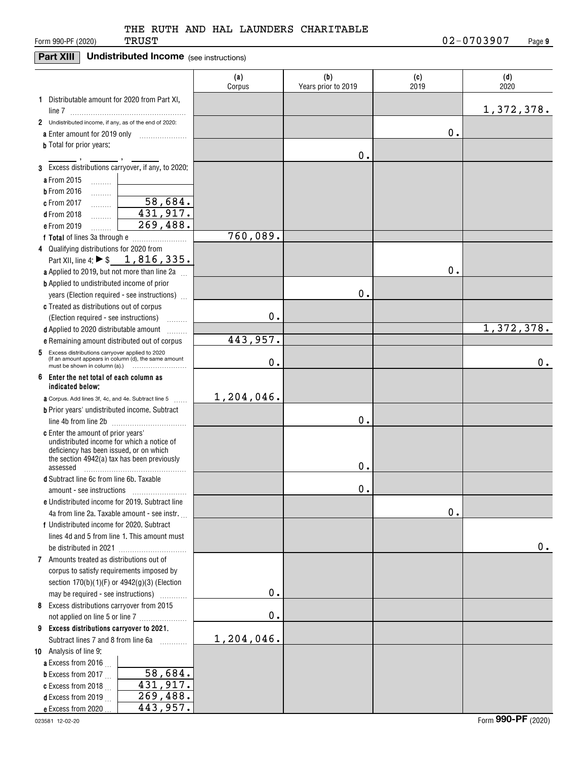THE RUTH AND HAL LAUNDERS CHARITABLE TRUST

Form 990-PF (2020) 02-0703907 Page 9

## Part XIII Undistributed Income (see instructions)

| | (a) Corpus | (b) Years prior to 2019 | (c) 2019 | (d) 2020 |
|---|---|---|---|---|
| **1** Distributable amount for 2020 from Part XI, line 7 | | | | 1,372,378. |
| **2** Undistributed income, if any, as of the end of 2020: | | | | |
| **a** Enter amount for 2019 only | | | 0. | |
| **b** Total for prior years: ___ , ___ , ___ | | 0. | | |
| **3** Excess distributions carryover, if any, to 2020: | | | | |
| **a** From 2015 | | | | |
| **b** From 2016 | | | | |
| **c** From 2017 58,684. | | | | |
| **d** From 2018 431,917. | | | | |
| **e** From 2019 269,488. | | | | |
| **f Total** of lines 3a through e | 760,089. | | | |
| **4** Qualifying distributions for 2020 from Part XII, line 4: ▶ $ 1,816,335. | | | | |
| **a** Applied to 2019, but not more than line 2a | | | 0. | |
| **b** Applied to undistributed income of prior years (Election required - see instructions) | | 0. | | |
| **c** Treated as distributions out of corpus (Election required - see instructions) | 0. | | | |
| **d** Applied to 2020 distributable amount | | | | 1,372,378. |
| **e** Remaining amount distributed out of corpus | 443,957. | | | |
| **5** Excess distributions carryover applied to 2020 (If an amount appears in column (d), the same amount must be shown in column (a).) | 0. | | | 0. |
| **6 Enter the net total of each column as indicated below:** | | | | |
| **a** Corpus. Add lines 3f, 4c, and 4e. Subtract line 5 | 1,204,046. | | | |
| **b** Prior years' undistributed income. Subtract line 4b from line 2b | | 0. | | |
| **c** Enter the amount of prior years' undistributed income for which a notice of deficiency has been issued, or on which the section 4942(a) tax has been previously assessed | | 0. | | |
| **d** Subtract line 6c from line 6b. Taxable amount - see instructions | | 0. | | |
| **e** Undistributed income for 2019. Subtract line 4a from line 2a. Taxable amount - see instr. | | | 0. | |
| **f** Undistributed income for 2020. Subtract lines 4d and 5 from line 1. This amount must be distributed in 2021 | | | | 0. |
| **7** Amounts treated as distributions out of corpus to satisfy requirements imposed by section 170(b)(1)(F) or 4942(g)(3) (Election may be required - see instructions) | 0. | | | |
| **8** Excess distributions carryover from 2015 not applied on line 5 or line 7 | 0. | | | |
| **9 Excess distributions carryover to 2021.** Subtract lines 7 and 8 from line 6a | 1,204,046. | | | |
| **10** Analysis of line 9: | | | | |
| **a** Excess from 2016 | | | | |
| **b** Excess from 2017 58,684. | | | | |
| **c** Excess from 2018 431,917. | | | | |
| **d** Excess from 2019 269,488. | | | | |
| **e** Excess from 2020 443,957. | | | | |

023581 12-02-20 Form **990-PF** (2020)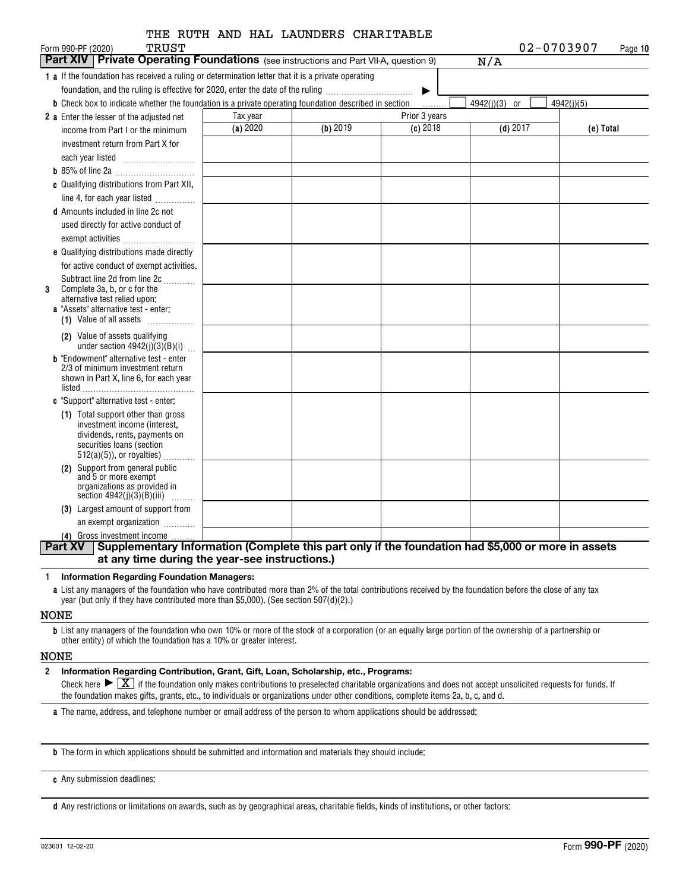THE RUTH AND HAL LAUNDERS CHARITABLE TRUST

Form 990-PF (2020) 02-0703907 Page 10

**Part XIV | Private Operating Foundations** (see instructions and Part VII-A, question 9) N/A

**1 a** If the foundation has received a ruling or determination letter that it is a private operating foundation, and the ruling is effective for 2020, enter the date of the ruling ▶

**b** Check box to indicate whether the foundation is a private operating foundation described in section ☐ 4942(j)(3) or ☐ 4942(j)(5)

| | Tax year | Prior 3 years | | | |
|---|---|---|---|---|---|
| | **(a)** 2020 | **(b)** 2019 | **(c)** 2018 | **(d)** 2017 | **(e) Total** |
| **2 a** Enter the lesser of the adjusted net income from Part I or the minimum investment return from Part X for each year listed | | | | | |
| **b** 85% of line 2a | | | | | |
| **c** Qualifying distributions from Part XII, line 4, for each year listed | | | | | |
| **d** Amounts included in line 2c not used directly for active conduct of exempt activities | | | | | |
| **e** Qualifying distributions made directly for active conduct of exempt activities. Subtract line 2d from line 2c | | | | | |
| **3** Complete 3a, b, or c for the alternative test relied upon: **a** "Assets" alternative test - enter: **(1)** Value of all assets | | | | | |
| **(2)** Value of assets qualifying under section 4942(j)(3)(B)(i) | | | | | |
| **b** "Endowment" alternative test - enter 2/3 of minimum investment return shown in Part X, line 6, for each year listed | | | | | |
| **c** "Support" alternative test - enter: **(1)** Total support other than gross investment income (interest, dividends, rents, payments on securities loans (section 512(a)(5)), or royalties) | | | | | |
| **(2)** Support from general public and 5 or more exempt organizations as provided in section 4942(j)(3)(B)(iii) | | | | | |
| **(3)** Largest amount of support from an exempt organization | | | | | |
| **(4)** Gross investment income | | | | | |

**Part XV | Supplementary Information (Complete this part only if the foundation had $5,000 or more in assets at any time during the year-see instructions.)**

**1 Information Regarding Foundation Managers:**

**a** List any managers of the foundation who have contributed more than 2% of the total contributions received by the foundation before the close of any tax year (but only if they have contributed more than $5,000). (See section 507(d)(2).)

NONE

**b** List any managers of the foundation who own 10% or more of the stock of a corporation (or an equally large portion of the ownership of a partnership or other entity) of which the foundation has a 10% or greater interest.

NONE

**2 Information Regarding Contribution, Grant, Gift, Loan, Scholarship, etc., Programs:**

Check here ▶ ☒ if the foundation only makes contributions to preselected charitable organizations and does not accept unsolicited requests for funds. If the foundation makes gifts, grants, etc., to individuals or organizations under other conditions, complete items 2a, b, c, and d.

**a** The name, address, and telephone number or email address of the person to whom applications should be addressed:

**b** The form in which applications should be submitted and information and materials they should include:

**c** Any submission deadlines:

**d** Any restrictions or limitations on awards, such as by geographical areas, charitable fields, kinds of institutions, or other factors:

023601 12-02-20 Form **990-PF** (2020)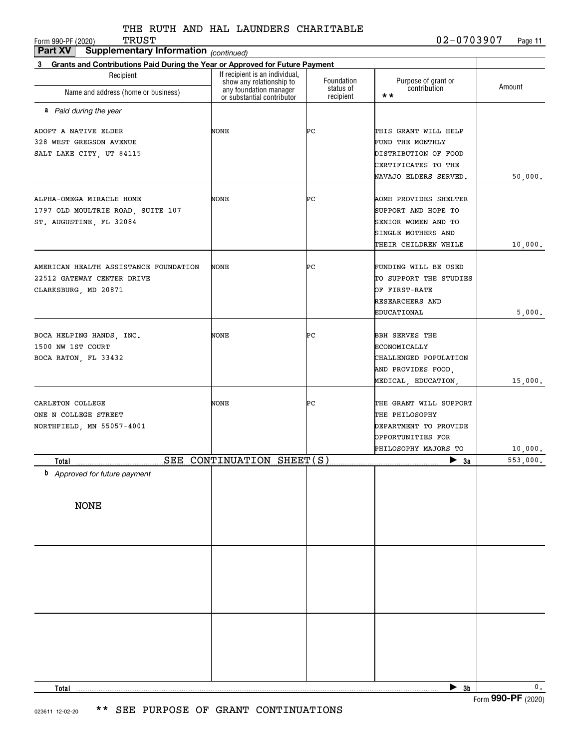THE RUTH AND HAL LAUNDERS CHARITABLE TRUST

Form 990-PF (2020) 02-0703907 Page 11

**Part XV Supplementary Information** *(continued)*

**3 Grants and Contributions Paid During the Year or Approved for Future Payment**

| Recipient<br>Name and address (home or business) | If recipient is an individual, show any relationship to any foundation manager or substantial contributor | Foundation status of recipient | Purpose of grant or contribution ** | Amount |
|---|---|---|---|---|
| ***a** Paid during the year* | | | | |
| ADOPT A NATIVE ELDER<br>328 WEST GREGSON AVENUE<br>SALT LAKE CITY, UT 84115 | NONE | PC | THIS GRANT WILL HELP FUND THE MONTHLY DISTRIBUTION OF FOOD CERTIFICATES TO THE NAVAJO ELDERS SERVED. | 50,000. |
| ALPHA-OMEGA MIRACLE HOME<br>1797 OLD MOULTRIE ROAD, SUITE 107<br>ST. AUGUSTINE, FL 32084 | NONE | PC | AOMH PROVIDES SHELTER SUPPORT AND HOPE TO SENIOR WOMEN AND TO SINGLE MOTHERS AND THEIR CHILDREN WHILE | 10,000. |
| AMERICAN HEALTH ASSISTANCE FOUNDATION<br>22512 GATEWAY CENTER DRIVE<br>CLARKSBURG, MD 20871 | NONE | PC | FUNDING WILL BE USED TO SUPPORT THE STUDIES OF FIRST-RATE RESEARCHERS AND EDUCATIONAL | 5,000. |
| BOCA HELPING HANDS, INC.<br>1500 NW 1ST COURT<br>BOCA RATON, FL 33432 | NONE | PC | BBH SERVES THE ECONOMICALLY CHALLENGED POPULATION AND PROVIDES FOOD, MEDICAL, EDUCATION, | 15,000. |
| CARLETON COLLEGE<br>ONE N COLLEGE STREET<br>NORTHFIELD, MN 55057-4001 | NONE | PC | THE GRANT WILL SUPPORT THE PHILOSOPHY DEPARTMENT TO PROVIDE OPPORTUNITIES FOR PHILOSOPHY MAJORS TO | 10,000. |
| **Total** | SEE CONTINUATION SHEET(S) | | ▶ 3a | 553,000. |
| ***b** Approved for future payment* | | | | |
| NONE | | | | |
| **Total** | | | ▶ 3b | 0. |

Form **990-PF** (2020)

023611 12-02-20 ** SEE PURPOSE OF GRANT CONTINUATIONS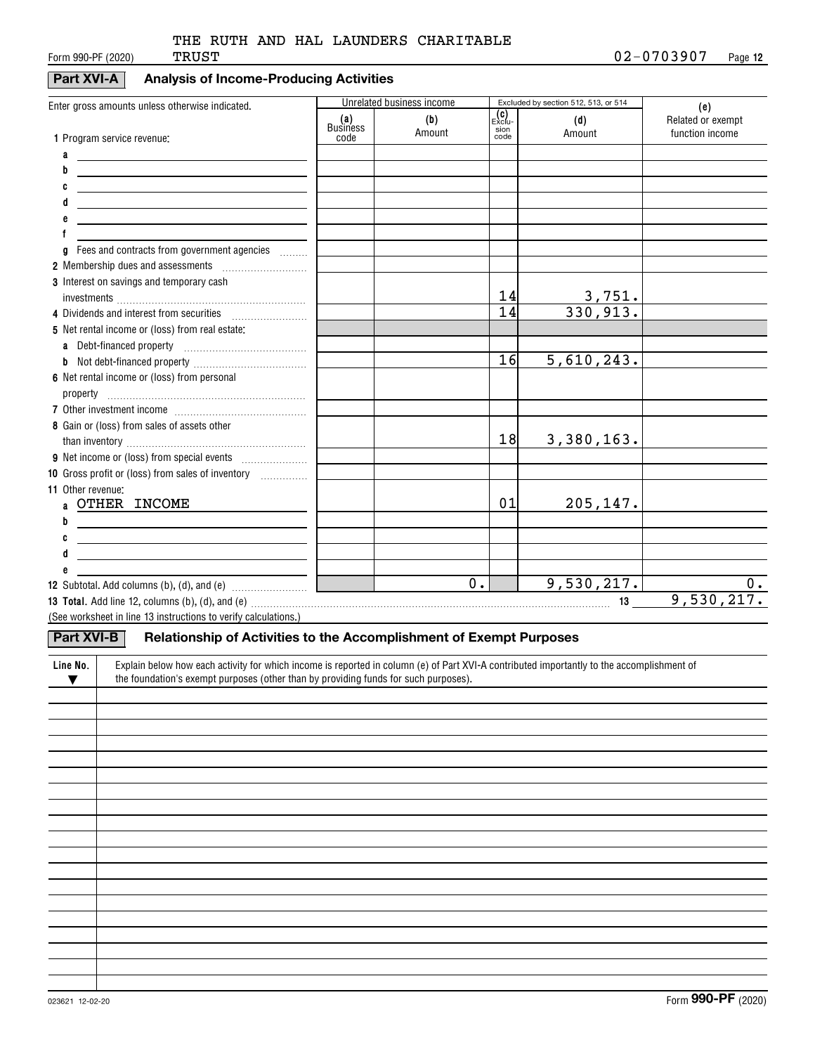THE RUTH AND HAL LAUNDERS CHARITABLE TRUST

Form 990-PF (2020) 02-0703907

## Part XVI-A Analysis of Income-Producing Activities

| Enter gross amounts unless otherwise indicated. | Unrelated business income | | Excluded by section 512, 513, or 514 | | (e) |
|---|---|---|---|---|---|
| | (a) Business code | (b) Amount | (c) Exclusion code | (d) Amount | Related or exempt function income |
| 1 Program service revenue: | | | | | |
| a | | | | | |
| b | | | | | |
| c | | | | | |
| d | | | | | |
| e | | | | | |
| f | | | | | |
| g Fees and contracts from government agencies | | | | | |
| 2 Membership dues and assessments | | | | | |
| 3 Interest on savings and temporary cash investments | | | 14 | 3,751. | |
| 4 Dividends and interest from securities | | | 14 | 330,913. | |
| 5 Net rental income or (loss) from real estate: | | | | | |
| a Debt-financed property | | | | | |
| b Not debt-financed property | | | 16 | 5,610,243. | |
| 6 Net rental income or (loss) from personal property | | | | | |
| 7 Other investment income | | | | | |
| 8 Gain or (loss) from sales of assets other than inventory | | | 18 | 3,380,163. | |
| 9 Net income or (loss) from special events | | | | | |
| 10 Gross profit or (loss) from sales of inventory | | | | | |
| 11 Other revenue: | | | | | |
| a OTHER INCOME | | | 01 | 205,147. | |
| b | | | | | |
| c | | | | | |
| d | | | | | |
| e | | | | | |
| 12 Subtotal. Add columns (b), (d), and (e) | | 0. | | 9,530,217. | 0. |

13 **Total.** Add line 12, columns (b), (d), and (e) ..... 13 9,530,217.

(See worksheet in line 13 instructions to verify calculations.)

## Part XVI-B Relationship of Activities to the Accomplishment of Exempt Purposes

| Line No. ▼ | Explain below how each activity for which income is reported in column (e) of Part XVI-A contributed importantly to the accomplishment of the foundation's exempt purposes (other than by providing funds for such purposes). |
|---|---|
| | |

023621 12-02-20

Form **990-PF** (2020)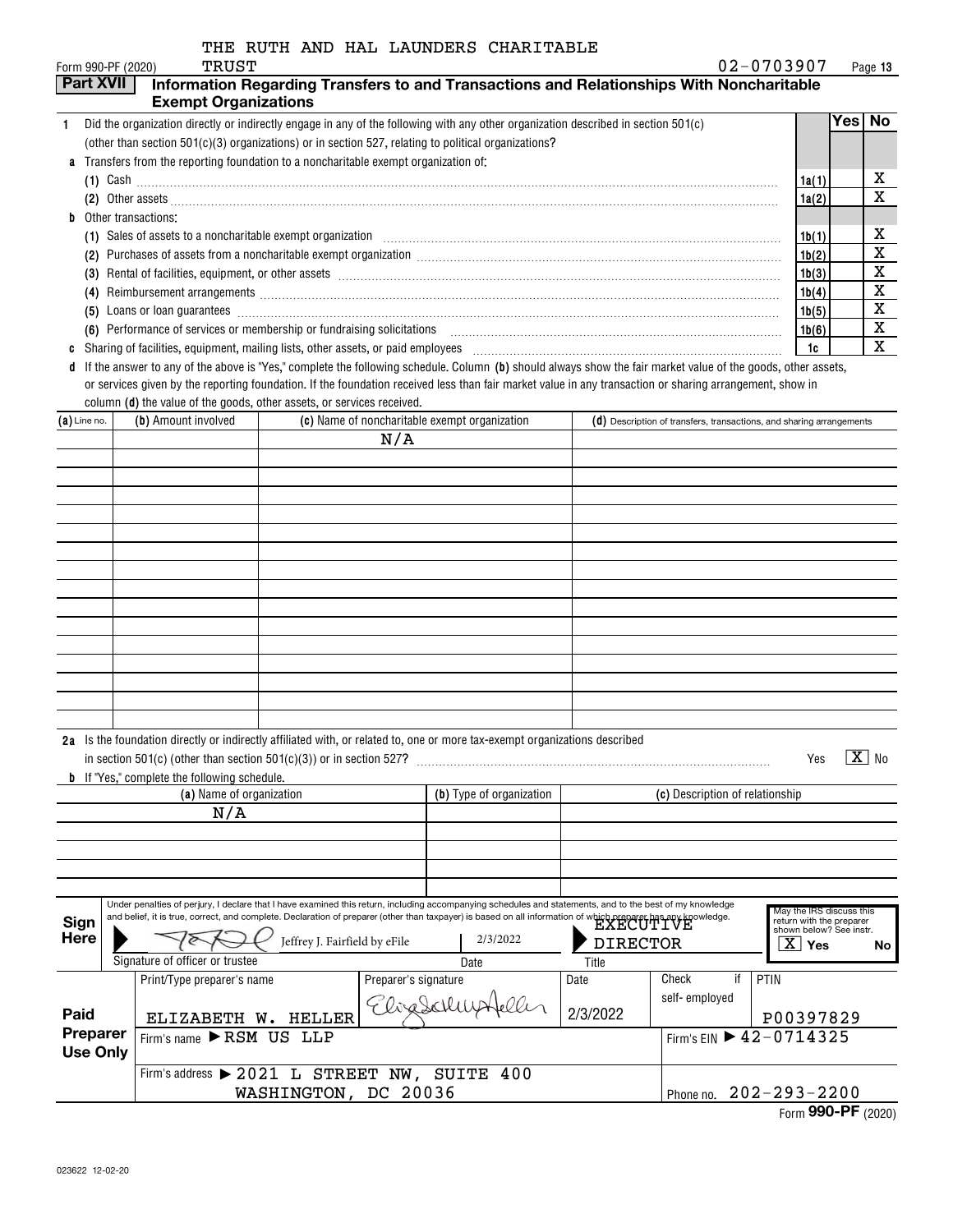THE RUTH AND HAL LAUNDERS CHARITABLE TRUST

Form 990-PF (2020) 02-0703907 Page 13

## Part XVII Information Regarding Transfers to and Transactions and Relationships With Noncharitable Exempt Organizations

| | | | Yes | No |
|---|---|---|---|---|
| 1 | Did the organization directly or indirectly engage in any of the following with any other organization described in section 501(c) (other than section 501(c)(3) organizations) or in section 527, relating to political organizations? | | | |
| a | Transfers from the reporting foundation to a noncharitable exempt organization of: | | | |
| | (1) Cash | 1a(1) | | X |
| | (2) Other assets | 1a(2) | | X |
| b | Other transactions: | | | |
| | (1) Sales of assets to a noncharitable exempt organization | 1b(1) | | X |
| | (2) Purchases of assets from a noncharitable exempt organization | 1b(2) | | X |
| | (3) Rental of facilities, equipment, or other assets | 1b(3) | | X |
| | (4) Reimbursement arrangements | 1b(4) | | X |
| | (5) Loans or loan guarantees | 1b(5) | | X |
| | (6) Performance of services or membership or fundraising solicitations | 1b(6) | | X |
| c | Sharing of facilities, equipment, mailing lists, other assets, or paid employees | 1c | | X |

d If the answer to any of the above is "Yes," complete the following schedule. Column **(b)** should always show the fair market value of the goods, other assets, or services given by the reporting foundation. If the foundation received less than fair market value in any transaction or sharing arrangement, show in column **(d)** the value of the goods, other assets, or services received.

| (a) Line no. | (b) Amount involved | (c) Name of noncharitable exempt organization | (d) Description of transfers, transactions, and sharing arrangements |
|---|---|---|---|
| | | N/A | |

2a Is the foundation directly or indirectly affiliated with, or related to, one or more tax-exempt organizations described in section 501(c) (other than section 501(c)(3)) or in section 527? Yes [X] No

b If "Yes," complete the following schedule.

| (a) Name of organization | (b) Type of organization | (c) Description of relationship |
|---|---|---|
| N/A | | |

**Sign Here**

Under penalties of perjury, I declare that I have examined this return, including accompanying schedules and statements, and to the best of my knowledge and belief, it is true, correct, and complete. Declaration of preparer (other than taxpayer) is based on all information of which preparer has any knowledge.

Signature of officer or trustee: Jeffrey J. Fairfield by eFile — Date: 2/3/2022 — Title: EXECUTIVE DIRECTOR

May the IRS discuss this return with the preparer shown below? See instr. [X] Yes No

**Paid Preparer Use Only**

| Print/Type preparer's name | Preparer's signature | Date | Check if self-employed | PTIN |
|---|---|---|---|---|
| ELIZABETH W. HELLER | Elizabeth Heller | 2/3/2022 | | P00397829 |

Firm's name ▶ RSM US LLP — Firm's EIN ▶ 42-0714325

Firm's address ▶ 2021 L STREET NW, SUITE 400 WASHINGTON, DC 20036 — Phone no. 202-293-2200

Form **990-PF** (2020)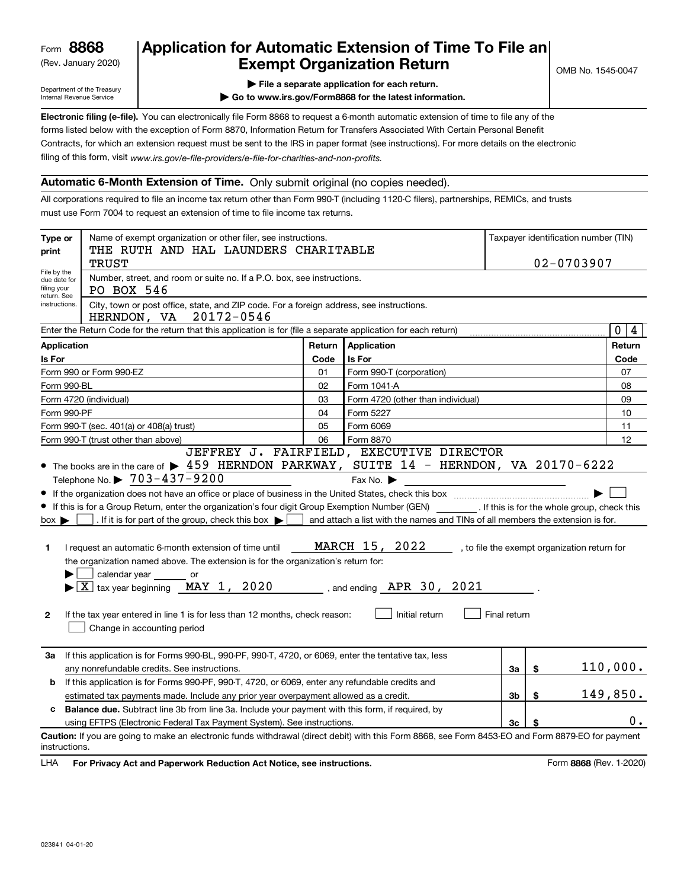Form **8868**
(Rev. January 2020)

Department of the Treasury
Internal Revenue Service

# Application for Automatic Extension of Time To File an Exempt Organization Return

OMB No. 1545-0047

▶ **File a separate application for each return.**
▶ **Go to www.irs.gov/Form8868 for the latest information.**

**Electronic filing (e-file).** You can electronically file Form 8868 to request a 6-month automatic extension of time to file any of the forms listed below with the exception of Form 8870, Information Return for Transfers Associated With Certain Personal Benefit Contracts, for which an extension request must be sent to the IRS in paper format (see instructions). For more details on the electronic filing of this form, visit *www.irs.gov/e-file-providers/e-file-for-charities-and-non-profits.*

## Automatic 6-Month Extension of Time. Only submit original (no copies needed).

All corporations required to file an income tax return other than Form 990-T (including 1120-C filers), partnerships, REMICs, and trusts must use Form 7004 to request an extension of time to file income tax returns.

| **Type or print** | Name of exempt organization or other filer, see instructions. THE RUTH AND HAL LAUNDERS CHARITABLE TRUST | Taxpayer identification number (TIN) 02-0703907 |
|---|---|---|
| File by the due date for filing your return. See instructions. | Number, street, and room or suite no. If a P.O. box, see instructions. PO BOX 546 | |
| | City, town or post office, state, and ZIP code. For a foreign address, see instructions. HERNDON, VA 20172-0546 | |

Enter the Return Code for the return that this application is for (file a separate application for each return) ..... 0 4

| Application Is For | Return Code | Application Is For | Return Code |
|---|---|---|---|
| Form 990 or Form 990-EZ | 01 | Form 990-T (corporation) | 07 |
| Form 990-BL | 02 | Form 1041-A | 08 |
| Form 4720 (individual) | 03 | Form 4720 (other than individual) | 09 |
| Form 990-PF | 04 | Form 5227 | 10 |
| Form 990-T (sec. 401(a) or 408(a) trust) | 05 | Form 6069 | 11 |
| Form 990-T (trust other than above) | 06 | Form 8870 | 12 |

- The books are in the care of ▶ JEFFREY J. FAIRFIELD, EXECUTIVE DIRECTOR 459 HERNDON PARKWAY, SUITE 14 - HERNDON, VA 20170-6222
  Telephone No. ▶ 703-437-9200 Fax No. ▶
- If the organization does not have an office or place of business in the United States, check this box ..... ▶ ☐
- If this is for a Group Return, enter the organization's four digit Group Exemption Number (GEN) ______ . If this is for the whole group, check this box ▶ ☐ . If it is for part of the group, check this box ▶ ☐ and attach a list with the names and TINs of all members the extension is for.

**1** I request an automatic 6-month extension of time until MARCH 15, 2022 , to file the exempt organization return for the organization named above. The extension is for the organization's return for:
▶ ☐ calendar year ______ or
▶ ☒ tax year beginning MAY 1, 2020 , and ending APR 30, 2021 .

**2** If the tax year entered in line 1 is for less than 12 months, check reason: ☐ Initial return ☐ Final return
☐ Change in accounting period

| | | | | |
|---|---|---|---|---|
| **3a** | If this application is for Forms 990-BL, 990-PF, 990-T, 4720, or 6069, enter the tentative tax, less any nonrefundable credits. See instructions. | 3a | $ | 110,000. |
| **b** | If this application is for Forms 990-PF, 990-T, 4720, or 6069, enter any refundable credits and estimated tax payments made. Include any prior year overpayment allowed as a credit. | 3b | $ | 149,850. |
| **c** | **Balance due.** Subtract line 3b from line 3a. Include your payment with this form, if required, by using EFTPS (Electronic Federal Tax Payment System). See instructions. | 3c | $ | 0. |

**Caution:** If you are going to make an electronic funds withdrawal (direct debit) with this Form 8868, see Form 8453-EO and Form 8879-EO for payment instructions.

LHA **For Privacy Act and Paperwork Reduction Act Notice, see instructions.** Form **8868** (Rev. 1-2020)

023841 04-01-20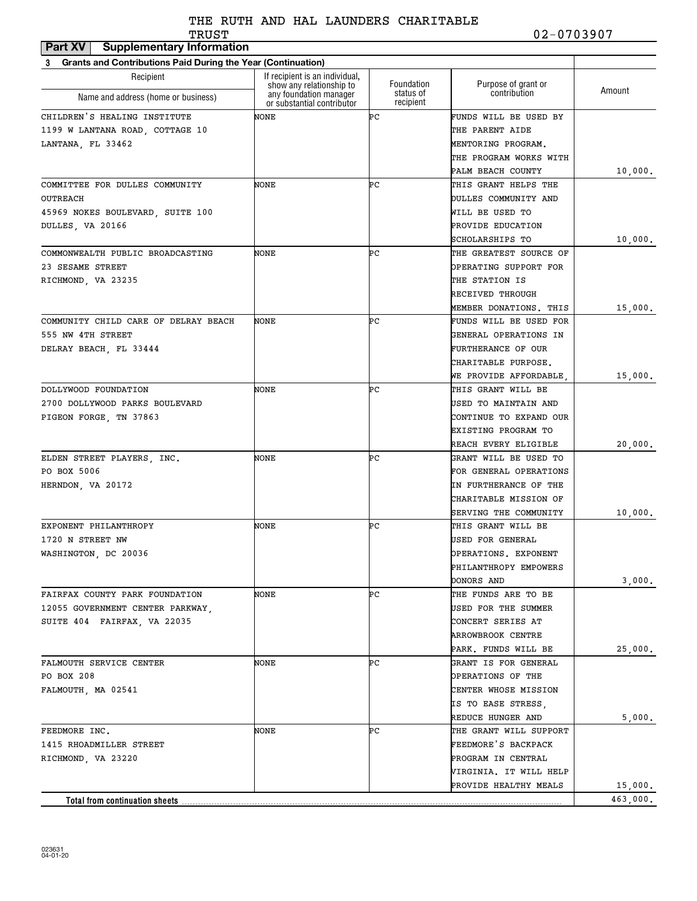THE RUTH AND HAL LAUNDERS CHARITABLE TRUST

02-0703907

**Part XV Supplementary Information**

**3 Grants and Contributions Paid During the Year (Continuation)**

| Recipient Name and address (home or business) | If recipient is an individual, show any relationship to any foundation manager or substantial contributor | Foundation status of recipient | Purpose of grant or contribution | Amount |
|---|---|---|---|---|
| CHILDREN'S HEALING INSTITUTE<br>1199 W LANTANA ROAD, COTTAGE 10<br>LANTANA, FL 33462 | NONE | PC | FUNDS WILL BE USED BY THE PARENT AIDE MENTORING PROGRAM. THE PROGRAM WORKS WITH PALM BEACH COUNTY | 10,000. |
| COMMITTEE FOR DULLES COMMUNITY OUTREACH<br>45969 NOKES BOULEVARD, SUITE 100<br>DULLES, VA 20166 | NONE | PC | THIS GRANT HELPS THE DULLES COMMUNITY AND WILL BE USED TO PROVIDE EDUCATION SCHOLARSHIPS TO | 10,000. |
| COMMONWEALTH PUBLIC BROADCASTING<br>23 SESAME STREET<br>RICHMOND, VA 23235 | NONE | PC | THE GREATEST SOURCE OF OPERATING SUPPORT FOR THE STATION IS RECEIVED THROUGH MEMBER DONATIONS. THIS | 15,000. |
| COMMUNITY CHILD CARE OF DELRAY BEACH<br>555 NW 4TH STREET<br>DELRAY BEACH, FL 33444 | NONE | PC | FUNDS WILL BE USED FOR GENERAL OPERATIONS IN FURTHERANCE OF OUR CHARITABLE PURPOSE. WE PROVIDE AFFORDABLE, | 15,000. |
| DOLLYWOOD FOUNDATION<br>2700 DOLLYWOOD PARKS BOULEVARD<br>PIGEON FORGE, TN 37863 | NONE | PC | THIS GRANT WILL BE USED TO MAINTAIN AND CONTINUE TO EXPAND OUR EXISTING PROGRAM TO REACH EVERY ELIGIBLE | 20,000. |
| ELDEN STREET PLAYERS, INC.<br>PO BOX 5006<br>HERNDON, VA 20172 | NONE | PC | GRANT WILL BE USED TO FOR GENERAL OPERATIONS IN FURTHERANCE OF THE CHARITABLE MISSION OF SERVING THE COMMUNITY | 10,000. |
| EXPONENT PHILANTHROPY<br>1720 N STREET NW<br>WASHINGTON, DC 20036 | NONE | PC | THIS GRANT WILL BE USED FOR GENERAL OPERATIONS. EXPONENT PHILANTHROPY EMPOWERS DONORS AND | 3,000. |
| FAIRFAX COUNTY PARK FOUNDATION<br>12055 GOVERNMENT CENTER PARKWAY,<br>SUITE 404 FAIRFAX, VA 22035 | NONE | PC | THE FUNDS ARE TO BE USED FOR THE SUMMER CONCERT SERIES AT ARROWBROOK CENTRE PARK. FUNDS WILL BE | 25,000. |
| FALMOUTH SERVICE CENTER<br>PO BOX 208<br>FALMOUTH, MA 02541 | NONE | PC | GRANT IS FOR GENERAL OPERATIONS OF THE CENTER WHOSE MISSION IS TO EASE STRESS, REDUCE HUNGER AND | 5,000. |
| FEEDMORE INC.<br>1415 RHOADMILLER STREET<br>RICHMOND, VA 23220 | NONE | PC | THE GRANT WILL SUPPORT FEEDMORE'S BACKPACK PROGRAM IN CENTRAL VIRGINIA. IT WILL HELP PROVIDE HEALTHY MEALS | 15,000. |
| **Total from continuation sheets** | | | | 463,000. |

023631 04-01-20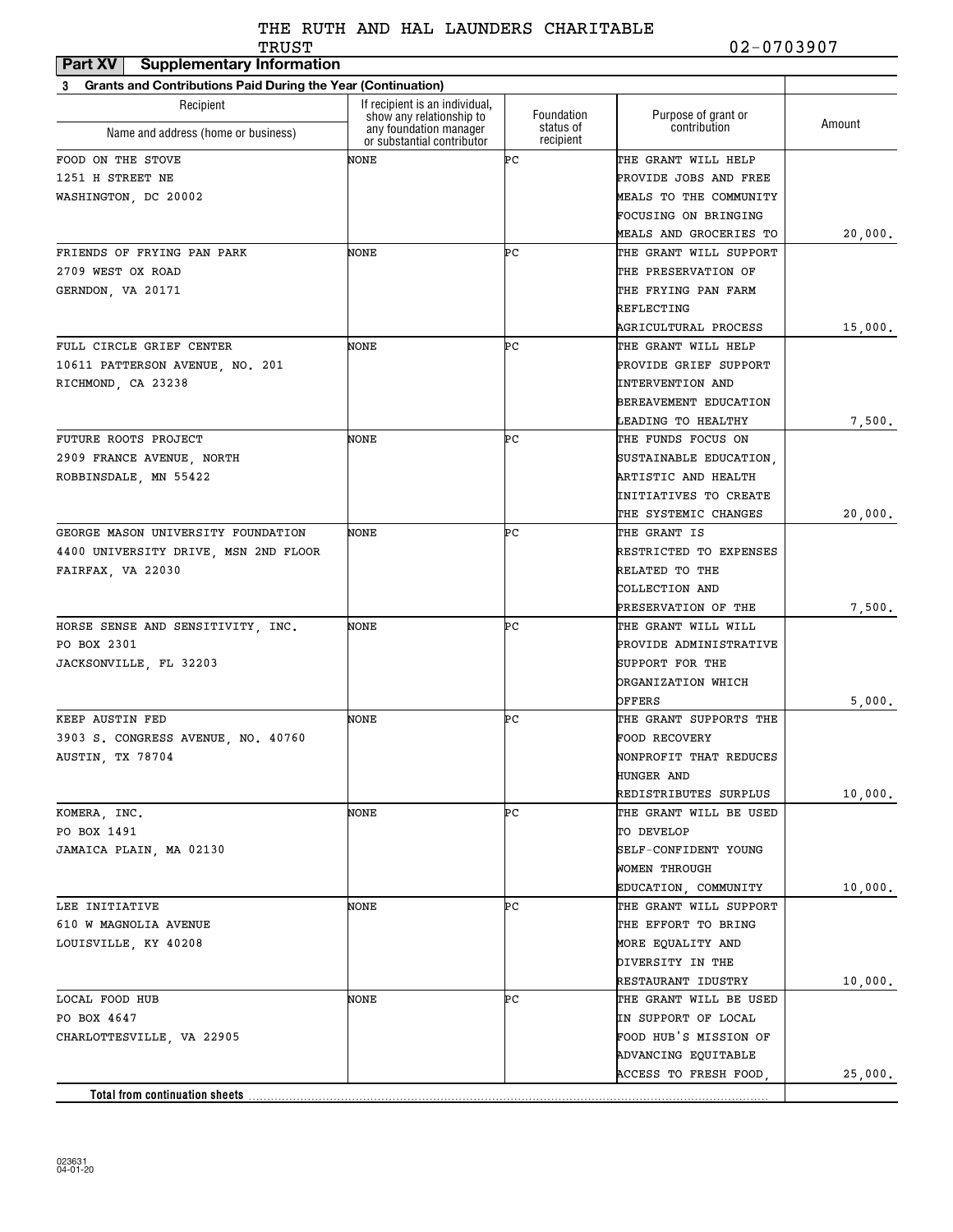THE RUTH AND HAL LAUNDERS CHARITABLE TRUST — 02-0703907

**Part XV — Supplementary Information**

**3 Grants and Contributions Paid During the Year (Continuation)**

| Recipient Name and address (home or business) | If recipient is an individual, show any relationship to any foundation manager or substantial contributor | Foundation status of recipient | Purpose of grant or contribution | Amount |
|---|---|---|---|---|
| FOOD ON THE STOVE<br>1251 H STREET NE<br>WASHINGTON, DC 20002 | NONE | PC | THE GRANT WILL HELP PROVIDE JOBS AND FREE MEALS TO THE COMMUNITY FOCUSING ON BRINGING MEALS AND GROCERIES TO | 20,000. |
| FRIENDS OF FRYING PAN PARK<br>2709 WEST OX ROAD<br>GERNDON, VA 20171 | NONE | PC | THE GRANT WILL SUPPORT THE PRESERVATION OF THE FRYING PAN FARM REFLECTING AGRICULTURAL PROCESS | 15,000. |
| FULL CIRCLE GRIEF CENTER<br>10611 PATTERSON AVENUE, NO. 201<br>RICHMOND, CA 23238 | NONE | PC | THE GRANT WILL HELP PROVIDE GRIEF SUPPORT INTERVENTION AND BEREAVEMENT EDUCATION LEADING TO HEALTHY | 7,500. |
| FUTURE ROOTS PROJECT<br>2909 FRANCE AVENUE, NORTH<br>ROBBINSDALE, MN 55422 | NONE | PC | THE FUNDS FOCUS ON SUSTAINABLE EDUCATION, ARTISTIC AND HEALTH INITIATIVES TO CREATE THE SYSTEMIC CHANGES | 20,000. |
| GEORGE MASON UNIVERSITY FOUNDATION<br>4400 UNIVERSITY DRIVE, MSN 2ND FLOOR<br>FAIRFAX, VA 22030 | NONE | PC | THE GRANT IS RESTRICTED TO EXPENSES RELATED TO THE COLLECTION AND PRESERVATION OF THE | 7,500. |
| HORSE SENSE AND SENSITIVITY, INC.<br>PO BOX 2301<br>JACKSONVILLE, FL 32203 | NONE | PC | THE GRANT WILL WILL PROVIDE ADMINISTRATIVE SUPPORT FOR THE ORGANIZATION WHICH OFFERS | 5,000. |
| KEEP AUSTIN FED<br>3903 S. CONGRESS AVENUE, NO. 40760<br>AUSTIN, TX 78704 | NONE | PC | THE GRANT SUPPORTS THE FOOD RECOVERY NONPROFIT THAT REDUCES HUNGER AND REDISTRIBUTES SURPLUS | 10,000. |
| KOMERA, INC.<br>PO BOX 1491<br>JAMAICA PLAIN, MA 02130 | NONE | PC | THE GRANT WILL BE USED TO DEVELOP SELF-CONFIDENT YOUNG WOMEN THROUGH EDUCATION, COMMUNITY | 10,000. |
| LEE INITIATIVE<br>610 W MAGNOLIA AVENUE<br>LOUISVILLE, KY 40208 | NONE | PC | THE GRANT WILL SUPPORT THE EFFORT TO BRING MORE EQUALITY AND DIVERSITY IN THE RESTAURANT IDUSTRY | 10,000. |
| LOCAL FOOD HUB<br>PO BOX 4647<br>CHARLOTTESVILLE, VA 22905 | NONE | PC | THE GRANT WILL BE USED IN SUPPORT OF LOCAL FOOD HUB'S MISSION OF ADVANCING EQUITABLE ACCESS TO FRESH FOOD, | 25,000. |
| **Total from continuation sheets** | | | | |

023631 04-01-20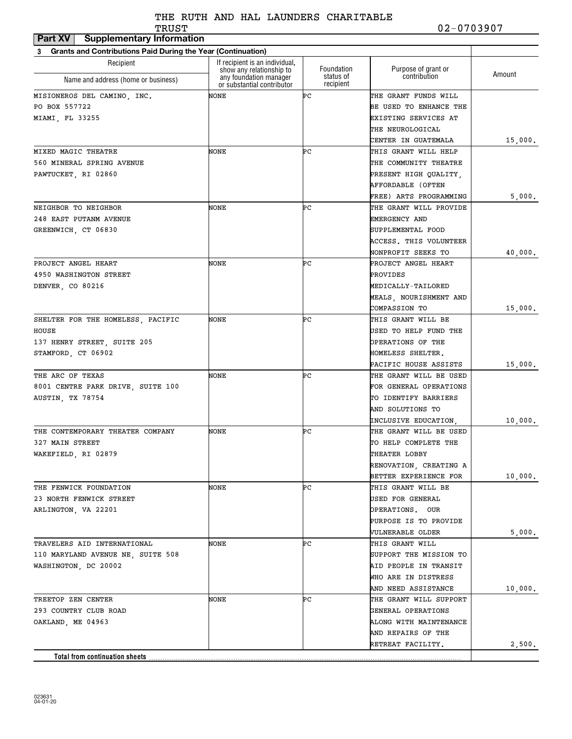THE RUTH AND HAL LAUNDERS CHARITABLE TRUST

02-0703907

**Part XV Supplementary Information**

**3 Grants and Contributions Paid During the Year (Continuation)**

| Recipient Name and address (home or business) | If recipient is an individual, show any relationship to any foundation manager or substantial contributor | Foundation status of recipient | Purpose of grant or contribution | Amount |
|---|---|---|---|---|
| MISIONEROS DEL CAMINO, INC.<br>PO BOX 557722<br>MIAMI, FL 33255 | NONE | PC | THE GRANT FUNDS WILL BE USED TO ENHANCE THE EXISTING SERVICES AT THE NEUROLOGICAL CENTER IN GUATEMALA | 15,000. |
| MIXED MAGIC THEATRE<br>560 MINERAL SPRING AVENUE<br>PAWTUCKET, RI 02860 | NONE | PC | THIS GRANT WILL HELP THE COMMUNITY THEATRE PRESENT HIGH QUALITY, AFFORDABLE (OFTEN FREE) ARTS PROGRAMMING | 5,000. |
| NEIGHBOR TO NEIGHBOR<br>248 EAST PUTANM AVENUE<br>GREENWICH, CT 06830 | NONE | PC | THE GRANT WILL PROVIDE EMERGENCY AND SUPPLEMENTAL FOOD ACCESS. THIS VOLUNTEER NONPROFIT SEEKS TO | 40,000. |
| PROJECT ANGEL HEART<br>4950 WASHINGTON STREET<br>DENVER, CO 80216 | NONE | PC | PROJECT ANGEL HEART PROVIDES MEDICALLY-TAILORED MEALS, NOURISHMENT AND COMPASSION TO | 15,000. |
| SHELTER FOR THE HOMELESS, PACIFIC HOUSE<br>137 HENRY STREET, SUITE 205<br>STAMFORD, CT 06902 | NONE | PC | THIS GRANT WILL BE USED TO HELP FUND THE OPERATIONS OF THE HOMELESS SHELTER. PACIFIC HOUSE ASSISTS | 15,000. |
| THE ARC OF TEXAS<br>8001 CENTRE PARK DRIVE, SUITE 100<br>AUSTIN, TX 78754 | NONE | PC | THE GRANT WILL BE USED FOR GENERAL OPERATIONS TO IDENTIFY BARRIERS AND SOLUTIONS TO INCLUSIVE EDUCATION, | 10,000. |
| THE CONTEMPORARY THEATER COMPANY<br>327 MAIN STREET<br>WAKEFIELD, RI 02879 | NONE | PC | THE GRANT WILL BE USED TO HELP COMPLETE THE THEATER LOBBY RENOVATION, CREATING A BETTER EXPERIENCE FOR | 10,000. |
| THE FENWICK FOUNDATION<br>23 NORTH FENWICK STREET<br>ARLINGTON, VA 22201 | NONE | PC | THIS GRANT WILL BE USED FOR GENERAL OPERATIONS. OUR PURPOSE IS TO PROVIDE VULNERABLE OLDER | 5,000. |
| TRAVELERS AID INTERNATIONAL<br>110 MARYLAND AVENUE NE, SUITE 508<br>WASHINGTON, DC 20002 | NONE | PC | THIS GRANT WILL SUPPORT THE MISSION TO AID PEOPLE IN TRANSIT WHO ARE IN DISTRESS AND NEED ASSISTANCE | 10,000. |
| TREETOP ZEN CENTER<br>293 COUNTRY CLUB ROAD<br>OAKLAND, ME 04963 | NONE | PC | THE GRANT WILL SUPPORT GENERAL OPERATIONS ALONG WITH MAINTENANCE AND REPAIRS OF THE RETREAT FACILITY. | 2,500. |
| **Total from continuation sheets** | | | | |

023631 04-01-20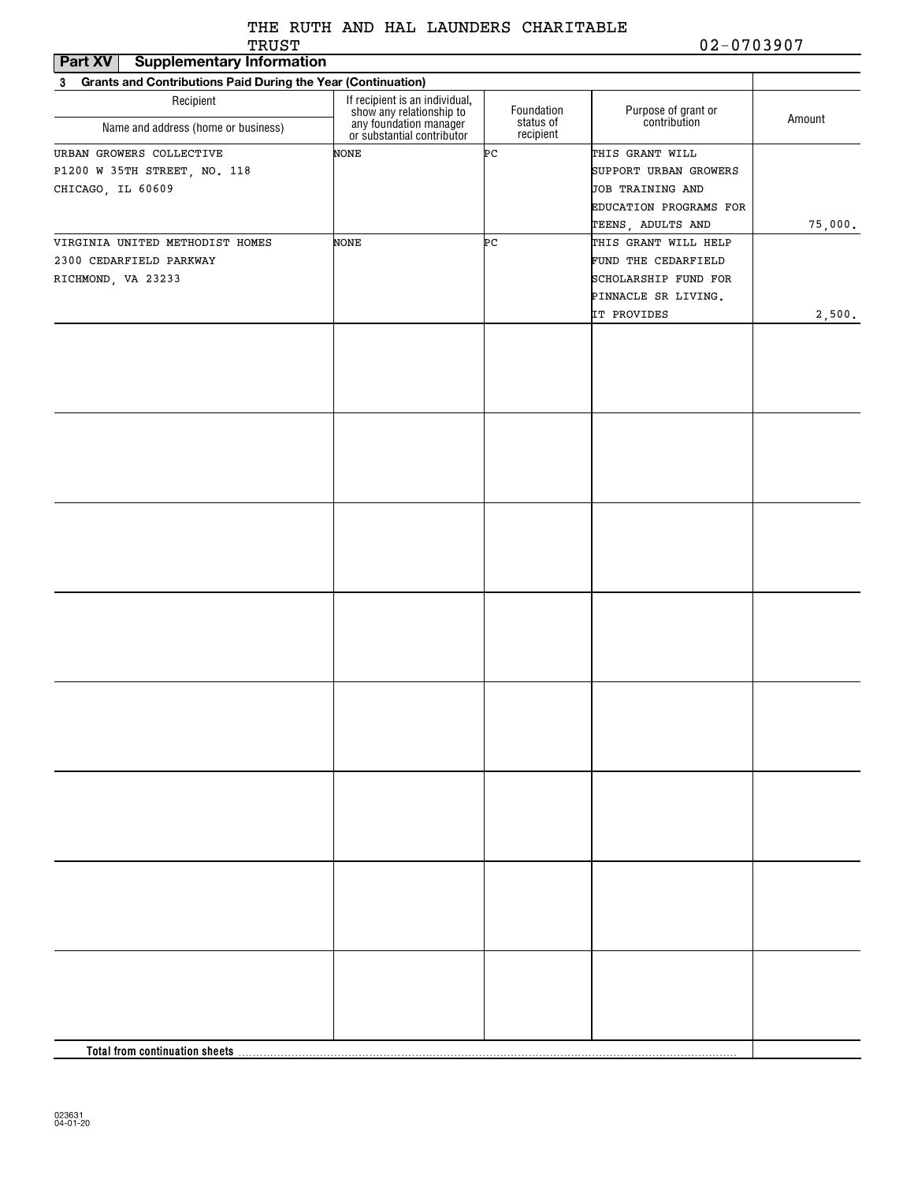THE RUTH AND HAL LAUNDERS CHARITABLE TRUST 02-0703907

## Part XV Supplementary Information

**3 Grants and Contributions Paid During the Year (Continuation)**

| Recipient Name and address (home or business) | If recipient is an individual, show any relationship to any foundation manager or substantial contributor | Foundation status of recipient | Purpose of grant or contribution | Amount |
|---|---|---|---|---|
| URBAN GROWERS COLLECTIVE P1200 W 35TH STREET, NO. 118 CHICAGO, IL 60609 | NONE | PC | THIS GRANT WILL SUPPORT URBAN GROWERS JOB TRAINING AND EDUCATION PROGRAMS FOR TEENS, ADULTS AND | 75,000. |
| VIRGINIA UNITED METHODIST HOMES 2300 CEDARFIELD PARKWAY RICHMOND, VA 23233 | NONE | PC | THIS GRANT WILL HELP FUND THE CEDARFIELD SCHOLARSHIP FUND FOR PINNACLE SR LIVING. IT PROVIDES | 2,500. |
| | | | | |
| | | | | |
| | | | | |
| | | | | |
| | | | | |
| | | | | |
| | | | | |
| | | | | |
| **Total from continuation sheets** | | | | |

023631 04-01-20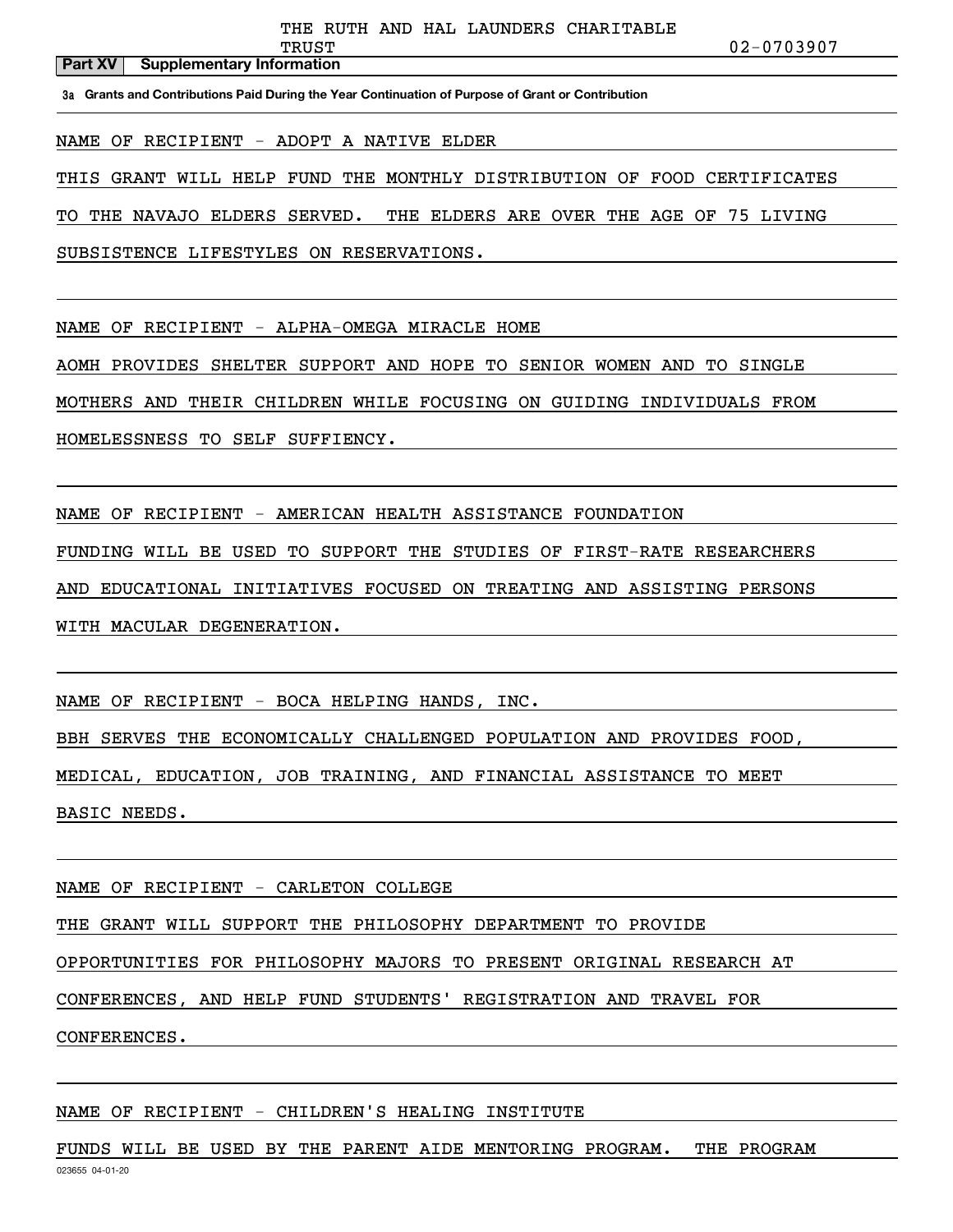THE RUTH AND HAL LAUNDERS CHARITABLE TRUST 02-0703907

**Part XV Supplementary Information**

**3a Grants and Contributions Paid During the Year Continuation of Purpose of Grant or Contribution**

NAME OF RECIPIENT - ADOPT A NATIVE ELDER

THIS GRANT WILL HELP FUND THE MONTHLY DISTRIBUTION OF FOOD CERTIFICATES TO THE NAVAJO ELDERS SERVED. THE ELDERS ARE OVER THE AGE OF 75 LIVING SUBSISTENCE LIFESTYLES ON RESERVATIONS.

NAME OF RECIPIENT - ALPHA-OMEGA MIRACLE HOME

AOMH PROVIDES SHELTER SUPPORT AND HOPE TO SENIOR WOMEN AND TO SINGLE MOTHERS AND THEIR CHILDREN WHILE FOCUSING ON GUIDING INDIVIDUALS FROM HOMELESSNESS TO SELF SUFFIENCY.

NAME OF RECIPIENT - AMERICAN HEALTH ASSISTANCE FOUNDATION

FUNDING WILL BE USED TO SUPPORT THE STUDIES OF FIRST-RATE RESEARCHERS AND EDUCATIONAL INITIATIVES FOCUSED ON TREATING AND ASSISTING PERSONS WITH MACULAR DEGENERATION.

NAME OF RECIPIENT - BOCA HELPING HANDS, INC.

BBH SERVES THE ECONOMICALLY CHALLENGED POPULATION AND PROVIDES FOOD, MEDICAL, EDUCATION, JOB TRAINING, AND FINANCIAL ASSISTANCE TO MEET BASIC NEEDS.

NAME OF RECIPIENT - CARLETON COLLEGE

THE GRANT WILL SUPPORT THE PHILOSOPHY DEPARTMENT TO PROVIDE OPPORTUNITIES FOR PHILOSOPHY MAJORS TO PRESENT ORIGINAL RESEARCH AT CONFERENCES, AND HELP FUND STUDENTS' REGISTRATION AND TRAVEL FOR CONFERENCES.

NAME OF RECIPIENT - CHILDREN'S HEALING INSTITUTE

FUNDS WILL BE USED BY THE PARENT AIDE MENTORING PROGRAM. THE PROGRAM

023655 04-01-20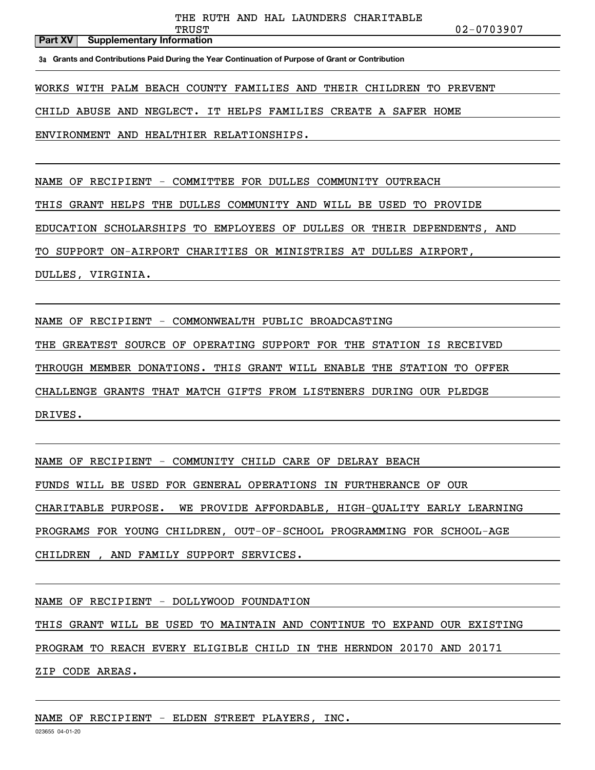THE RUTH AND HAL LAUNDERS CHARITABLE TRUST 02-0703907

**Part XV Supplementary Information**

**3a Grants and Contributions Paid During the Year Continuation of Purpose of Grant or Contribution**

WORKS WITH PALM BEACH COUNTY FAMILIES AND THEIR CHILDREN TO PREVENT CHILD ABUSE AND NEGLECT. IT HELPS FAMILIES CREATE A SAFER HOME ENVIRONMENT AND HEALTHIER RELATIONSHIPS.

NAME OF RECIPIENT - COMMITTEE FOR DULLES COMMUNITY OUTREACH
THIS GRANT HELPS THE DULLES COMMUNITY AND WILL BE USED TO PROVIDE EDUCATION SCHOLARSHIPS TO EMPLOYEES OF DULLES OR THEIR DEPENDENTS, AND TO SUPPORT ON-AIRPORT CHARITIES OR MINISTRIES AT DULLES AIRPORT, DULLES, VIRGINIA.

NAME OF RECIPIENT - COMMONWEALTH PUBLIC BROADCASTING
THE GREATEST SOURCE OF OPERATING SUPPORT FOR THE STATION IS RECEIVED THROUGH MEMBER DONATIONS. THIS GRANT WILL ENABLE THE STATION TO OFFER CHALLENGE GRANTS THAT MATCH GIFTS FROM LISTENERS DURING OUR PLEDGE DRIVES.

NAME OF RECIPIENT - COMMUNITY CHILD CARE OF DELRAY BEACH
FUNDS WILL BE USED FOR GENERAL OPERATIONS IN FURTHERANCE OF OUR CHARITABLE PURPOSE. WE PROVIDE AFFORDABLE, HIGH-QUALITY EARLY LEARNING PROGRAMS FOR YOUNG CHILDREN, OUT-OF-SCHOOL PROGRAMMING FOR SCHOOL-AGE CHILDREN , AND FAMILY SUPPORT SERVICES.

NAME OF RECIPIENT - DOLLYWOOD FOUNDATION
THIS GRANT WILL BE USED TO MAINTAIN AND CONTINUE TO EXPAND OUR EXISTING PROGRAM TO REACH EVERY ELIGIBLE CHILD IN THE HERNDON 20170 AND 20171 ZIP CODE AREAS.

NAME OF RECIPIENT - ELDEN STREET PLAYERS, INC.

023655 04-01-20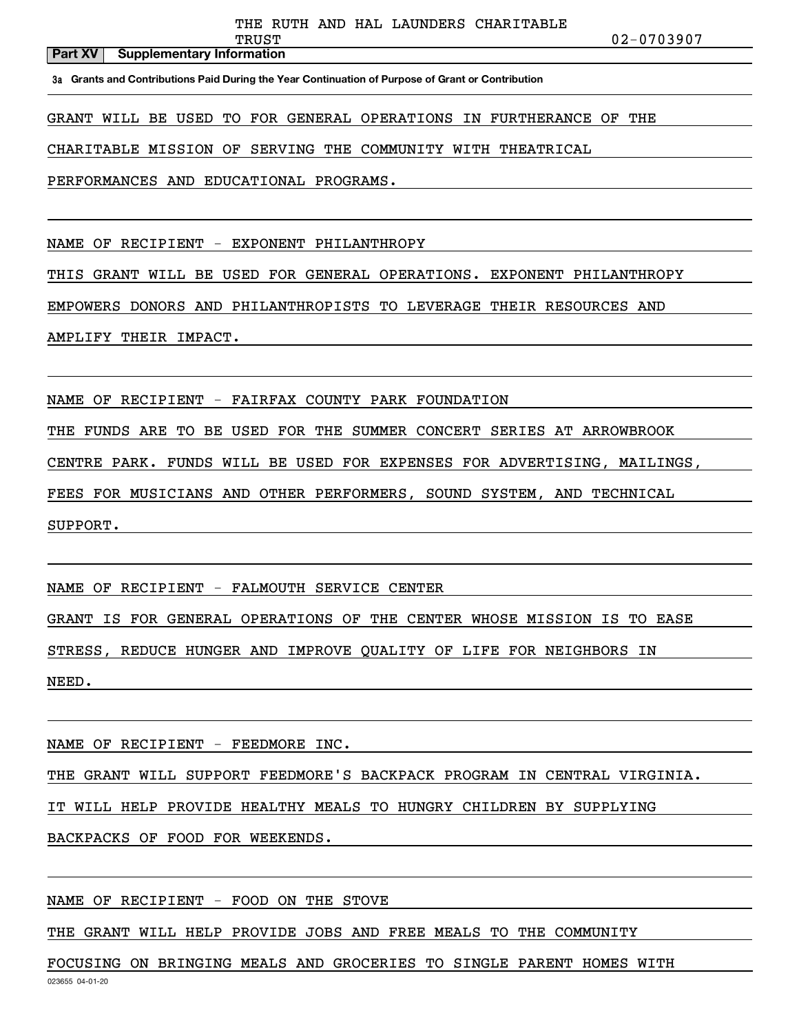THE RUTH AND HAL LAUNDERS CHARITABLE TRUST 02-0703907

**Part XV Supplementary Information**

**3a Grants and Contributions Paid During the Year Continuation of Purpose of Grant or Contribution**

GRANT WILL BE USED TO FOR GENERAL OPERATIONS IN FURTHERANCE OF THE CHARITABLE MISSION OF SERVING THE COMMUNITY WITH THEATRICAL PERFORMANCES AND EDUCATIONAL PROGRAMS.

NAME OF RECIPIENT - EXPONENT PHILANTHROPY

THIS GRANT WILL BE USED FOR GENERAL OPERATIONS. EXPONENT PHILANTHROPY EMPOWERS DONORS AND PHILANTHROPISTS TO LEVERAGE THEIR RESOURCES AND AMPLIFY THEIR IMPACT.

NAME OF RECIPIENT - FAIRFAX COUNTY PARK FOUNDATION

THE FUNDS ARE TO BE USED FOR THE SUMMER CONCERT SERIES AT ARROWBROOK CENTRE PARK. FUNDS WILL BE USED FOR EXPENSES FOR ADVERTISING, MAILINGS, FEES FOR MUSICIANS AND OTHER PERFORMERS, SOUND SYSTEM, AND TECHNICAL SUPPORT.

NAME OF RECIPIENT - FALMOUTH SERVICE CENTER

GRANT IS FOR GENERAL OPERATIONS OF THE CENTER WHOSE MISSION IS TO EASE STRESS, REDUCE HUNGER AND IMPROVE QUALITY OF LIFE FOR NEIGHBORS IN NEED.

NAME OF RECIPIENT - FEEDMORE INC.

THE GRANT WILL SUPPORT FEEDMORE'S BACKPACK PROGRAM IN CENTRAL VIRGINIA. IT WILL HELP PROVIDE HEALTHY MEALS TO HUNGRY CHILDREN BY SUPPLYING BACKPACKS OF FOOD FOR WEEKENDS.

NAME OF RECIPIENT - FOOD ON THE STOVE

THE GRANT WILL HELP PROVIDE JOBS AND FREE MEALS TO THE COMMUNITY FOCUSING ON BRINGING MEALS AND GROCERIES TO SINGLE PARENT HOMES WITH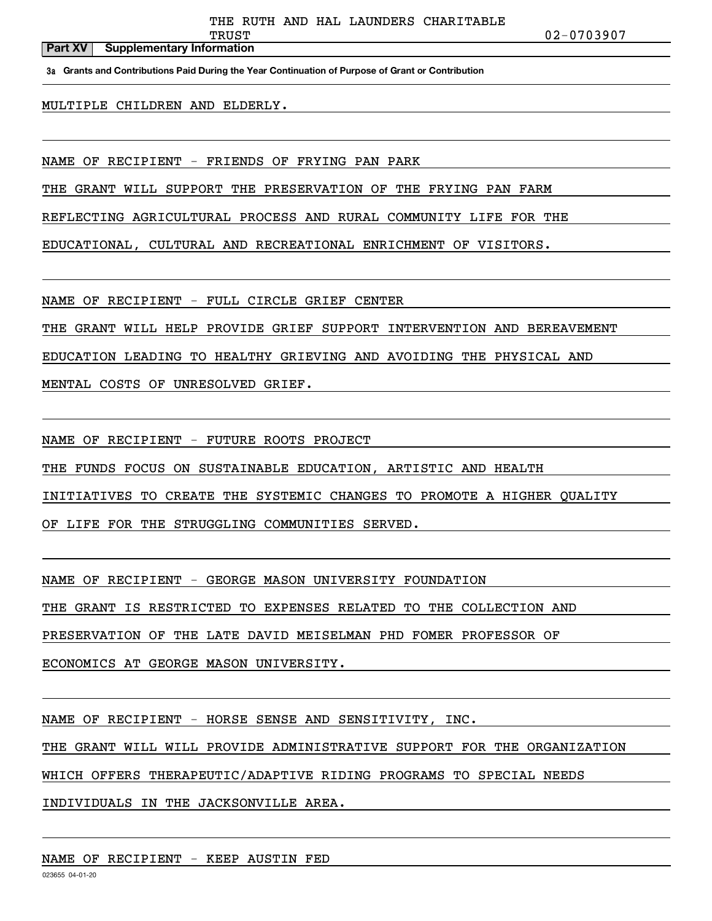THE RUTH AND HAL LAUNDERS CHARITABLE TRUST 02-0703907

**Part XV Supplementary Information**

**3a Grants and Contributions Paid During the Year Continuation of Purpose of Grant or Contribution**

MULTIPLE CHILDREN AND ELDERLY.

NAME OF RECIPIENT - FRIENDS OF FRYING PAN PARK
THE GRANT WILL SUPPORT THE PRESERVATION OF THE FRYING PAN FARM REFLECTING AGRICULTURAL PROCESS AND RURAL COMMUNITY LIFE FOR THE EDUCATIONAL, CULTURAL AND RECREATIONAL ENRICHMENT OF VISITORS.

NAME OF RECIPIENT - FULL CIRCLE GRIEF CENTER
THE GRANT WILL HELP PROVIDE GRIEF SUPPORT INTERVENTION AND BEREAVEMENT EDUCATION LEADING TO HEALTHY GRIEVING AND AVOIDING THE PHYSICAL AND MENTAL COSTS OF UNRESOLVED GRIEF.

NAME OF RECIPIENT - FUTURE ROOTS PROJECT
THE FUNDS FOCUS ON SUSTAINABLE EDUCATION, ARTISTIC AND HEALTH INITIATIVES TO CREATE THE SYSTEMIC CHANGES TO PROMOTE A HIGHER QUALITY OF LIFE FOR THE STRUGGLING COMMUNITIES SERVED.

NAME OF RECIPIENT - GEORGE MASON UNIVERSITY FOUNDATION
THE GRANT IS RESTRICTED TO EXPENSES RELATED TO THE COLLECTION AND PRESERVATION OF THE LATE DAVID MEISELMAN PHD FOMER PROFESSOR OF ECONOMICS AT GEORGE MASON UNIVERSITY.

NAME OF RECIPIENT - HORSE SENSE AND SENSITIVITY, INC.
THE GRANT WILL WILL PROVIDE ADMINISTRATIVE SUPPORT FOR THE ORGANIZATION WHICH OFFERS THERAPEUTIC/ADAPTIVE RIDING PROGRAMS TO SPECIAL NEEDS INDIVIDUALS IN THE JACKSONVILLE AREA.

NAME OF RECIPIENT - KEEP AUSTIN FED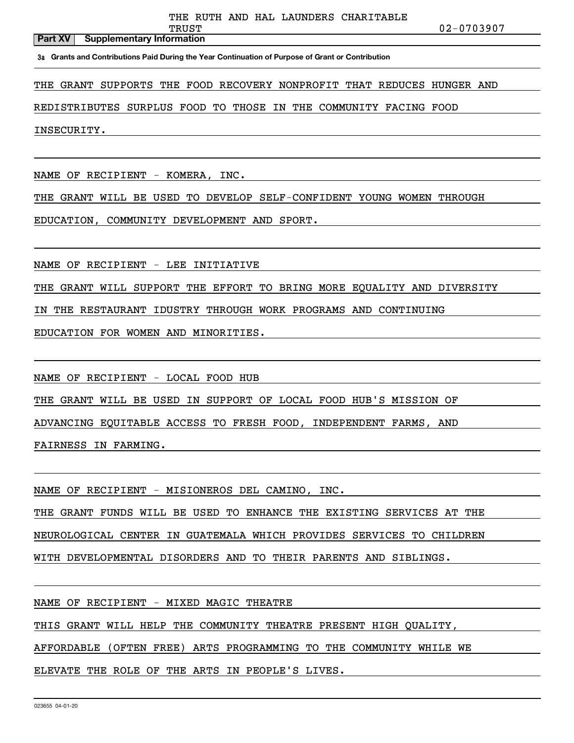THE RUTH AND HAL LAUNDERS CHARITABLE TRUST 02-0703907

**Part XV Supplementary Information**

**3a Grants and Contributions Paid During the Year Continuation of Purpose of Grant or Contribution**

THE GRANT SUPPORTS THE FOOD RECOVERY NONPROFIT THAT REDUCES HUNGER AND REDISTRIBUTES SURPLUS FOOD TO THOSE IN THE COMMUNITY FACING FOOD INSECURITY.

NAME OF RECIPIENT - KOMERA, INC.

THE GRANT WILL BE USED TO DEVELOP SELF-CONFIDENT YOUNG WOMEN THROUGH EDUCATION, COMMUNITY DEVELOPMENT AND SPORT.

NAME OF RECIPIENT - LEE INITIATIVE

THE GRANT WILL SUPPORT THE EFFORT TO BRING MORE EQUALITY AND DIVERSITY IN THE RESTAURANT IDUSTRY THROUGH WORK PROGRAMS AND CONTINUING EDUCATION FOR WOMEN AND MINORITIES.

NAME OF RECIPIENT - LOCAL FOOD HUB

THE GRANT WILL BE USED IN SUPPORT OF LOCAL FOOD HUB'S MISSION OF ADVANCING EQUITABLE ACCESS TO FRESH FOOD, INDEPENDENT FARMS, AND FAIRNESS IN FARMING.

NAME OF RECIPIENT - MISIONEROS DEL CAMINO, INC.

THE GRANT FUNDS WILL BE USED TO ENHANCE THE EXISTING SERVICES AT THE NEUROLOGICAL CENTER IN GUATEMALA WHICH PROVIDES SERVICES TO CHILDREN WITH DEVELOPMENTAL DISORDERS AND TO THEIR PARENTS AND SIBLINGS.

NAME OF RECIPIENT - MIXED MAGIC THEATRE

THIS GRANT WILL HELP THE COMMUNITY THEATRE PRESENT HIGH QUALITY, AFFORDABLE (OFTEN FREE) ARTS PROGRAMMING TO THE COMMUNITY WHILE WE ELEVATE THE ROLE OF THE ARTS IN PEOPLE'S LIVES.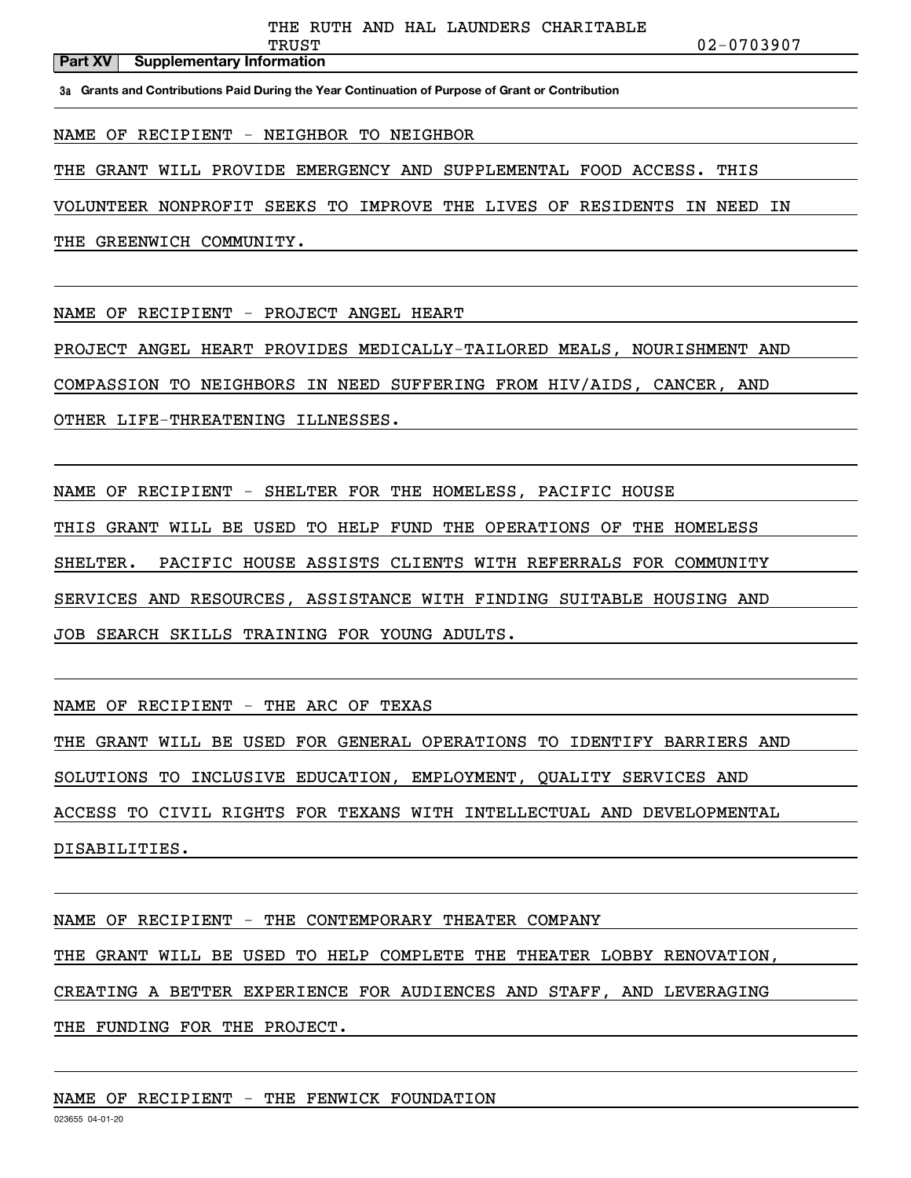THE RUTH AND HAL LAUNDERS CHARITABLE TRUST 02-0703907

**Part XV | Supplementary Information**

**3a Grants and Contributions Paid During the Year Continuation of Purpose of Grant or Contribution**

NAME OF RECIPIENT - NEIGHBOR TO NEIGHBOR

THE GRANT WILL PROVIDE EMERGENCY AND SUPPLEMENTAL FOOD ACCESS. THIS VOLUNTEER NONPROFIT SEEKS TO IMPROVE THE LIVES OF RESIDENTS IN NEED IN THE GREENWICH COMMUNITY.

NAME OF RECIPIENT - PROJECT ANGEL HEART

PROJECT ANGEL HEART PROVIDES MEDICALLY-TAILORED MEALS, NOURISHMENT AND COMPASSION TO NEIGHBORS IN NEED SUFFERING FROM HIV/AIDS, CANCER, AND OTHER LIFE-THREATENING ILLNESSES.

NAME OF RECIPIENT - SHELTER FOR THE HOMELESS, PACIFIC HOUSE

THIS GRANT WILL BE USED TO HELP FUND THE OPERATIONS OF THE HOMELESS SHELTER. PACIFIC HOUSE ASSISTS CLIENTS WITH REFERRALS FOR COMMUNITY SERVICES AND RESOURCES, ASSISTANCE WITH FINDING SUITABLE HOUSING AND JOB SEARCH SKILLS TRAINING FOR YOUNG ADULTS.

NAME OF RECIPIENT - THE ARC OF TEXAS

THE GRANT WILL BE USED FOR GENERAL OPERATIONS TO IDENTIFY BARRIERS AND SOLUTIONS TO INCLUSIVE EDUCATION, EMPLOYMENT, QUALITY SERVICES AND ACCESS TO CIVIL RIGHTS FOR TEXANS WITH INTELLECTUAL AND DEVELOPMENTAL DISABILITIES.

NAME OF RECIPIENT - THE CONTEMPORARY THEATER COMPANY

THE GRANT WILL BE USED TO HELP COMPLETE THE THEATER LOBBY RENOVATION, CREATING A BETTER EXPERIENCE FOR AUDIENCES AND STAFF, AND LEVERAGING THE FUNDING FOR THE PROJECT.

NAME OF RECIPIENT - THE FENWICK FOUNDATION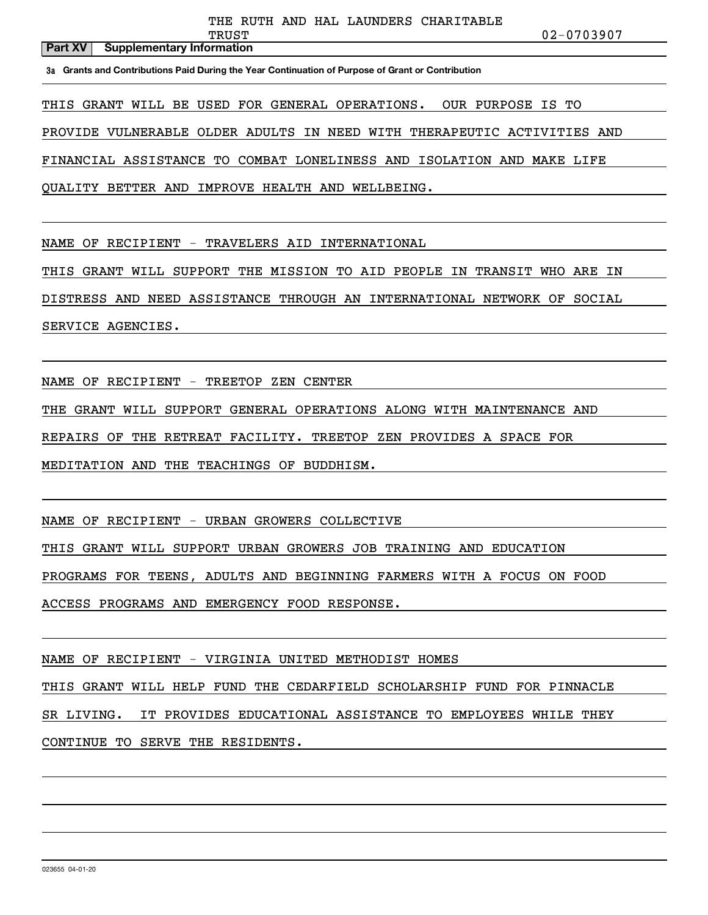THE RUTH AND HAL LAUNDERS CHARITABLE TRUST 02-0703907

**Part XV Supplementary Information**

**3a Grants and Contributions Paid During the Year Continuation of Purpose of Grant or Contribution**

THIS GRANT WILL BE USED FOR GENERAL OPERATIONS. OUR PURPOSE IS TO PROVIDE VULNERABLE OLDER ADULTS IN NEED WITH THERAPEUTIC ACTIVITIES AND FINANCIAL ASSISTANCE TO COMBAT LONELINESS AND ISOLATION AND MAKE LIFE QUALITY BETTER AND IMPROVE HEALTH AND WELLBEING.

NAME OF RECIPIENT - TRAVELERS AID INTERNATIONAL

THIS GRANT WILL SUPPORT THE MISSION TO AID PEOPLE IN TRANSIT WHO ARE IN DISTRESS AND NEED ASSISTANCE THROUGH AN INTERNATIONAL NETWORK OF SOCIAL SERVICE AGENCIES.

NAME OF RECIPIENT - TREETOP ZEN CENTER

THE GRANT WILL SUPPORT GENERAL OPERATIONS ALONG WITH MAINTENANCE AND REPAIRS OF THE RETREAT FACILITY. TREETOP ZEN PROVIDES A SPACE FOR MEDITATION AND THE TEACHINGS OF BUDDHISM.

NAME OF RECIPIENT - URBAN GROWERS COLLECTIVE

THIS GRANT WILL SUPPORT URBAN GROWERS JOB TRAINING AND EDUCATION PROGRAMS FOR TEENS, ADULTS AND BEGINNING FARMERS WITH A FOCUS ON FOOD ACCESS PROGRAMS AND EMERGENCY FOOD RESPONSE.

NAME OF RECIPIENT - VIRGINIA UNITED METHODIST HOMES

THIS GRANT WILL HELP FUND THE CEDARFIELD SCHOLARSHIP FUND FOR PINNACLE SR LIVING. IT PROVIDES EDUCATIONAL ASSISTANCE TO EMPLOYEES WHILE THEY CONTINUE TO SERVE THE RESIDENTS.

023655 04-01-20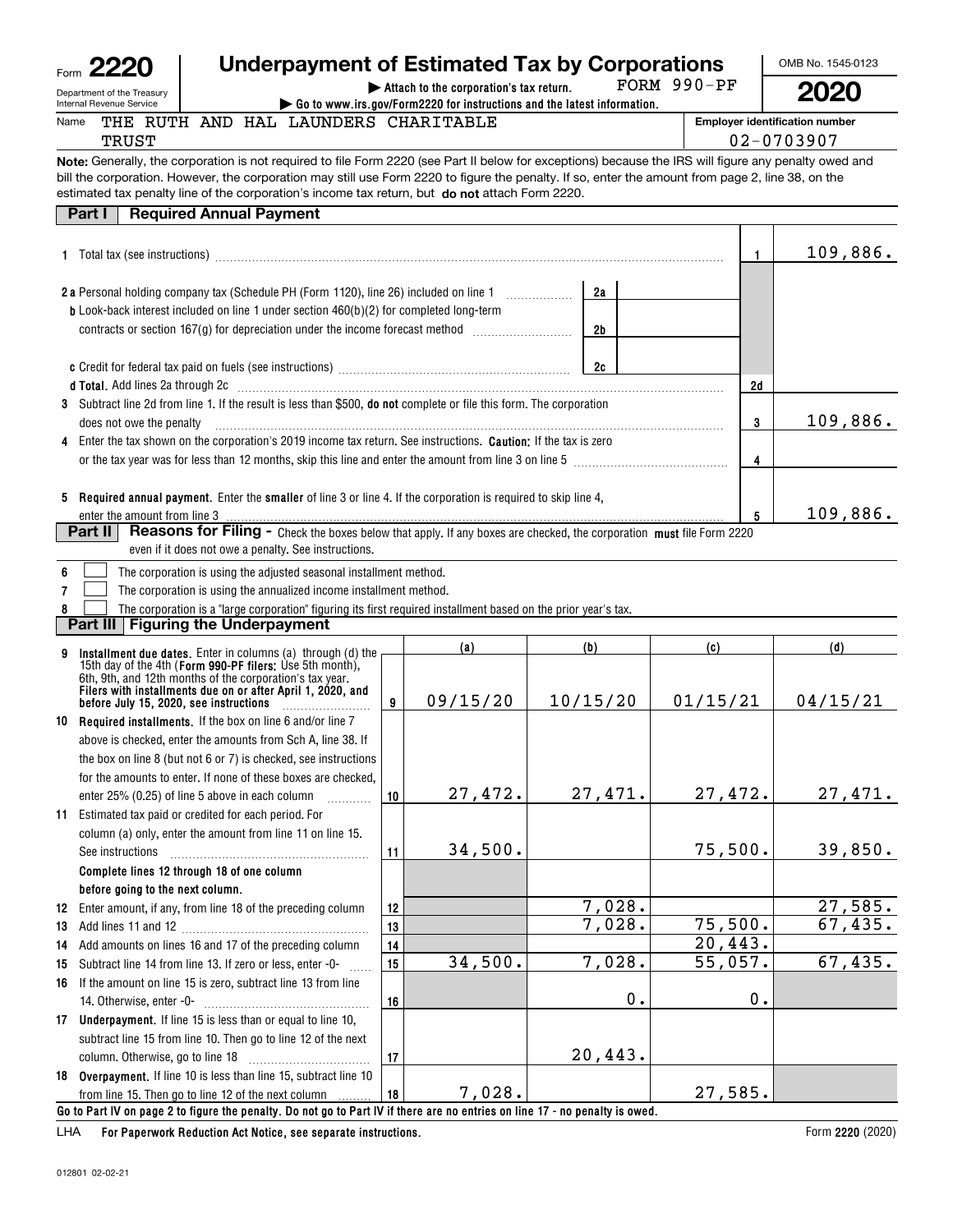Form **2220**

Department of the Treasury
Internal Revenue Service

# Underpayment of Estimated Tax by Corporations

▶ Attach to the corporation's tax return. FORM 990-PF

▶ Go to www.irs.gov/Form2220 for instructions and the latest information.

OMB No. 1545-0123

**2020**

Name: THE RUTH AND HAL LAUNDERS CHARITABLE TRUST

Employer identification number: 02-0703907

**Note:** Generally, the corporation is not required to file Form 2220 (see Part II below for exceptions) because the IRS will figure any penalty owed and bill the corporation. However, the corporation may still use Form 2220 to figure the penalty. If so, enter the amount from page 2, line 38, on the estimated tax penalty line of the corporation's income tax return, but **do not** attach Form 2220.

## Part I Required Annual Payment

| | | | |
|---|---|---|---|
| **1** | Total tax (see instructions) | 1 | 109,886. |
| **2a** | Personal holding company tax (Schedule PH (Form 1120), line 26) included on line 1 — 2a | | |
| **b** | Look-back interest included on line 1 under section 460(b)(2) for completed long-term contracts or section 167(g) for depreciation under the income forecast method — 2b | | |
| **c** | Credit for federal tax paid on fuels (see instructions) — 2c | | |
| **d** | **Total.** Add lines 2a through 2c | 2d | |
| **3** | Subtract line 2d from line 1. If the result is less than $500, **do not** complete or file this form. The corporation does not owe the penalty | 3 | 109,886. |
| **4** | Enter the tax shown on the corporation's 2019 income tax return. See instructions. **Caution:** If the tax is zero or the tax year was for less than 12 months, skip this line and enter the amount from line 3 on line 5 | 4 | |
| **5** | **Required annual payment.** Enter the **smaller** of line 3 or line 4. If the corporation is required to skip line 4, enter the amount from line 3 | 5 | 109,886. |

## Part II Reasons for Filing - Check the boxes below that apply. If any boxes are checked, the corporation must file Form 2220 even if it does not owe a penalty. See instructions.

- **6** ☐ The corporation is using the adjusted seasonal installment method.
- **7** ☐ The corporation is using the annualized income installment method.
- **8** ☐ The corporation is a "large corporation" figuring its first required installment based on the prior year's tax.

## Part III Figuring the Underpayment

| | | | (a) | (b) | (c) | (d) |
|---|---|---|---|---|---|---|
| **9** | **Installment due dates.** Enter in columns (a) through (d) the 15th day of the 4th (**Form 990-PF filers:** Use 5th month), 6th, 9th, and 12th months of the corporation's tax year. **Filers with installments due on or after April 1, 2020, and before July 15, 2020, see instructions** | 9 | 09/15/20 | 10/15/20 | 01/15/21 | 04/15/21 |
| **10** | **Required installments.** If the box on line 6 and/or line 7 above is checked, enter the amounts from Sch A, line 38. If the box on line 8 (but not 6 or 7) is checked, see instructions for the amounts to enter. If none of these boxes are checked, enter 25% (0.25) of line 5 above in each column | 10 | 27,472. | 27,471. | 27,472. | 27,471. |
| **11** | Estimated tax paid or credited for each period. For column (a) only, enter the amount from line 11 on line 15. See instructions | 11 | 34,500. | | 75,500. | 39,850. |
| | **Complete lines 12 through 18 of one column before going to the next column.** | | | | | |
| **12** | Enter amount, if any, from line 18 of the preceding column | 12 | | 7,028. | | 27,585. |
| **13** | Add lines 11 and 12 | 13 | | 7,028. | 75,500. | 67,435. |
| **14** | Add amounts on lines 16 and 17 of the preceding column | 14 | | | 20,443. | |
| **15** | Subtract line 14 from line 13. If zero or less, enter -0- | 15 | 34,500. | 7,028. | 55,057. | 67,435. |
| **16** | If the amount on line 15 is zero, subtract line 13 from line 14. Otherwise, enter -0- | 16 | | 0. | 0. | |
| **17** | **Underpayment.** If line 15 is less than or equal to line 10, subtract line 15 from line 10. Then go to line 12 of the next column. Otherwise, go to line 18 | 17 | | 20,443. | | |
| **18** | **Overpayment.** If line 10 is less than line 15, subtract line 10 from line 15. Then go to line 12 of the next column | 18 | 7,028. | | 27,585. | |

**Go to Part IV on page 2 to figure the penalty. Do not go to Part IV if there are no entries on line 17 - no penalty is owed.**

LHA **For Paperwork Reduction Act Notice, see separate instructions.** Form **2220** (2020)

012801 02-02-21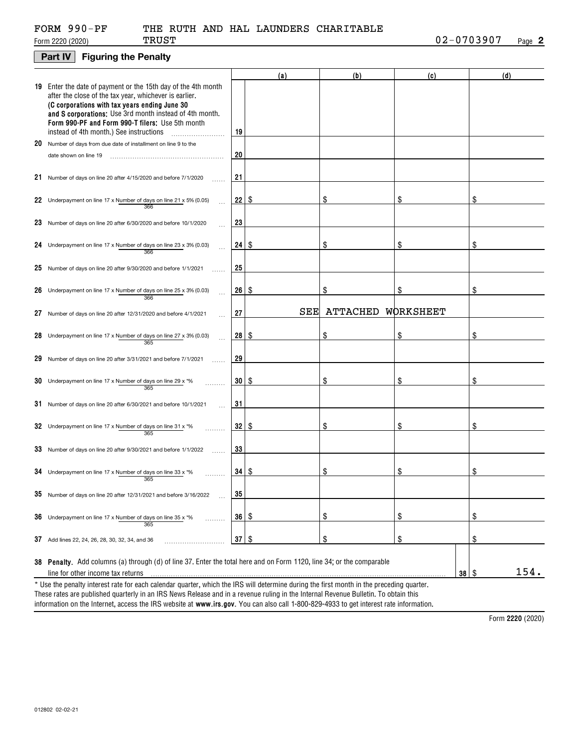FORM 990-PF THE RUTH AND HAL LAUNDERS CHARITABLE TRUST 02-0703907

Form 2220 (2020) Page **2**

## Part IV Figuring the Penalty

| | | (a) | (b) | (c) | (d) |
|---|---|---|---|---|---|
| **19** Enter the date of payment or the 15th day of the 4th month after the close of the tax year, whichever is earlier. **(C corporations with tax years ending June 30 and S corporations:** Use 3rd month instead of 4th month. **Form 990-PF and Form 990-T filers:** Use 5th month instead of 4th month.) See instructions | 19 | | | | |
| **20** Number of days from due date of installment on line 9 to the date shown on line 19 | 20 | | | | |
| **21** Number of days on line 20 after 4/15/2020 and before 7/1/2020 | 21 | | | | |
| **22** Underpayment on line 17 x Number of days on line 21 / 366 x 5% (0.05) | 22 | $ | $ | $ | $ |
| **23** Number of days on line 20 after 6/30/2020 and before 10/1/2020 | 23 | | | | |
| **24** Underpayment on line 17 x Number of days on line 23 / 366 x 3% (0.03) | 24 | $ | $ | $ | $ |
| **25** Number of days on line 20 after 9/30/2020 and before 1/1/2021 | 25 | | | | |
| **26** Underpayment on line 17 x Number of days on line 25 / 366 x 3% (0.03) | 26 | $ | $ | $ | $ |
| **27** Number of days on line 20 after 12/31/2020 and before 4/1/2021 | 27 | SEE | ATTACHED | WORKSHEET | |
| **28** Underpayment on line 17 x Number of days on line 27 / 365 x 3% (0.03) | 28 | $ | $ | $ | $ |
| **29** Number of days on line 20 after 3/31/2021 and before 7/1/2021 | 29 | | | | |
| **30** Underpayment on line 17 x Number of days on line 29 / 365 x *% | 30 | $ | $ | $ | $ |
| **31** Number of days on line 20 after 6/30/2021 and before 10/1/2021 | 31 | | | | |
| **32** Underpayment on line 17 x Number of days on line 31 / 365 x *% | 32 | $ | $ | $ | $ |
| **33** Number of days on line 20 after 9/30/2021 and before 1/1/2022 | 33 | | | | |
| **34** Underpayment on line 17 x Number of days on line 33 / 365 x *% | 34 | $ | $ | $ | $ |
| **35** Number of days on line 20 after 12/31/2021 and before 3/16/2022 | 35 | | | | |
| **36** Underpayment on line 17 x Number of days on line 35 / 365 x *% | 36 | $ | $ | $ | $ |
| **37** Add lines 22, 24, 26, 28, 30, 32, 34, and 36 | 37 | $ | $ | $ | $ |

**38 Penalty.** Add columns (a) through (d) of line 37. Enter the total here and on Form 1120, line 34; or the comparable line for other income tax returns ..... **38** $ 154.

\* Use the penalty interest rate for each calendar quarter, which the IRS will determine during the first month in the preceding quarter. These rates are published quarterly in an IRS News Release and in a revenue ruling in the Internal Revenue Bulletin. To obtain this information on the Internet, access the IRS website at **www.irs.gov**. You can also call 1-800-829-4933 to get interest rate information.

Form **2220** (2020)

012802 02-02-21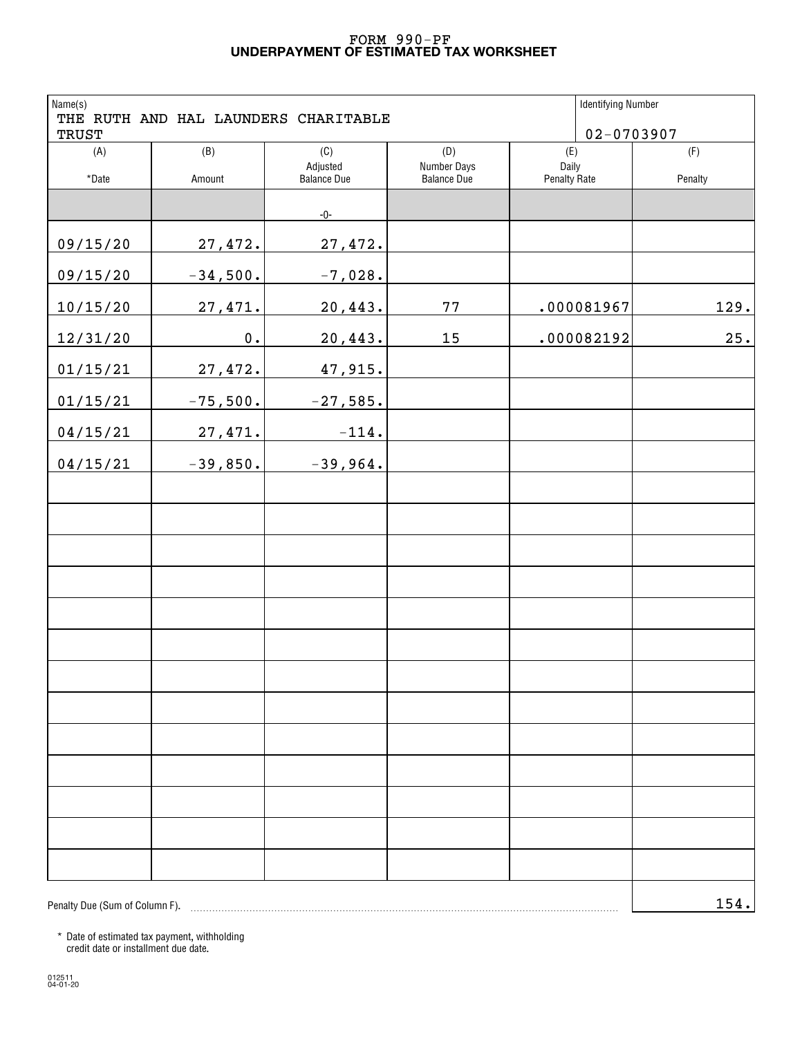# FORM 990-PF
## UNDERPAYMENT OF ESTIMATED TAX WORKSHEET

| Name(s) | | | | Identifying Number | |
|---|---|---|---|---|---|
| THE RUTH AND HAL LAUNDERS CHARITABLE TRUST | | | | 02-0703907 | |

| (A) *Date | (B) Amount | (C) Adjusted Balance Due | (D) Number Days Balance Due | (E) Daily Penalty Rate | (F) Penalty |
|---|---|---|---|---|---|
| | | -0- | | | |
| 09/15/20 | 27,472. | 27,472. | | | |
| 09/15/20 | -34,500. | -7,028. | | | |
| 10/15/20 | 27,471. | 20,443. | 77 | .000081967 | 129. |
| 12/31/20 | 0. | 20,443. | 15 | .000082192 | 25. |
| 01/15/21 | 27,472. | 47,915. | | | |
| 01/15/21 | -75,500. | -27,585. | | | |
| 04/15/21 | 27,471. | -114. | | | |
| 04/15/21 | -39,850. | -39,964. | | | |

Penalty Due (Sum of Column F). 154.

\* Date of estimated tax payment, withholding credit date or installment due date.

012511
04-01-20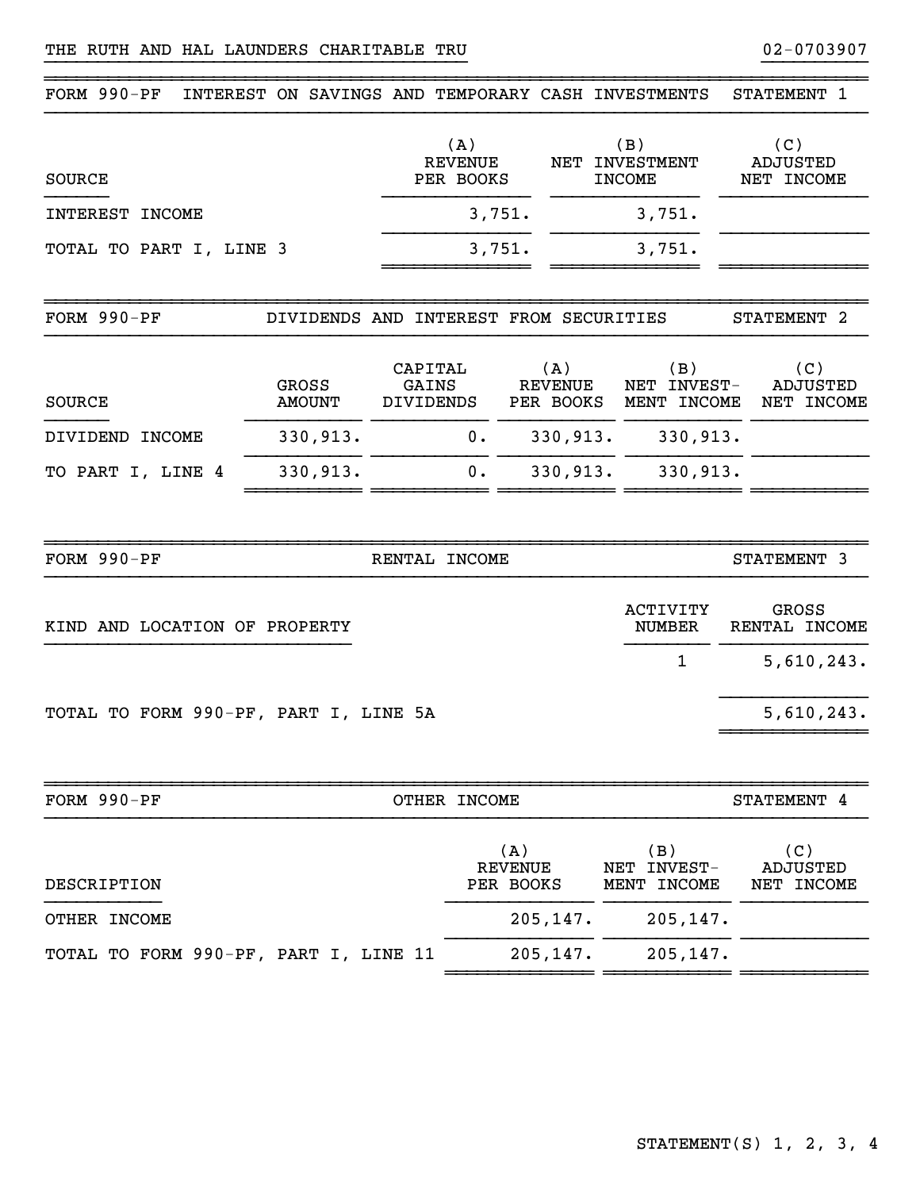THE RUTH AND HAL LAUNDERS CHARITABLE TRU 02-0703907

## FORM 990-PF INTEREST ON SAVINGS AND TEMPORARY CASH INVESTMENTS STATEMENT 1

| SOURCE | (A) REVENUE PER BOOKS | (B) NET INVESTMENT INCOME | (C) ADJUSTED NET INCOME |
|---|---|---|---|
| INTEREST INCOME | 3,751. | 3,751. | |
| TOTAL TO PART I, LINE 3 | 3,751. | 3,751. | |

## FORM 990-PF DIVIDENDS AND INTEREST FROM SECURITIES STATEMENT 2

| SOURCE | GROSS AMOUNT | CAPITAL GAINS DIVIDENDS | (A) REVENUE PER BOOKS | (B) NET INVEST-MENT INCOME | (C) ADJUSTED NET INCOME |
|---|---|---|---|---|---|
| DIVIDEND INCOME | 330,913. | 0. | 330,913. | 330,913. | |
| TO PART I, LINE 4 | 330,913. | 0. | 330,913. | 330,913. | |

## FORM 990-PF RENTAL INCOME STATEMENT 3

| KIND AND LOCATION OF PROPERTY | ACTIVITY NUMBER | GROSS RENTAL INCOME |
|---|---|---|
| | 1 | 5,610,243. |
| TOTAL TO FORM 990-PF, PART I, LINE 5A | | 5,610,243. |

## FORM 990-PF OTHER INCOME STATEMENT 4

| DESCRIPTION | (A) REVENUE PER BOOKS | (B) NET INVEST-MENT INCOME | (C) ADJUSTED NET INCOME |
|---|---|---|---|
| OTHER INCOME | 205,147. | 205,147. | |
| TOTAL TO FORM 990-PF, PART I, LINE 11 | 205,147. | 205,147. | |

STATEMENT(S) 1, 2, 3, 4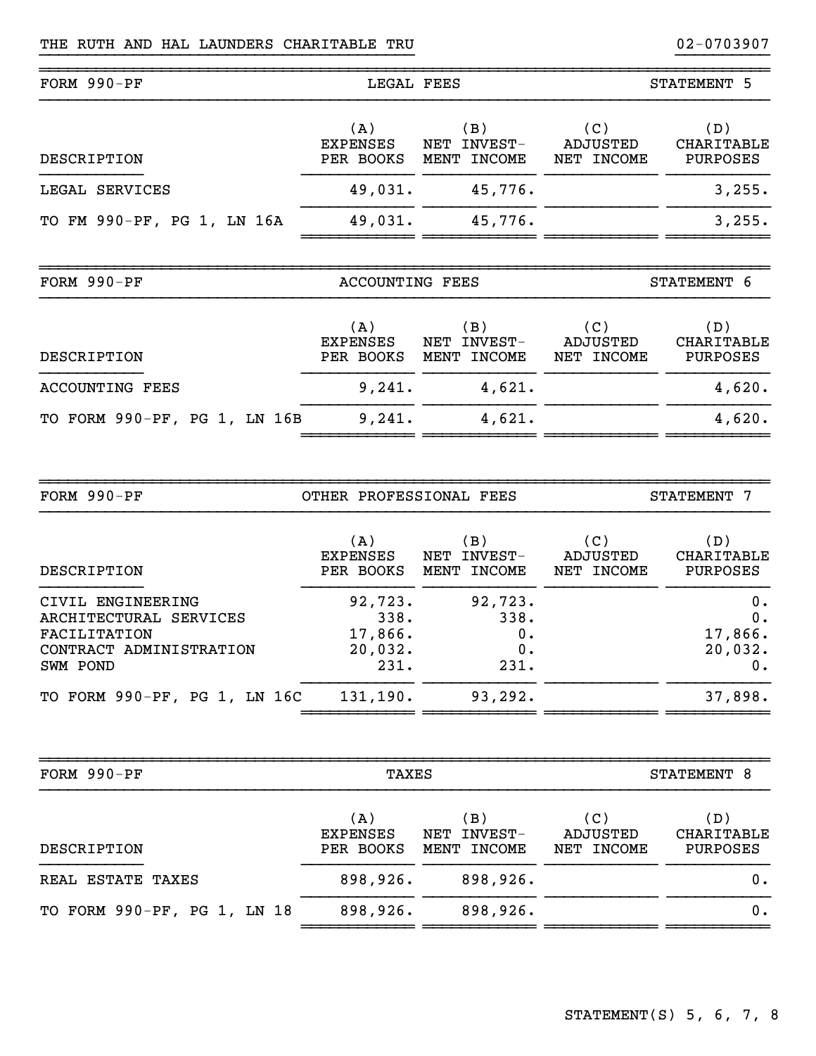THE RUTH AND HAL LAUNDERS CHARITABLE TRU 02-0703907

## FORM 990-PF — LEGAL FEES — STATEMENT 5

| DESCRIPTION | (A) EXPENSES PER BOOKS | (B) NET INVEST-MENT INCOME | (C) ADJUSTED NET INCOME | (D) CHARITABLE PURPOSES |
|---|---|---|---|---|
| LEGAL SERVICES | 49,031. | 45,776. | | 3,255. |
| TO FM 990-PF, PG 1, LN 16A | 49,031. | 45,776. | | 3,255. |

## FORM 990-PF — ACCOUNTING FEES — STATEMENT 6

| DESCRIPTION | (A) EXPENSES PER BOOKS | (B) NET INVEST-MENT INCOME | (C) ADJUSTED NET INCOME | (D) CHARITABLE PURPOSES |
|---|---|---|---|---|
| ACCOUNTING FEES | 9,241. | 4,621. | | 4,620. |
| TO FORM 990-PF, PG 1, LN 16B | 9,241. | 4,621. | | 4,620. |

## FORM 990-PF — OTHER PROFESSIONAL FEES — STATEMENT 7

| DESCRIPTION | (A) EXPENSES PER BOOKS | (B) NET INVEST-MENT INCOME | (C) ADJUSTED NET INCOME | (D) CHARITABLE PURPOSES |
|---|---|---|---|---|
| CIVIL ENGINEERING | 92,723. | 92,723. | | 0. |
| ARCHITECTURAL SERVICES | 338. | 338. | | 0. |
| FACILITATION | 17,866. | 0. | | 17,866. |
| CONTRACT ADMINISTRATION | 20,032. | 0. | | 20,032. |
| SWM POND | 231. | 231. | | 0. |
| TO FORM 990-PF, PG 1, LN 16C | 131,190. | 93,292. | | 37,898. |

## FORM 990-PF — TAXES — STATEMENT 8

| DESCRIPTION | (A) EXPENSES PER BOOKS | (B) NET INVEST-MENT INCOME | (C) ADJUSTED NET INCOME | (D) CHARITABLE PURPOSES |
|---|---|---|---|---|
| REAL ESTATE TAXES | 898,926. | 898,926. | | 0. |
| TO FORM 990-PF, PG 1, LN 18 | 898,926. | 898,926. | | 0. |

STATEMENT(S) 5, 6, 7, 8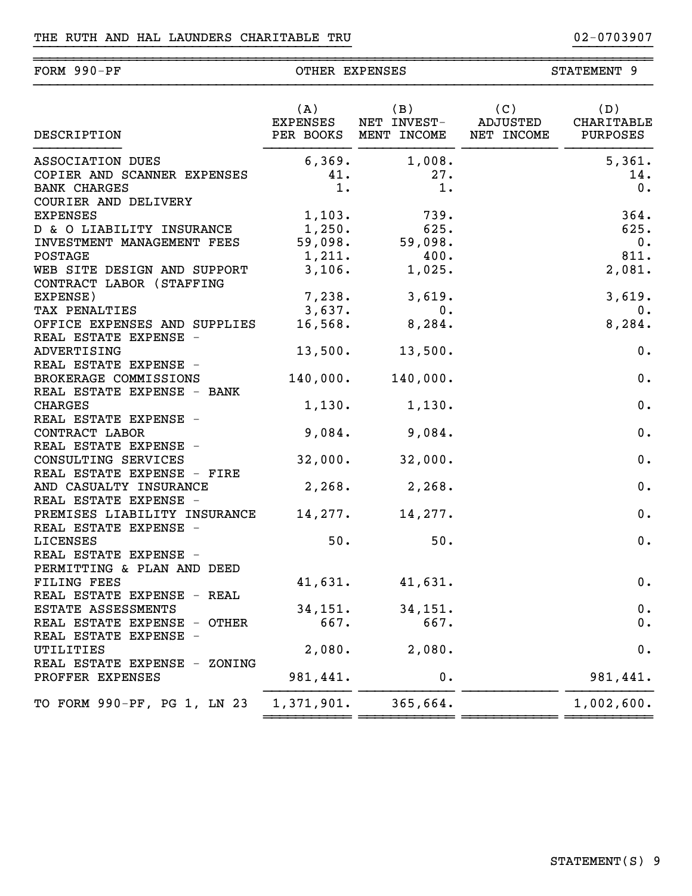THE RUTH AND HAL LAUNDERS CHARITABLE TRU 02-0703907

| FORM 990-PF | OTHER EXPENSES | | STATEMENT 9 | |
|---|---|---|---|---|
| DESCRIPTION | (A) EXPENSES PER BOOKS | (B) NET INVEST- MENT INCOME | (C) ADJUSTED NET INCOME | (D) CHARITABLE PURPOSES |
| ASSOCIATION DUES | 6,369. | 1,008. | | 5,361. |
| COPIER AND SCANNER EXPENSES | 41. | 27. | | 14. |
| BANK CHARGES | 1. | 1. | | 0. |
| COURIER AND DELIVERY EXPENSES | 1,103. | 739. | | 364. |
| D & O LIABILITY INSURANCE | 1,250. | 625. | | 625. |
| INVESTMENT MANAGEMENT FEES | 59,098. | 59,098. | | 0. |
| POSTAGE | 1,211. | 400. | | 811. |
| WEB SITE DESIGN AND SUPPORT | 3,106. | 1,025. | | 2,081. |
| CONTRACT LABOR (STAFFING EXPENSE) | 7,238. | 3,619. | | 3,619. |
| TAX PENALTIES | 3,637. | 0. | | 0. |
| OFFICE EXPENSES AND SUPPLIES | 16,568. | 8,284. | | 8,284. |
| REAL ESTATE EXPENSE - ADVERTISING | 13,500. | 13,500. | | 0. |
| REAL ESTATE EXPENSE - BROKERAGE COMMISSIONS | 140,000. | 140,000. | | 0. |
| REAL ESTATE EXPENSE - BANK CHARGES | 1,130. | 1,130. | | 0. |
| REAL ESTATE EXPENSE - CONTRACT LABOR | 9,084. | 9,084. | | 0. |
| REAL ESTATE EXPENSE - CONSULTING SERVICES | 32,000. | 32,000. | | 0. |
| REAL ESTATE EXPENSE - FIRE AND CASUALTY INSURANCE | 2,268. | 2,268. | | 0. |
| REAL ESTATE EXPENSE - PREMISES LIABILITY INSURANCE | 14,277. | 14,277. | | 0. |
| REAL ESTATE EXPENSE - LICENSES | 50. | 50. | | 0. |
| REAL ESTATE EXPENSE - PERMITTING & PLAN AND DEED FILING FEES | 41,631. | 41,631. | | 0. |
| REAL ESTATE EXPENSE - REAL ESTATE ASSESSMENTS | 34,151. | 34,151. | | 0. |
| REAL ESTATE EXPENSE - OTHER | 667. | 667. | | 0. |
| REAL ESTATE EXPENSE - UTILITIES | 2,080. | 2,080. | | 0. |
| REAL ESTATE EXPENSE - ZONING PROFFER EXPENSES | 981,441. | 0. | | 981,441. |
| TO FORM 990-PF, PG 1, LN 23 | 1,371,901. | 365,664. | | 1,002,600. |

STATEMENT(S) 9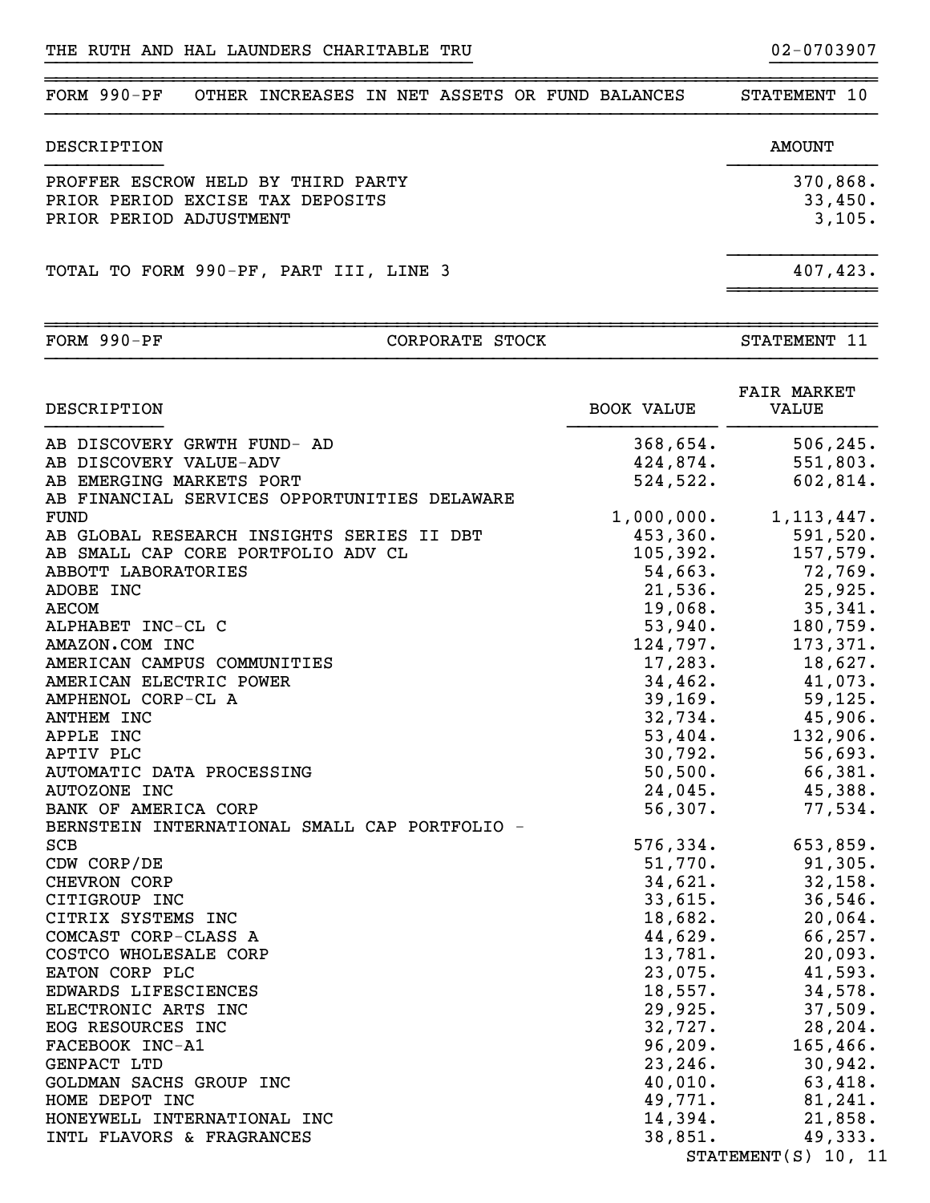THE RUTH AND HAL LAUNDERS CHARITABLE TRU 02-0703907

## FORM 990-PF OTHER INCREASES IN NET ASSETS OR FUND BALANCES STATEMENT 10

| DESCRIPTION | AMOUNT |
|---|---|
| PROFFER ESCROW HELD BY THIRD PARTY | 370,868. |
| PRIOR PERIOD EXCISE TAX DEPOSITS | 33,450. |
| PRIOR PERIOD ADJUSTMENT | 3,105. |
| TOTAL TO FORM 990-PF, PART III, LINE 3 | 407,423. |

## FORM 990-PF CORPORATE STOCK STATEMENT 11

| DESCRIPTION | BOOK VALUE | FAIR MARKET VALUE |
|---|---|---|
| AB DISCOVERY GRWTH FUND- AD | 368,654. | 506,245. |
| AB DISCOVERY VALUE-ADV | 424,874. | 551,803. |
| AB EMERGING MARKETS PORT | 524,522. | 602,814. |
| AB FINANCIAL SERVICES OPPORTUNITIES DELAWARE FUND | 1,000,000. | 1,113,447. |
| AB GLOBAL RESEARCH INSIGHTS SERIES II DBT | 453,360. | 591,520. |
| AB SMALL CAP CORE PORTFOLIO ADV CL | 105,392. | 157,579. |
| ABBOTT LABORATORIES | 54,663. | 72,769. |
| ADOBE INC | 21,536. | 25,925. |
| AECOM | 19,068. | 35,341. |
| ALPHABET INC-CL C | 53,940. | 180,759. |
| AMAZON.COM INC | 124,797. | 173,371. |
| AMERICAN CAMPUS COMMUNITIES | 17,283. | 18,627. |
| AMERICAN ELECTRIC POWER | 34,462. | 41,073. |
| AMPHENOL CORP-CL A | 39,169. | 59,125. |
| ANTHEM INC | 32,734. | 45,906. |
| APPLE INC | 53,404. | 132,906. |
| APTIV PLC | 30,792. | 56,693. |
| AUTOMATIC DATA PROCESSING | 50,500. | 66,381. |
| AUTOZONE INC | 24,045. | 45,388. |
| BANK OF AMERICA CORP | 56,307. | 77,534. |
| BERNSTEIN INTERNATIONAL SMALL CAP PORTFOLIO - SCB | 576,334. | 653,859. |
| CDW CORP/DE | 51,770. | 91,305. |
| CHEVRON CORP | 34,621. | 32,158. |
| CITIGROUP INC | 33,615. | 36,546. |
| CITRIX SYSTEMS INC | 18,682. | 20,064. |
| COMCAST CORP-CLASS A | 44,629. | 66,257. |
| COSTCO WHOLESALE CORP | 13,781. | 20,093. |
| EATON CORP PLC | 23,075. | 41,593. |
| EDWARDS LIFESCIENCES | 18,557. | 34,578. |
| ELECTRONIC ARTS INC | 29,925. | 37,509. |
| EOG RESOURCES INC | 32,727. | 28,204. |
| FACEBOOK INC-A1 | 96,209. | 165,466. |
| GENPACT LTD | 23,246. | 30,942. |
| GOLDMAN SACHS GROUP INC | 40,010. | 63,418. |
| HOME DEPOT INC | 49,771. | 81,241. |
| HONEYWELL INTERNATIONAL INC | 14,394. | 21,858. |
| INTL FLAVORS & FRAGRANCES | 38,851. | 49,333. |

STATEMENT(S) 10, 11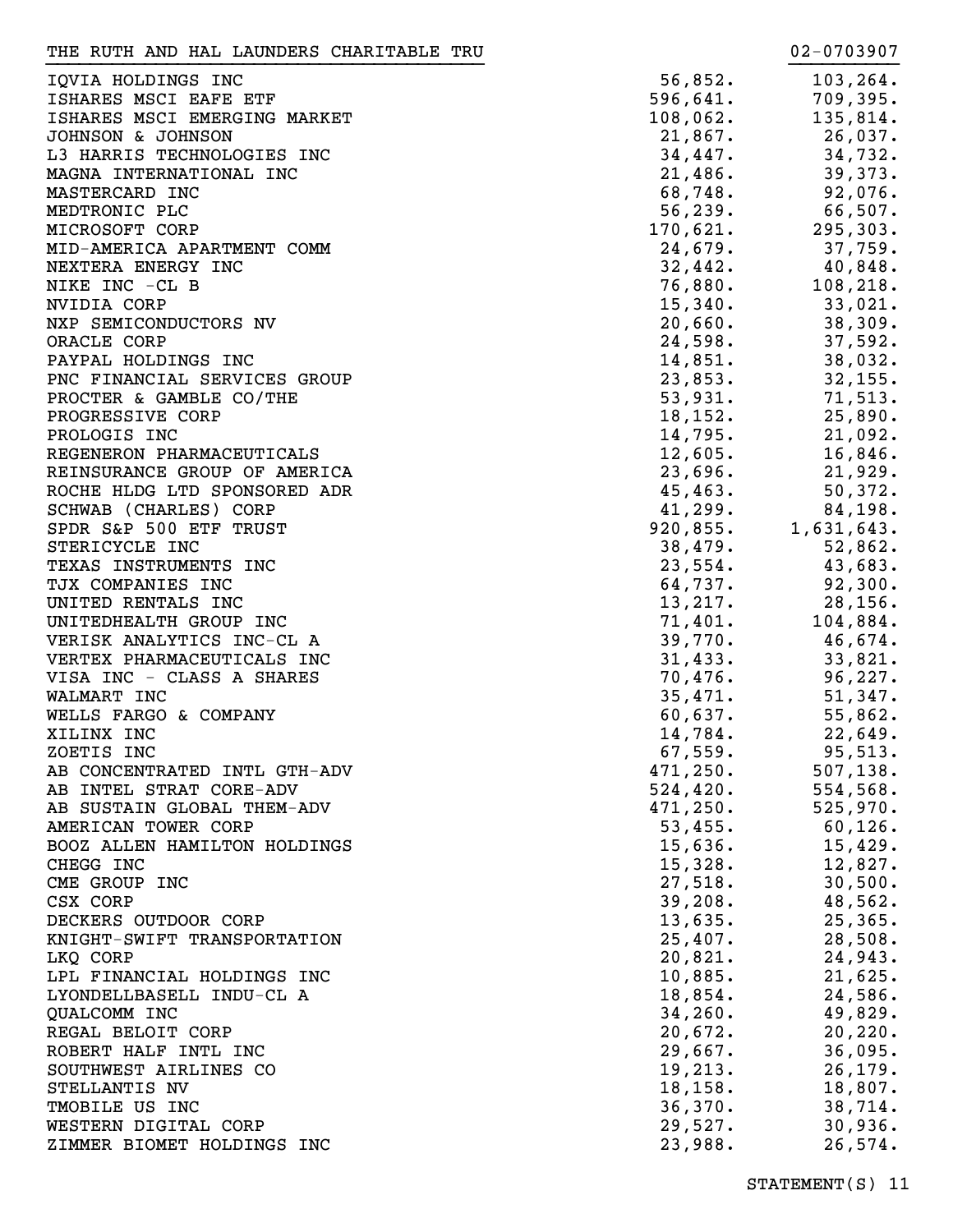THE RUTH AND HAL LAUNDERS CHARITABLE TRU 02-0703907

| | | |
|---|---|---|
| IQVIA HOLDINGS INC | 56,852. | 103,264. |
| ISHARES MSCI EAFE ETF | 596,641. | 709,395. |
| ISHARES MSCI EMERGING MARKET | 108,062. | 135,814. |
| JOHNSON & JOHNSON | 21,867. | 26,037. |
| L3 HARRIS TECHNOLOGIES INC | 34,447. | 34,732. |
| MAGNA INTERNATIONAL INC | 21,486. | 39,373. |
| MASTERCARD INC | 68,748. | 92,076. |
| MEDTRONIC PLC | 56,239. | 66,507. |
| MICROSOFT CORP | 170,621. | 295,303. |
| MID-AMERICA APARTMENT COMM | 24,679. | 37,759. |
| NEXTERA ENERGY INC | 32,442. | 40,848. |
| NIKE INC -CL B | 76,880. | 108,218. |
| NVIDIA CORP | 15,340. | 33,021. |
| NXP SEMICONDUCTORS NV | 20,660. | 38,309. |
| ORACLE CORP | 24,598. | 37,592. |
| PAYPAL HOLDINGS INC | 14,851. | 38,032. |
| PNC FINANCIAL SERVICES GROUP | 23,853. | 32,155. |
| PROCTER & GAMBLE CO/THE | 53,931. | 71,513. |
| PROGRESSIVE CORP | 18,152. | 25,890. |
| PROLOGIS INC | 14,795. | 21,092. |
| REGENERON PHARMACEUTICALS | 12,605. | 16,846. |
| REINSURANCE GROUP OF AMERICA | 23,696. | 21,929. |
| ROCHE HLDG LTD SPONSORED ADR | 45,463. | 50,372. |
| SCHWAB (CHARLES) CORP | 41,299. | 84,198. |
| SPDR S&P 500 ETF TRUST | 920,855. | 1,631,643. |
| STERICYCLE INC | 38,479. | 52,862. |
| TEXAS INSTRUMENTS INC | 23,554. | 43,683. |
| TJX COMPANIES INC | 64,737. | 92,300. |
| UNITED RENTALS INC | 13,217. | 28,156. |
| UNITEDHEALTH GROUP INC | 71,401. | 104,884. |
| VERISK ANALYTICS INC-CL A | 39,770. | 46,674. |
| VERTEX PHARMACEUTICALS INC | 31,433. | 33,821. |
| VISA INC - CLASS A SHARES | 70,476. | 96,227. |
| WALMART INC | 35,471. | 51,347. |
| WELLS FARGO & COMPANY | 60,637. | 55,862. |
| XILINX INC | 14,784. | 22,649. |
| ZOETIS INC | 67,559. | 95,513. |
| AB CONCENTRATED INTL GTH-ADV | 471,250. | 507,138. |
| AB INTEL STRAT CORE-ADV | 524,420. | 554,568. |
| AB SUSTAIN GLOBAL THEM-ADV | 471,250. | 525,970. |
| AMERICAN TOWER CORP | 53,455. | 60,126. |
| BOOZ ALLEN HAMILTON HOLDINGS | 15,636. | 15,429. |
| CHEGG INC | 15,328. | 12,827. |
| CME GROUP INC | 27,518. | 30,500. |
| CSX CORP | 39,208. | 48,562. |
| DECKERS OUTDOOR CORP | 13,635. | 25,365. |
| KNIGHT-SWIFT TRANSPORTATION | 25,407. | 28,508. |
| LKQ CORP | 20,821. | 24,943. |
| LPL FINANCIAL HOLDINGS INC | 10,885. | 21,625. |
| LYONDELLBASELL INDU-CL A | 18,854. | 24,586. |
| QUALCOMM INC | 34,260. | 49,829. |
| REGAL BELOIT CORP | 20,672. | 20,220. |
| ROBERT HALF INTL INC | 29,667. | 36,095. |
| SOUTHWEST AIRLINES CO | 19,213. | 26,179. |
| STELLANTIS NV | 18,158. | 18,807. |
| TMOBILE US INC | 36,370. | 38,714. |
| WESTERN DIGITAL CORP | 29,527. | 30,936. |
| ZIMMER BIOMET HOLDINGS INC | 23,988. | 26,574. |

STATEMENT(S) 11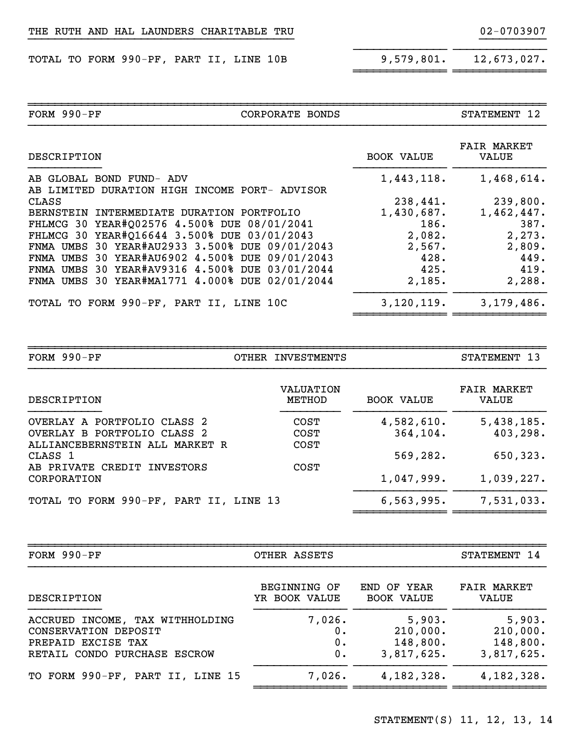THE RUTH AND HAL LAUNDERS CHARITABLE TRU 02-0703907

| | | |
|---|---|---|
| TOTAL TO FORM 990-PF, PART II, LINE 10B | 9,579,801. | 12,673,027. |

| FORM 990-PF | CORPORATE BONDS | STATEMENT 12 |
|---|---|---|

| DESCRIPTION | BOOK VALUE | FAIR MARKET VALUE |
|---|---|---|
| AB GLOBAL BOND FUND- ADV | 1,443,118. | 1,468,614. |
| AB LIMITED DURATION HIGH INCOME PORT- ADVISOR CLASS | 238,441. | 239,800. |
| BERNSTEIN INTERMEDIATE DURATION PORTFOLIO | 1,430,687. | 1,462,447. |
| FHLMCG 30 YEAR#Q02576 4.500% DUE 08/01/2041 | 186. | 387. |
| FHLMCG 30 YEAR#Q16644 3.500% DUE 03/01/2043 | 2,082. | 2,273. |
| FNMA UMBS 30 YEAR#AU2933 3.500% DUE 09/01/2043 | 2,567. | 2,809. |
| FNMA UMBS 30 YEAR#AU6902 4.500% DUE 09/01/2043 | 428. | 449. |
| FNMA UMBS 30 YEAR#AV9316 4.500% DUE 03/01/2044 | 425. | 419. |
| FNMA UMBS 30 YEAR#MA1771 4.000% DUE 02/01/2044 | 2,185. | 2,288. |
| TOTAL TO FORM 990-PF, PART II, LINE 10C | 3,120,119. | 3,179,486. |

| FORM 990-PF | OTHER INVESTMENTS | STATEMENT 13 |
|---|---|---|

| DESCRIPTION | VALUATION METHOD | BOOK VALUE | FAIR MARKET VALUE |
|---|---|---|---|
| OVERLAY A PORTFOLIO CLASS 2 | COST | 4,582,610. | 5,438,185. |
| OVERLAY B PORTFOLIO CLASS 2 | COST | 364,104. | 403,298. |
| ALLIANCEBERNSTEIN ALL MARKET R CLASS 1 | COST | 569,282. | 650,323. |
| AB PRIVATE CREDIT INVESTORS CORPORATION | COST | 1,047,999. | 1,039,227. |
| TOTAL TO FORM 990-PF, PART II, LINE 13 | | 6,563,995. | 7,531,033. |

| FORM 990-PF | OTHER ASSETS | STATEMENT 14 |
|---|---|---|

| DESCRIPTION | BEGINNING OF YR BOOK VALUE | END OF YEAR BOOK VALUE | FAIR MARKET VALUE |
|---|---|---|---|
| ACCRUED INCOME, TAX WITHHOLDING | 7,026. | 5,903. | 5,903. |
| CONSERVATION DEPOSIT | 0. | 210,000. | 210,000. |
| PREPAID EXCISE TAX | 0. | 148,800. | 148,800. |
| RETAIL CONDO PURCHASE ESCROW | 0. | 3,817,625. | 3,817,625. |
| TO FORM 990-PF, PART II, LINE 15 | 7,026. | 4,182,328. | 4,182,328. |

STATEMENT(S) 11, 12, 13, 14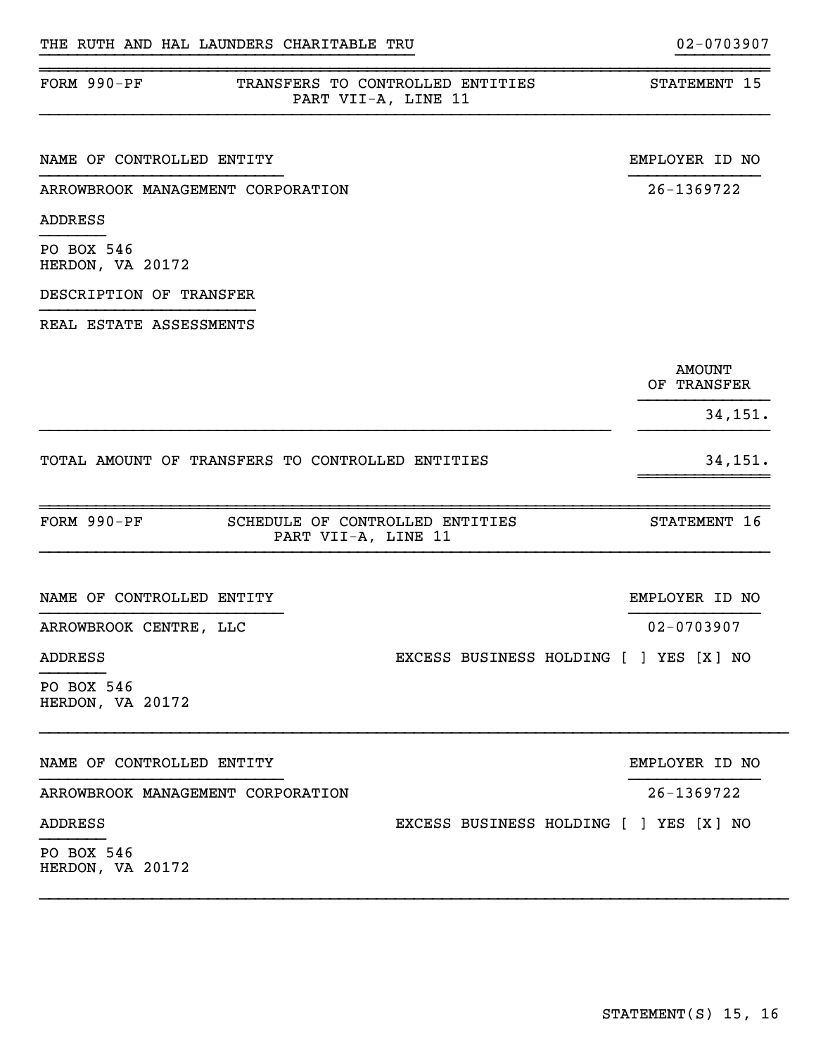THE RUTH AND HAL LAUNDERS CHARITABLE TRU 02-0703907

## FORM 990-PF — TRANSFERS TO CONTROLLED ENTITIES — PART VII-A, LINE 11 — STATEMENT 15

| NAME OF CONTROLLED ENTITY | EMPLOYER ID NO |
|---|---|
| ARROWBROOK MANAGEMENT CORPORATION | 26-1369722 |

ADDRESS

PO BOX 546
HERDON, VA 20172

DESCRIPTION OF TRANSFER

REAL ESTATE ASSESSMENTS

| | AMOUNT OF TRANSFER |
|---|---|
| | 34,151. |
| TOTAL AMOUNT OF TRANSFERS TO CONTROLLED ENTITIES | 34,151. |

## FORM 990-PF — SCHEDULE OF CONTROLLED ENTITIES — PART VII-A, LINE 11 — STATEMENT 16

| NAME OF CONTROLLED ENTITY | EMPLOYER ID NO |
|---|---|
| ARROWBROOK CENTRE, LLC | 02-0703907 |

ADDRESS — EXCESS BUSINESS HOLDING [ ] YES [X] NO

PO BOX 546
HERDON, VA 20172

| NAME OF CONTROLLED ENTITY | EMPLOYER ID NO |
|---|---|
| ARROWBROOK MANAGEMENT CORPORATION | 26-1369722 |

ADDRESS — EXCESS BUSINESS HOLDING [ ] YES [X] NO

PO BOX 546
HERDON, VA 20172

STATEMENT(S) 15, 16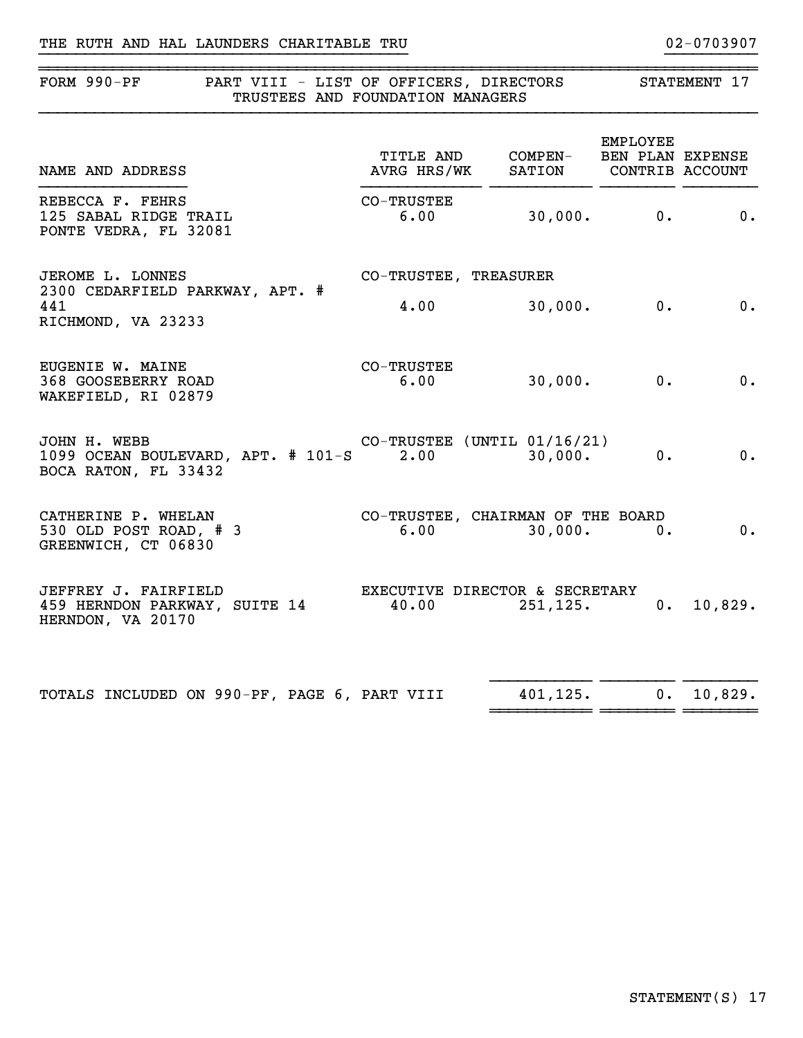THE RUTH AND HAL LAUNDERS CHARITABLE TRU 02-0703907

## FORM 990-PF PART VIII - LIST OF OFFICERS, DIRECTORS TRUSTEES AND FOUNDATION MANAGERS STATEMENT 17

| NAME AND ADDRESS | TITLE AND AVRG HRS/WK | COMPEN-SATION | EMPLOYEE BEN PLAN CONTRIB | EXPENSE ACCOUNT |
|---|---|---|---|---|
| REBECCA F. FEHRS<br>125 SABAL RIDGE TRAIL<br>PONTE VEDRA, FL 32081 | CO-TRUSTEE<br>6.00 | 30,000. | 0. | 0. |
| JEROME L. LONNES<br>2300 CEDARFIELD PARKWAY, APT. # 441<br>RICHMOND, VA 23233 | CO-TRUSTEE, TREASURER<br>4.00 | 30,000. | 0. | 0. |
| EUGENIE W. MAINE<br>368 GOOSEBERRY ROAD<br>WAKEFIELD, RI 02879 | CO-TRUSTEE<br>6.00 | 30,000. | 0. | 0. |
| JOHN H. WEBB<br>1099 OCEAN BOULEVARD, APT. # 101-S<br>BOCA RATON, FL 33432 | CO-TRUSTEE (UNTIL 01/16/21)<br>2.00 | 30,000. | 0. | 0. |
| CATHERINE P. WHELAN<br>530 OLD POST ROAD, # 3<br>GREENWICH, CT 06830 | CO-TRUSTEE, CHAIRMAN OF THE BOARD<br>6.00 | 30,000. | 0. | 0. |
| JEFFREY J. FAIRFIELD<br>459 HERNDON PARKWAY, SUITE 14<br>HERNDON, VA 20170 | EXECUTIVE DIRECTOR & SECRETARY<br>40.00 | 251,125. | 0. | 10,829. |
| TOTALS INCLUDED ON 990-PF, PAGE 6, PART VIII | | 401,125. | 0. | 10,829. |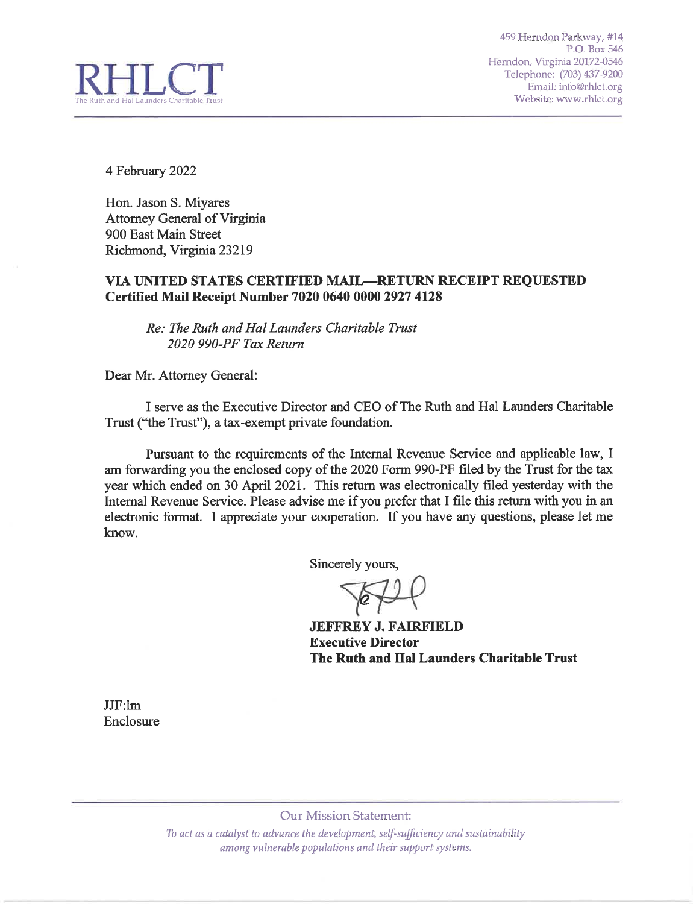**RHLCT**
The Ruth and Hal Launders Charitable Trust

459 Herndon Parkway, #14
P.O. Box 546
Herndon, Virginia 20172-0546
Telephone: (703) 437-9200
Email: info@rhlct.org
Website: www.rhlct.org

4 February 2022

Hon. Jason S. Miyares
Attorney General of Virginia
900 East Main Street
Richmond, Virginia 23219

**VIA UNITED STATES CERTIFIED MAIL—RETURN RECEIPT REQUESTED**
**Certified Mail Receipt Number 7020 0640 0000 2927 4128**

*Re: The Ruth and Hal Launders Charitable Trust*
*2020 990-PF Tax Return*

Dear Mr. Attorney General:

I serve as the Executive Director and CEO of The Ruth and Hal Launders Charitable Trust ("the Trust"), a tax-exempt private foundation.

Pursuant to the requirements of the Internal Revenue Service and applicable law, I am forwarding you the enclosed copy of the 2020 Form 990-PF filed by the Trust for the tax year which ended on 30 April 2021. This return was electronically filed yesterday with the Internal Revenue Service. Please advise me if you prefer that I file this return with you in an electronic format. I appreciate your cooperation. If you have any questions, please let me know.

Sincerely yours,

**JEFFREY J. FAIRFIELD**
**Executive Director**
**The Ruth and Hal Launders Charitable Trust**

JJF:lm
Enclosure

Our Mission Statement:

*To act as a catalyst to advance the development, self-sufficiency and sustainability among vulnerable populations and their support systems.*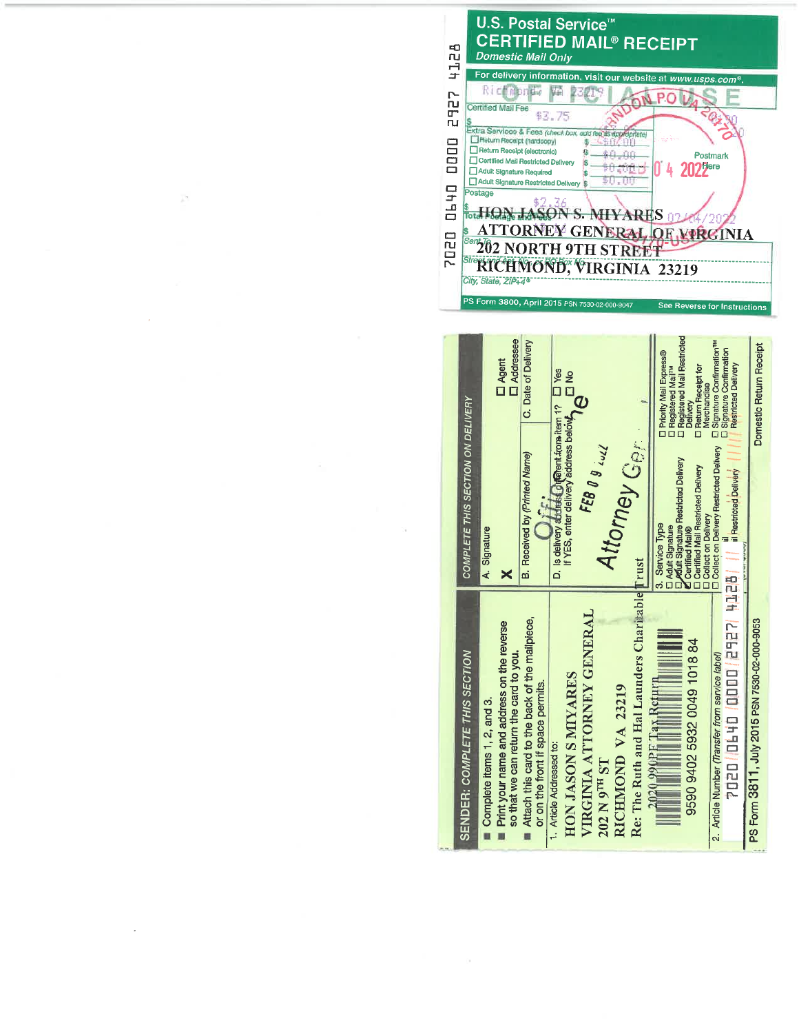7020 0640 0000 2927 4128

## U.S. Postal Service™
## CERTIFIED MAIL® RECEIPT
*Domestic Mail Only*

For delivery information, visit our website at *www.usps.com®*.

Richmond, VA 23219

**OFFICIAL USE**

Certified Mail Fee
$ $3.75

Extra Services & Fees (check box, add fee as appropriate)
- ☐ Return Receipt (hardcopy) $ $0.00
- ☐ Return Receipt (electronic) $ $0.00
- ☐ Certified Mail Restricted Delivery $ $0.00
- ☐ Adult Signature Required $ $0.00
- ☐ Adult Signature Restricted Delivery $ $0.00

Postage
$ $2.36

Total Postage and Fees
$ 02/04/2022

Postmark Here
BRANDON PO VA 20170
04 2022

Sent To
**HON JASON S. MIYARES**
**ATTORNEY GENERAL OF VIRGINIA**

Street and Apt. No., or PO Box No.
**202 NORTH 9TH STREET**

City, State, ZIP+4®
**RICHMOND, VIRGINIA 23219**

PS Form 3800, April 2015 PSN 7530-02-000-9047 — See Reverse for Instructions

---

**SENDER: *COMPLETE THIS SECTION***

- Complete items 1, 2, and 3.
- Print your name and address on the reverse so that we can return the card to you.
- Attach this card to the back of the mailpiece, or on the front if space permits.

1. Article Addressed to:

**HON JASON S MIYARES**
**VIRGINIA ATTORNEY GENERAL**
**202 N 9TH ST**
**RICHMOND VA 23219**
**Re: The Ruth and Hal Launders Charitable Trust**
**2020 990PF Tax Return**

9590 9402 5932 0049 1018 84

2. Article Number (Transfer from service label)
7020 0640 0000 2927 4128

PS Form 3811, July 2015 PSN 7530-02-000-9053

***COMPLETE THIS SECTION ON DELIVERY***

A. Signature
X ☐ Agent ☐ Addressee

B. Received by (Printed Name) — Office
C. Date of Delivery

D. Is delivery address different from item 1? ☐ Yes
If YES, enter delivery address below: ☐ No

FEB 09 2022
Attorney General

3. Service Type
- ☐ Adult Signature
- ☐ Adult Signature Restricted Delivery
- ☑ Certified Mail®
- ☐ Certified Mail Restricted Delivery
- ☐ Collect on Delivery
- ☐ Collect on Delivery Restricted Delivery
- ☐ Insured Mail
- ☐ Insured Mail Restricted Delivery
- ☐ Priority Mail Express®
- ☐ Registered Mail™
- ☐ Registered Mail Restricted Delivery
- ☐ Return Receipt for Merchandise
- ☐ Signature Confirmation™
- ☐ Signature Confirmation Restricted Delivery

Domestic Return Receipt